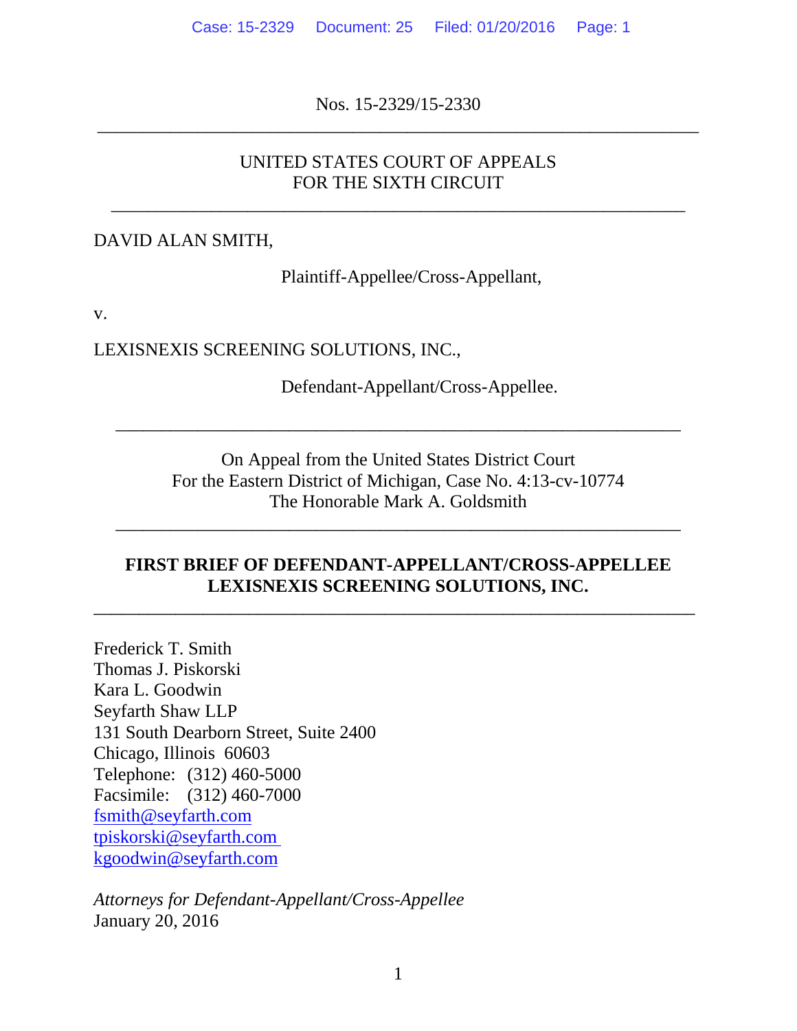Nos. 15-2329/15-2330

---

UNITED STATES COURT OF APPEALS
FOR THE SIXTH CIRCUIT

---

DAVID ALAN SMITH,

Plaintiff-Appellee/Cross-Appellant,

v.

LEXISNEXIS SCREENING SOLUTIONS, INC.,

Defendant-Appellant/Cross-Appellee.

---

On Appeal from the United States District Court
For the Eastern District of Michigan, Case No. 4:13-cv-10774
The Honorable Mark A. Goldsmith

---

**FIRST BRIEF OF DEFENDANT-APPELLANT/CROSS-APPELLEE LEXISNEXIS SCREENING SOLUTIONS, INC.**

---

Frederick T. Smith
Thomas J. Piskorski
Kara L. Goodwin
Seyfarth Shaw LLP
131 South Dearborn Street, Suite 2400
Chicago, Illinois 60603
Telephone: (312) 460-5000
Facsimile: (312) 460-7000
fsmith@seyfarth.com
tpiskorski@seyfarth.com
kgoodwin@seyfarth.com

*Attorneys for Defendant-Appellant/Cross-Appellee*
January 20, 2016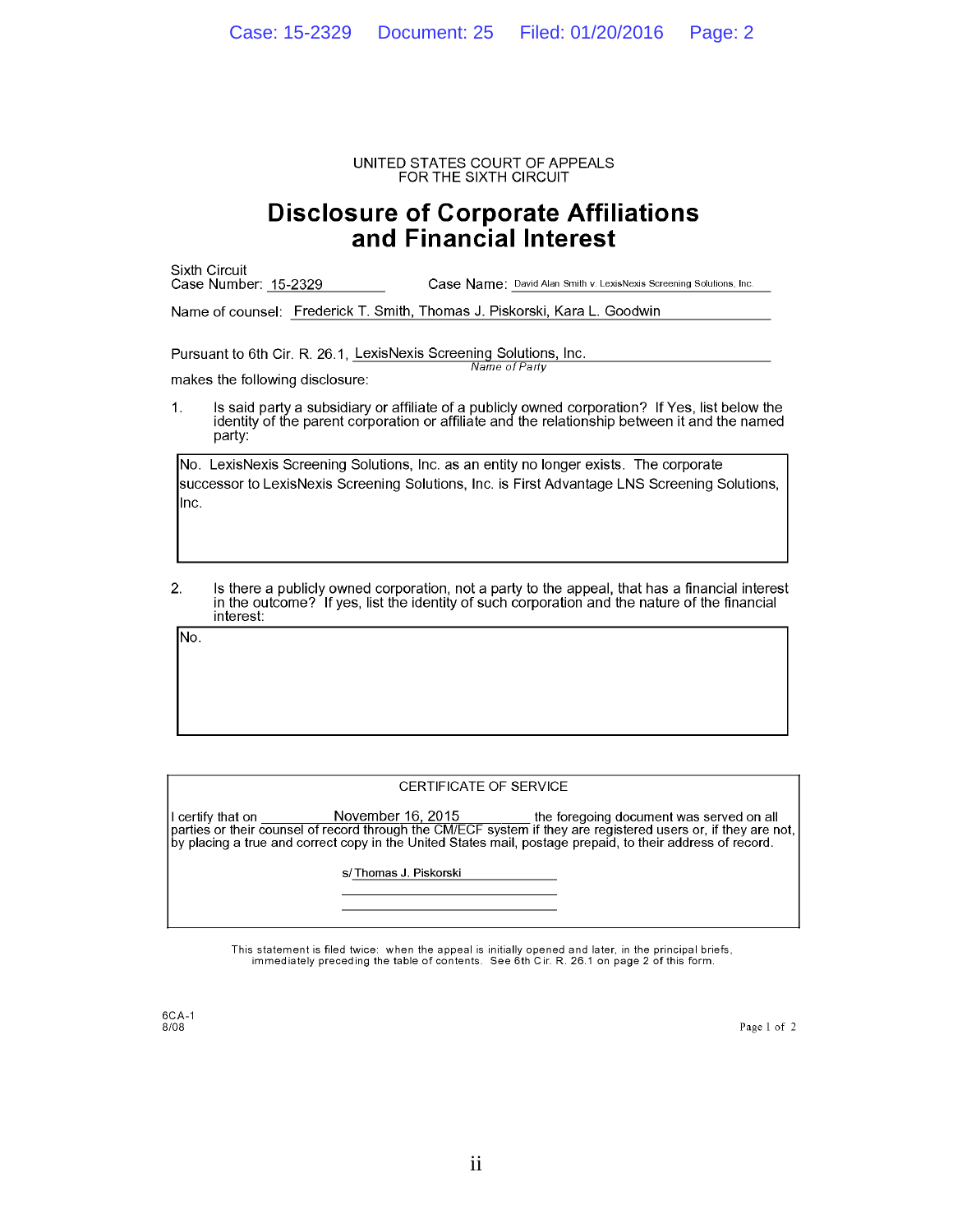UNITED STATES COURT OF APPEALS
FOR THE SIXTH CIRCUIT

# Disclosure of Corporate Affiliations and Financial Interest

Sixth Circuit Case Number: 15-2329 Case Name: David Alan Smith v. LexisNexis Screening Solutions, Inc.

Name of counsel: Frederick T. Smith, Thomas J. Piskorski, Kara L. Goodwin

Pursuant to 6th Cir. R. 26.1, LexisNexis Screening Solutions, Inc.
*Name of Party*
makes the following disclosure:

1. Is said party a subsidiary or affiliate of a publicly owned corporation? If Yes, list below the identity of the parent corporation or affiliate and the relationship between it and the named party:

No. LexisNexis Screening Solutions, Inc. as an entity no longer exists. The corporate successor to LexisNexis Screening Solutions, Inc. is First Advantage LNS Screening Solutions, Inc.

2. Is there a publicly owned corporation, not a party to the appeal, that has a financial interest in the outcome? If yes, list the identity of such corporation and the nature of the financial interest:

No.

CERTIFICATE OF SERVICE

I certify that on November 16, 2015 the foregoing document was served on all parties or their counsel of record through the CM/ECF system if they are registered users or, if they are not, by placing a true and correct copy in the United States mail, postage prepaid, to their address of record.

s/ Thomas J. Piskorski

This statement is filed twice: when the appeal is initially opened and later, in the principal briefs, immediately preceding the table of contents. See 6th Cir. R. 26.1 on page 2 of this form.

6CA-1
8/08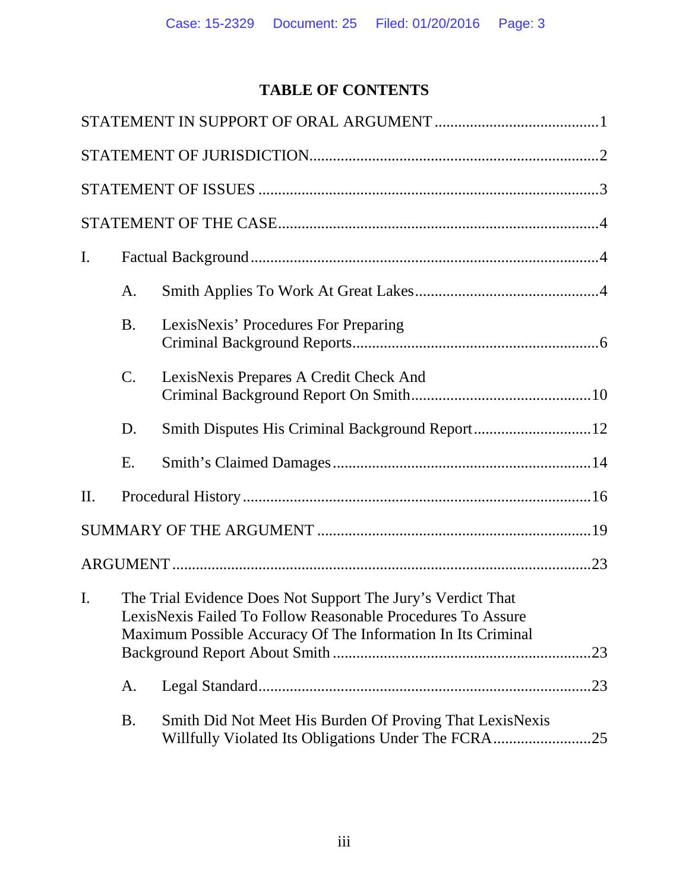# TABLE OF CONTENTS

STATEMENT IN SUPPORT OF ORAL ARGUMENT .......................................... 1

STATEMENT OF JURISDICTION ........................................................................ 2

STATEMENT OF ISSUES ..................................................................................... 3

STATEMENT OF THE CASE ................................................................................ 4

I. Factual Background ....................................................................................... 4

  A. Smith Applies To Work At Great Lakes ............................................... 4

  B. LexisNexis' Procedures For Preparing Criminal Background Reports ............................................................... 6

  C. LexisNexis Prepares A Credit Check And Criminal Background Report On Smith .............................................. 10

  D. Smith Disputes His Criminal Background Report .............................. 12

  E. Smith's Claimed Damages .................................................................. 14

II. Procedural History ........................................................................................ 16

SUMMARY OF THE ARGUMENT ..................................................................... 19

ARGUMENT ......................................................................................................... 23

I. The Trial Evidence Does Not Support The Jury's Verdict That LexisNexis Failed To Follow Reasonable Procedures To Assure Maximum Possible Accuracy Of The Information In Its Criminal Background Report About Smith ................................................................. 23

  A. Legal Standard ..................................................................................... 23

  B. Smith Did Not Meet His Burden Of Proving That LexisNexis Willfully Violated Its Obligations Under The FCRA ......................... 25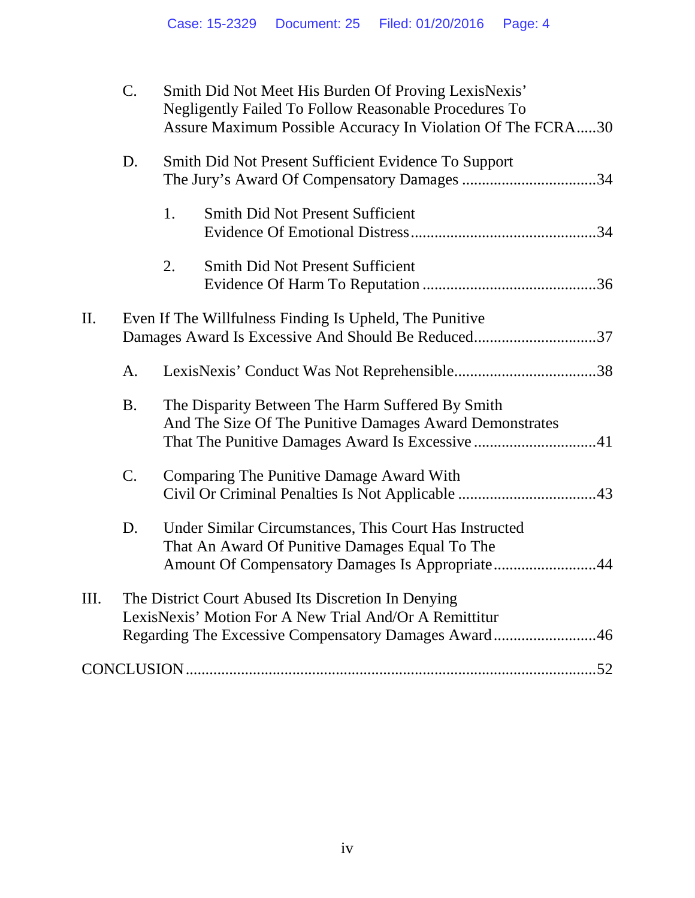C. Smith Did Not Meet His Burden Of Proving LexisNexis' Negligently Failed To Follow Reasonable Procedures To Assure Maximum Possible Accuracy In Violation Of The FCRA.....30

D. Smith Did Not Present Sufficient Evidence To Support The Jury's Award Of Compensatory Damages ..................................34

1. Smith Did Not Present Sufficient Evidence Of Emotional Distress...............................................34

2. Smith Did Not Present Sufficient Evidence Of Harm To Reputation ............................................36

II. Even If The Willfulness Finding Is Upheld, The Punitive Damages Award Is Excessive And Should Be Reduced...............................37

A. LexisNexis' Conduct Was Not Reprehensible...................................38

B. The Disparity Between The Harm Suffered By Smith And The Size Of The Punitive Damages Award Demonstrates That The Punitive Damages Award Is Excessive ...............................41

C. Comparing The Punitive Damage Award With Civil Or Criminal Penalties Is Not Applicable ...................................43

D. Under Similar Circumstances, This Court Has Instructed That An Award Of Punitive Damages Equal To The Amount Of Compensatory Damages Is Appropriate..........................44

III. The District Court Abused Its Discretion In Denying LexisNexis' Motion For A New Trial And/Or A Remittitur Regarding The Excessive Compensatory Damages Award..........................46

CONCLUSION.......................................................................................................52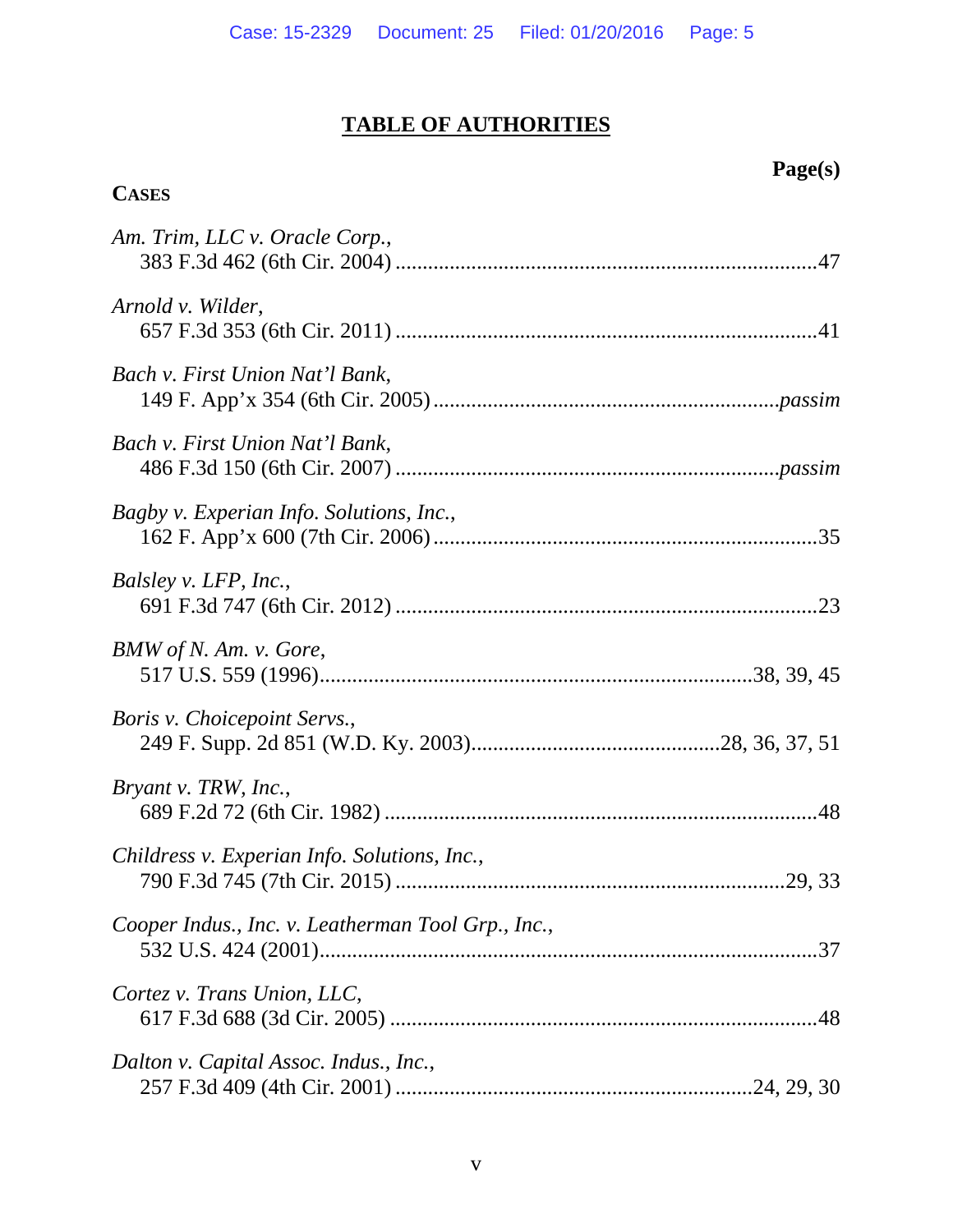# TABLE OF AUTHORITIES

**Page(s)**

**CASES**

*Am. Trim, LLC v. Oracle Corp.*,
383 F.3d 462 (6th Cir. 2004) .......................................................................47

*Arnold v. Wilder*,
657 F.3d 353 (6th Cir. 2011) .......................................................................41

*Bach v. First Union Nat'l Bank*,
149 F. App'x 354 (6th Cir. 2005) ...........................................................*passim*

*Bach v. First Union Nat'l Bank*,
486 F.3d 150 (6th Cir. 2007) ..................................................................*passim*

*Bagby v. Experian Info. Solutions, Inc.*,
162 F. App'x 600 (7th Cir. 2006) ..................................................................35

*Balsley v. LFP, Inc.*,
691 F.3d 747 (6th Cir. 2012) .......................................................................23

*BMW of N. Am. v. Gore*,
517 U.S. 559 (1996).......................................................................38, 39, 45

*Boris v. Choicepoint Servs.*,
249 F. Supp. 2d 851 (W.D. Ky. 2003).........................................28, 36, 37, 51

*Bryant v. TRW, Inc.*,
689 F.2d 72 (6th Cir. 1982) .........................................................................48

*Childress v. Experian Info. Solutions, Inc.*,
790 F.3d 745 (7th Cir. 2015) ...................................................................29, 33

*Cooper Indus., Inc. v. Leatherman Tool Grp., Inc.*,
532 U.S. 424 (2001).......................................................................................37

*Cortez v. Trans Union, LLC*,
617 F.3d 688 (3d Cir. 2005) .........................................................................48

*Dalton v. Capital Assoc. Indus., Inc.*,
257 F.3d 409 (4th Cir. 2001) ..........................................................24, 29, 30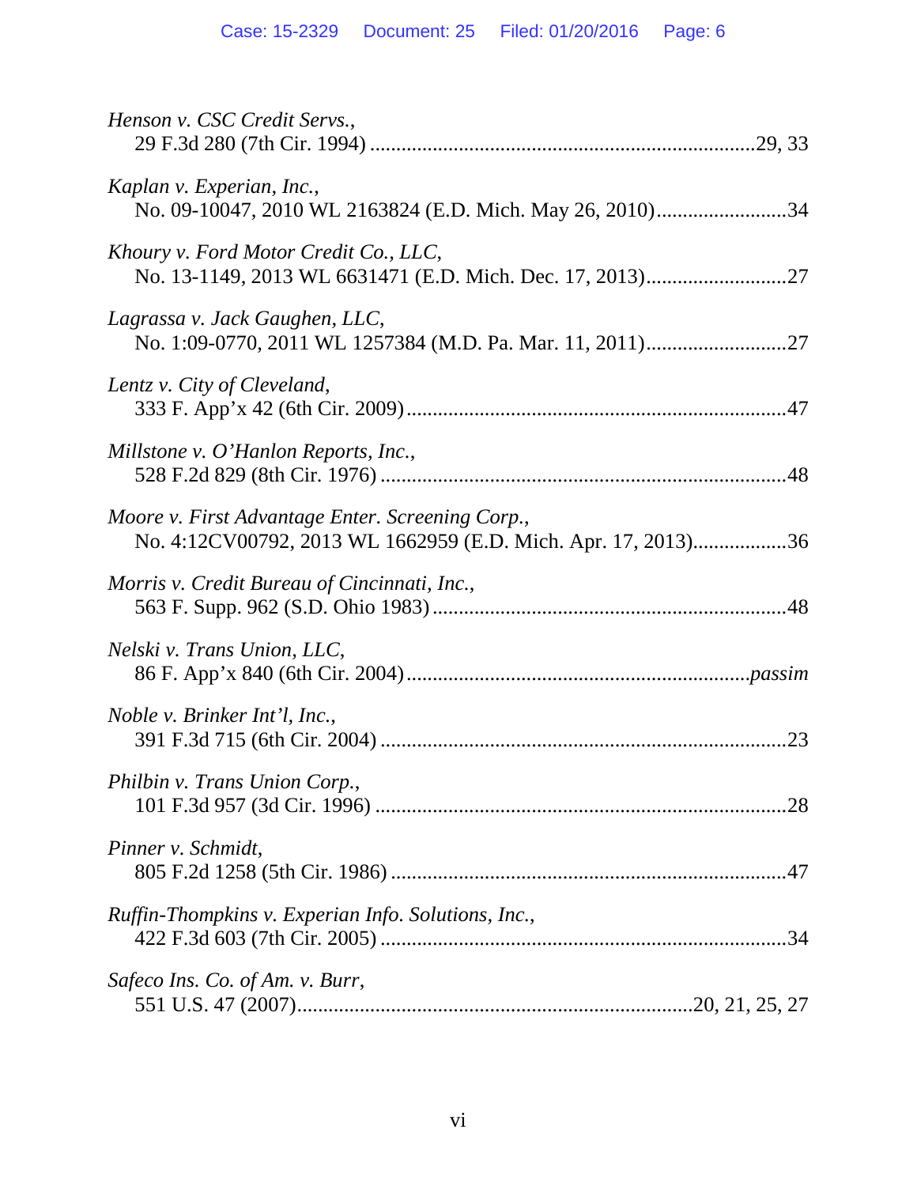*Henson v. CSC Credit Servs.*,
29 F.3d 280 (7th Cir. 1994) ....................................................................29, 33

*Kaplan v. Experian, Inc.*,
No. 09-10047, 2010 WL 2163824 (E.D. Mich. May 26, 2010)........................34

*Khoury v. Ford Motor Credit Co., LLC*,
No. 13-1149, 2013 WL 6631471 (E.D. Mich. Dec. 17, 2013)..........................27

*Lagrassa v. Jack Gaughen, LLC*,
No. 1:09-0770, 2011 WL 1257384 (M.D. Pa. Mar. 11, 2011)..........................27

*Lentz v. City of Cleveland*,
333 F. App'x 42 (6th Cir. 2009) .......................................................................47

*Millstone v. O'Hanlon Reports, Inc.*,
528 F.2d 829 (8th Cir. 1976) ...........................................................................48

*Moore v. First Advantage Enter. Screening Corp.*,
No. 4:12CV00792, 2013 WL 1662959 (E.D. Mich. Apr. 17, 2013)..................36

*Morris v. Credit Bureau of Cincinnati, Inc.*,
563 F. Supp. 962 (S.D. Ohio 1983) ..................................................................48

*Nelski v. Trans Union, LLC*,
86 F. App'x 840 (6th Cir. 2004) ...............................................................*passim*

*Noble v. Brinker Int'l, Inc.*,
391 F.3d 715 (6th Cir. 2004) ...........................................................................23

*Philbin v. Trans Union Corp.*,
101 F.3d 957 (3d Cir. 1996) .............................................................................28

*Pinner v. Schmidt*,
805 F.2d 1258 (5th Cir. 1986) ..........................................................................47

*Ruffin-Thompkins v. Experian Info. Solutions, Inc.*,
422 F.3d 603 (7th Cir. 2005) ............................................................................34

*Safeco Ins. Co. of Am. v. Burr*,
551 U.S. 47 (2007)..........................................................................20, 21, 25, 27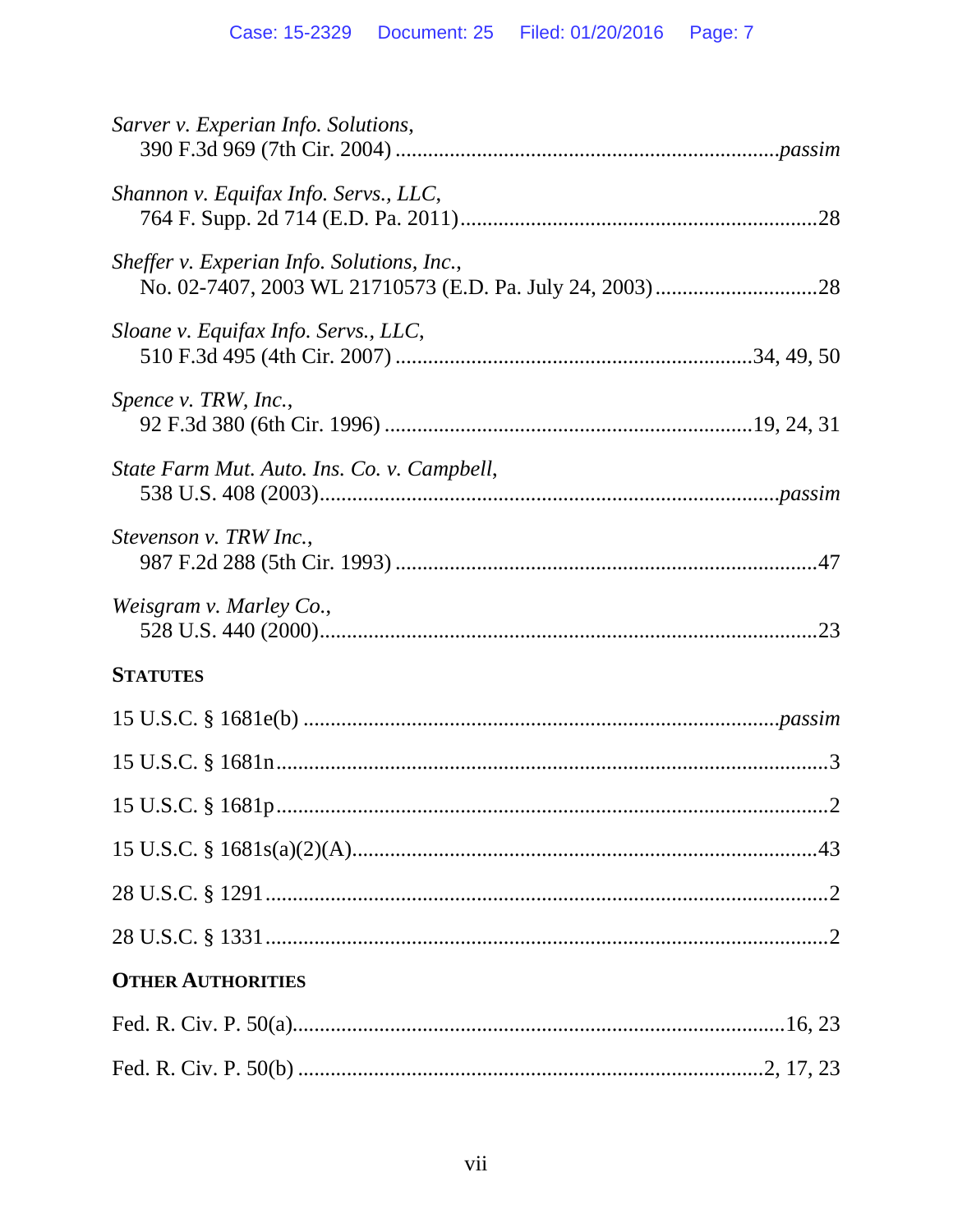*Sarver v. Experian Info. Solutions*,
390 F.3d 969 (7th Cir. 2004) ........................................................................*passim*

*Shannon v. Equifax Info. Servs., LLC*,
764 F. Supp. 2d 714 (E.D. Pa. 2011)..................................................................28

*Sheffer v. Experian Info. Solutions, Inc.*,
No. 02-7407, 2003 WL 21710573 (E.D. Pa. July 24, 2003)..............................28

*Sloane v. Equifax Info. Servs., LLC*,
510 F.3d 495 (4th Cir. 2007) ..................................................................34, 49, 50

*Spence v. TRW, Inc.*,
92 F.3d 380 (6th Cir. 1996) ....................................................................19, 24, 31

*State Farm Mut. Auto. Ins. Co. v. Campbell*,
538 U.S. 408 (2003)...........................................................................................*passim*

*Stevenson v. TRW Inc.*,
987 F.2d 288 (5th Cir. 1993) ..............................................................................47

*Weisgram v. Marley Co.*,
528 U.S. 440 (2000)...........................................................................................23

**STATUTES**

15 U.S.C. § 1681e(b) .........................................................................................*passim*

15 U.S.C. § 1681n.........................................................................................................3

15 U.S.C. § 1681p.........................................................................................................2

15 U.S.C. § 1681s(a)(2)(A)........................................................................................43

28 U.S.C. § 1291...........................................................................................................2

28 U.S.C. § 1331...........................................................................................................2

**OTHER AUTHORITIES**

Fed. R. Civ. P. 50(a)..............................................................................................16, 23

Fed. R. Civ. P. 50(b) .........................................................................................2, 17, 23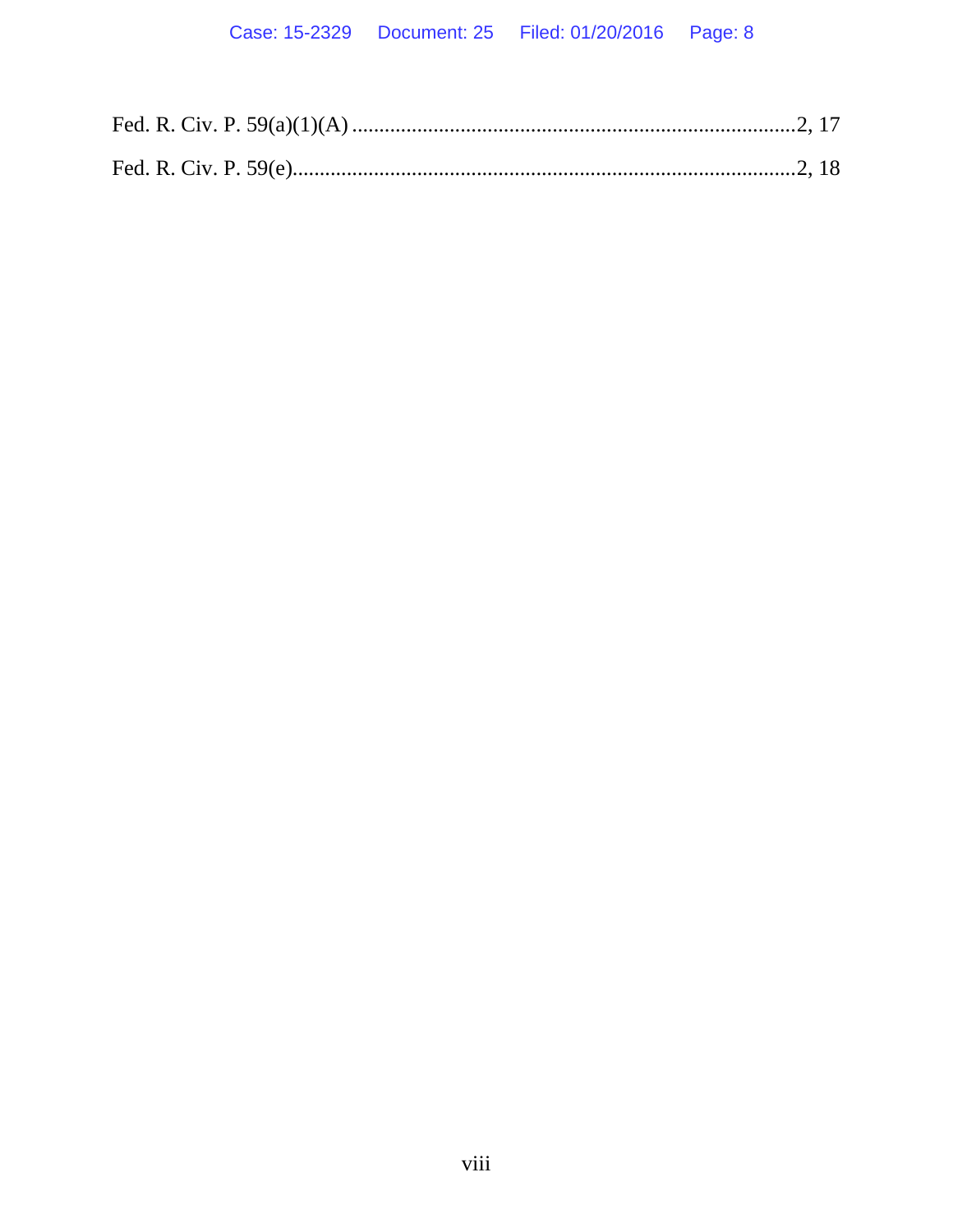Fed. R. Civ. P. 59(a)(1)(A) ..................................................................................2, 17

Fed. R. Civ. P. 59(e)...........................................................................................2, 18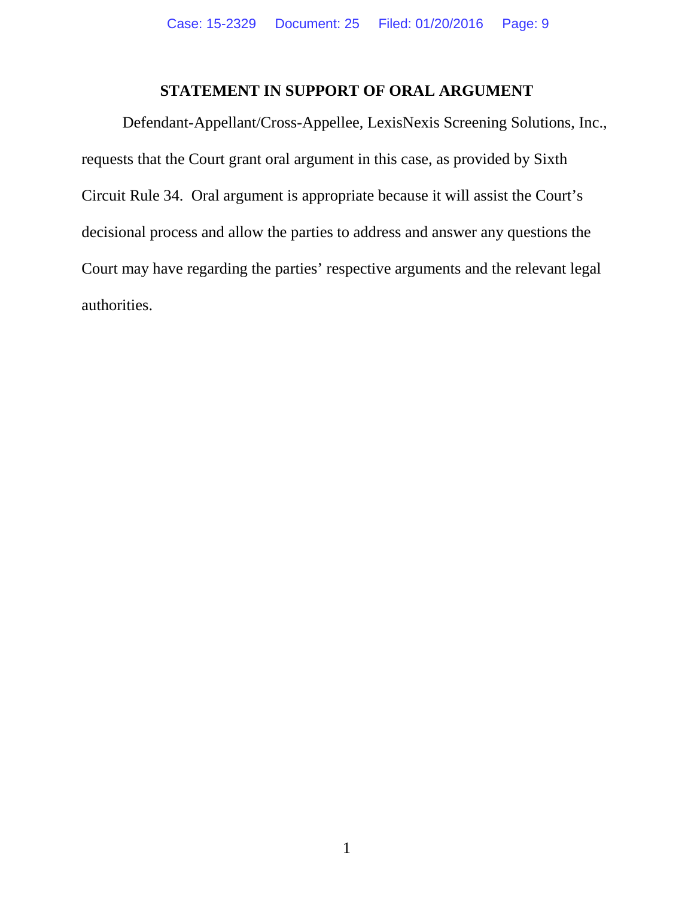## STATEMENT IN SUPPORT OF ORAL ARGUMENT

Defendant-Appellant/Cross-Appellee, LexisNexis Screening Solutions, Inc., requests that the Court grant oral argument in this case, as provided by Sixth Circuit Rule 34. Oral argument is appropriate because it will assist the Court's decisional process and allow the parties to address and answer any questions the Court may have regarding the parties' respective arguments and the relevant legal authorities.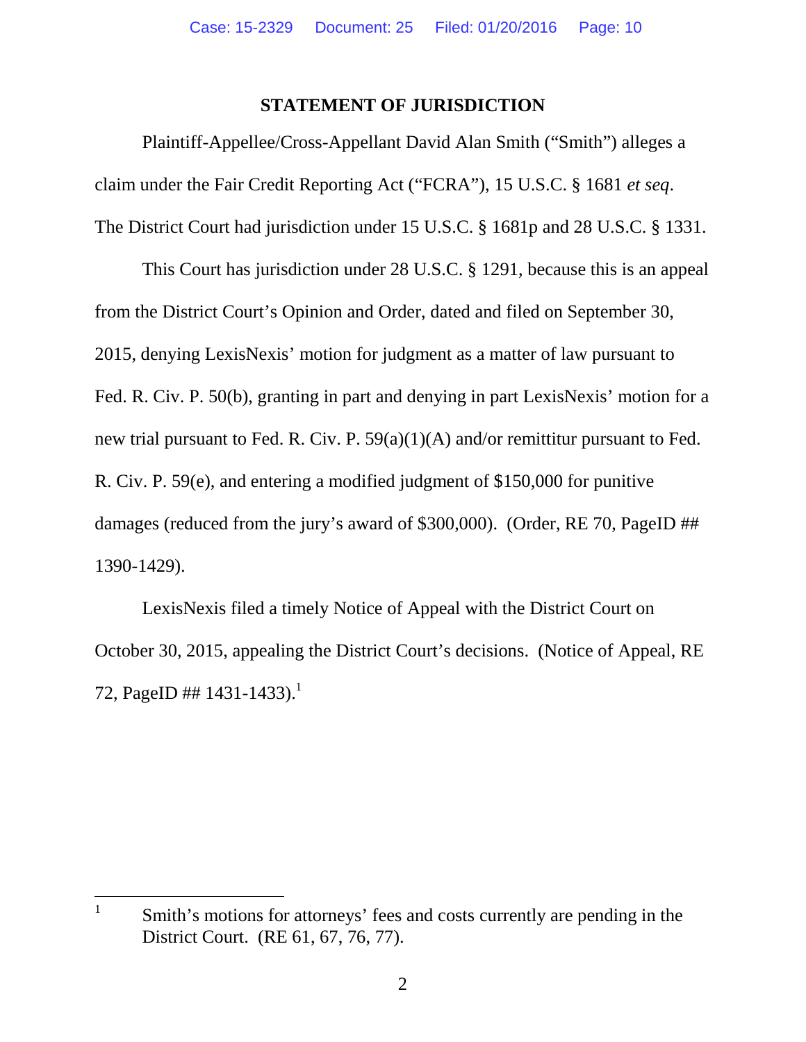## STATEMENT OF JURISDICTION

Plaintiff-Appellee/Cross-Appellant David Alan Smith ("Smith") alleges a claim under the Fair Credit Reporting Act ("FCRA"), 15 U.S.C. § 1681 *et seq*. The District Court had jurisdiction under 15 U.S.C. § 1681p and 28 U.S.C. § 1331.

This Court has jurisdiction under 28 U.S.C. § 1291, because this is an appeal from the District Court's Opinion and Order, dated and filed on September 30, 2015, denying LexisNexis' motion for judgment as a matter of law pursuant to Fed. R. Civ. P. 50(b), granting in part and denying in part LexisNexis' motion for a new trial pursuant to Fed. R. Civ. P. 59(a)(1)(A) and/or remittitur pursuant to Fed. R. Civ. P. 59(e), and entering a modified judgment of $150,000 for punitive damages (reduced from the jury's award of $300,000). (Order, RE 70, PageID ## 1390-1429).

LexisNexis filed a timely Notice of Appeal with the District Court on October 30, 2015, appealing the District Court's decisions. (Notice of Appeal, RE 72, PageID ## 1431-1433).[1]

[1] Smith's motions for attorneys' fees and costs currently are pending in the District Court. (RE 61, 67, 76, 77).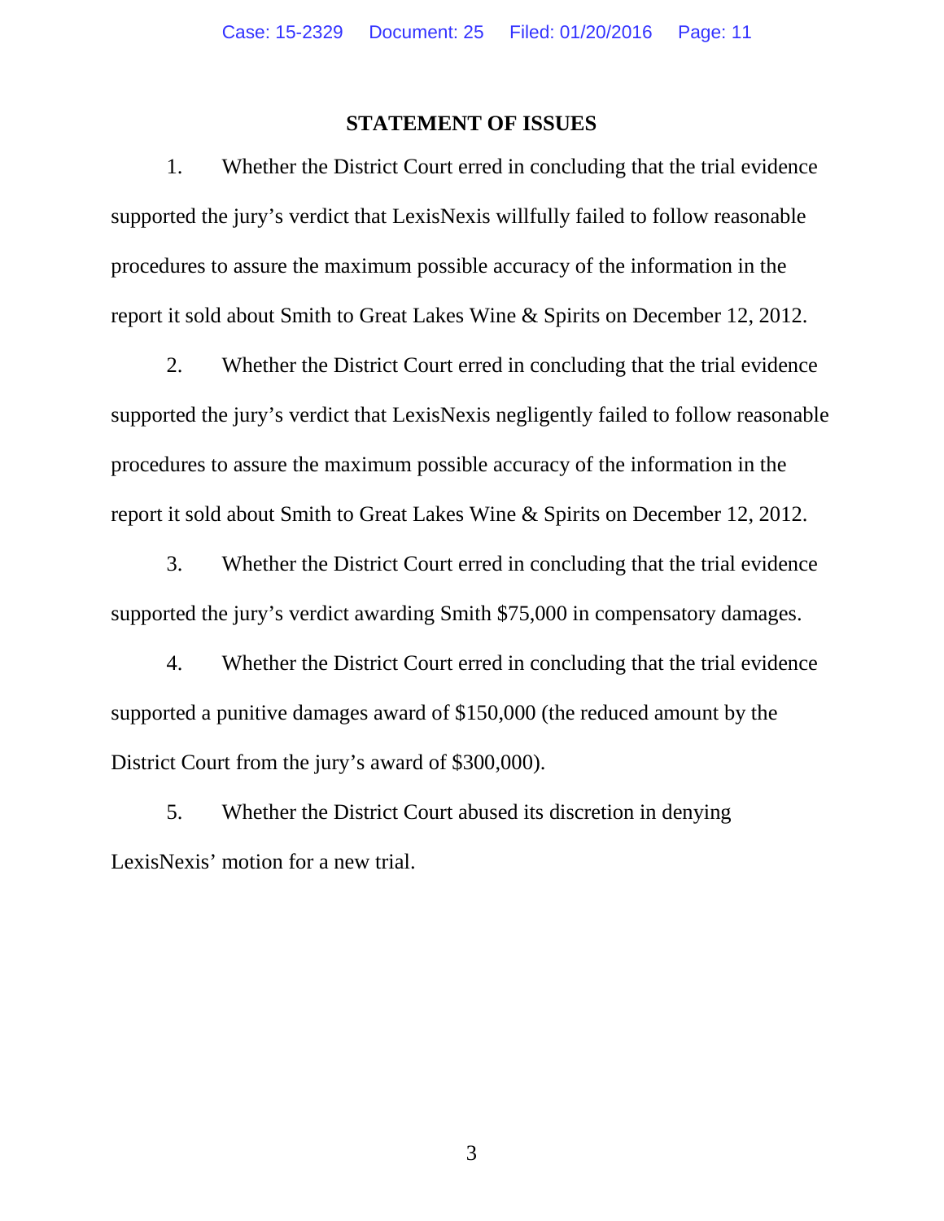## STATEMENT OF ISSUES

1. Whether the District Court erred in concluding that the trial evidence supported the jury's verdict that LexisNexis willfully failed to follow reasonable procedures to assure the maximum possible accuracy of the information in the report it sold about Smith to Great Lakes Wine & Spirits on December 12, 2012.

2. Whether the District Court erred in concluding that the trial evidence supported the jury's verdict that LexisNexis negligently failed to follow reasonable procedures to assure the maximum possible accuracy of the information in the report it sold about Smith to Great Lakes Wine & Spirits on December 12, 2012.

3. Whether the District Court erred in concluding that the trial evidence supported the jury's verdict awarding Smith $75,000 in compensatory damages.

4. Whether the District Court erred in concluding that the trial evidence supported a punitive damages award of $150,000 (the reduced amount by the District Court from the jury's award of $300,000).

5. Whether the District Court abused its discretion in denying LexisNexis' motion for a new trial.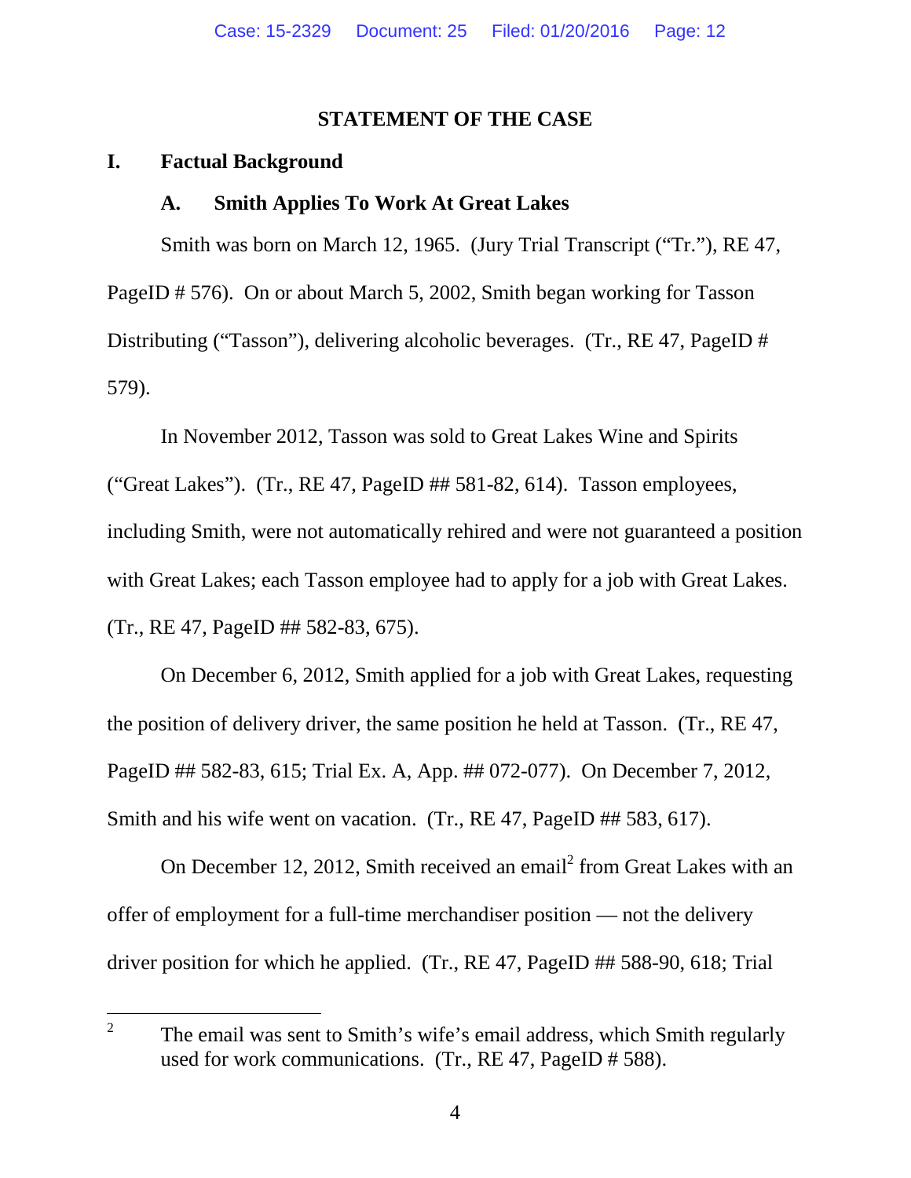## STATEMENT OF THE CASE

### I. Factual Background

#### A. Smith Applies To Work At Great Lakes

Smith was born on March 12, 1965. (Jury Trial Transcript ("Tr."), RE 47, PageID # 576). On or about March 5, 2002, Smith began working for Tasson Distributing ("Tasson"), delivering alcoholic beverages. (Tr., RE 47, PageID # 579).

In November 2012, Tasson was sold to Great Lakes Wine and Spirits ("Great Lakes"). (Tr., RE 47, PageID ## 581-82, 614). Tasson employees, including Smith, were not automatically rehired and were not guaranteed a position with Great Lakes; each Tasson employee had to apply for a job with Great Lakes. (Tr., RE 47, PageID ## 582-83, 675).

On December 6, 2012, Smith applied for a job with Great Lakes, requesting the position of delivery driver, the same position he held at Tasson. (Tr., RE 47, PageID ## 582-83, 615; Trial Ex. A, App. ## 072-077). On December 7, 2012, Smith and his wife went on vacation. (Tr., RE 47, PageID ## 583, 617).

On December 12, 2012, Smith received an email[2] from Great Lakes with an offer of employment for a full-time merchandiser position — not the delivery driver position for which he applied. (Tr., RE 47, PageID ## 588-90, 618; Trial

---

[2] The email was sent to Smith's wife's email address, which Smith regularly used for work communications. (Tr., RE 47, PageID # 588).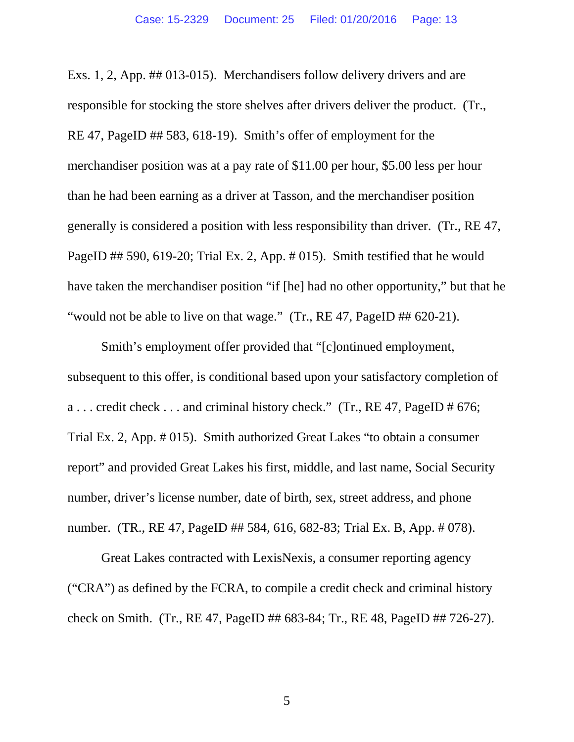Exs. 1, 2, App. ## 013-015). Merchandisers follow delivery drivers and are responsible for stocking the store shelves after drivers deliver the product. (Tr., RE 47, PageID ## 583, 618-19). Smith's offer of employment for the merchandiser position was at a pay rate of $11.00 per hour, $5.00 less per hour than he had been earning as a driver at Tasson, and the merchandiser position generally is considered a position with less responsibility than driver. (Tr., RE 47, PageID ## 590, 619-20; Trial Ex. 2, App. # 015). Smith testified that he would have taken the merchandiser position "if [he] had no other opportunity," but that he "would not be able to live on that wage." (Tr., RE 47, PageID ## 620-21).

Smith's employment offer provided that "[c]ontinued employment, subsequent to this offer, is conditional based upon your satisfactory completion of a . . . credit check . . . and criminal history check." (Tr., RE 47, PageID # 676; Trial Ex. 2, App. # 015). Smith authorized Great Lakes "to obtain a consumer report" and provided Great Lakes his first, middle, and last name, Social Security number, driver's license number, date of birth, sex, street address, and phone number. (TR., RE 47, PageID ## 584, 616, 682-83; Trial Ex. B, App. # 078).

Great Lakes contracted with LexisNexis, a consumer reporting agency ("CRA") as defined by the FCRA, to compile a credit check and criminal history check on Smith. (Tr., RE 47, PageID ## 683-84; Tr., RE 48, PageID ## 726-27).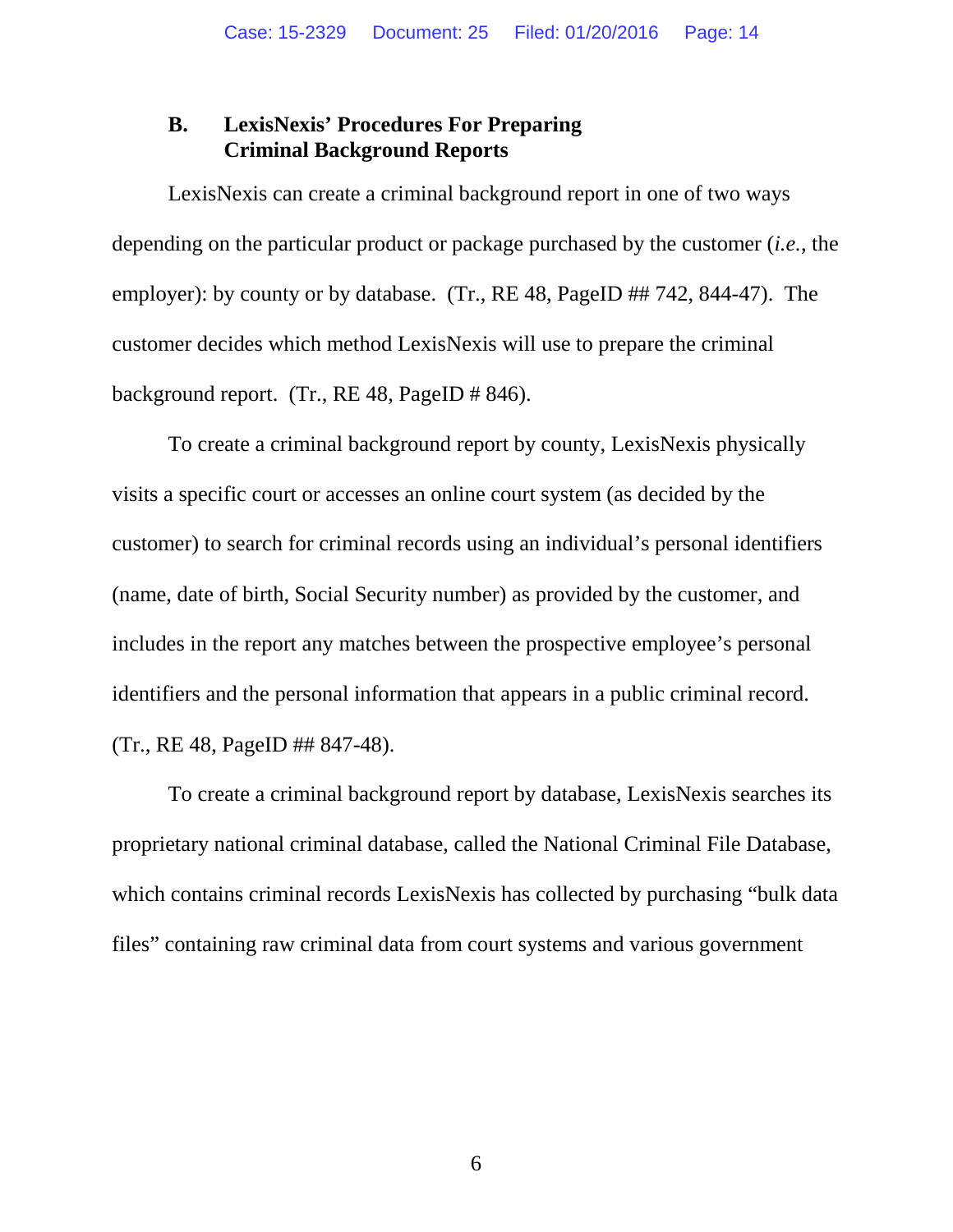### B. LexisNexis' Procedures For Preparing Criminal Background Reports

LexisNexis can create a criminal background report in one of two ways depending on the particular product or package purchased by the customer (*i.e.*, the employer): by county or by database. (Tr., RE 48, PageID ## 742, 844-47). The customer decides which method LexisNexis will use to prepare the criminal background report. (Tr., RE 48, PageID # 846).

To create a criminal background report by county, LexisNexis physically visits a specific court or accesses an online court system (as decided by the customer) to search for criminal records using an individual's personal identifiers (name, date of birth, Social Security number) as provided by the customer, and includes in the report any matches between the prospective employee's personal identifiers and the personal information that appears in a public criminal record. (Tr., RE 48, PageID ## 847-48).

To create a criminal background report by database, LexisNexis searches its proprietary national criminal database, called the National Criminal File Database, which contains criminal records LexisNexis has collected by purchasing "bulk data files" containing raw criminal data from court systems and various government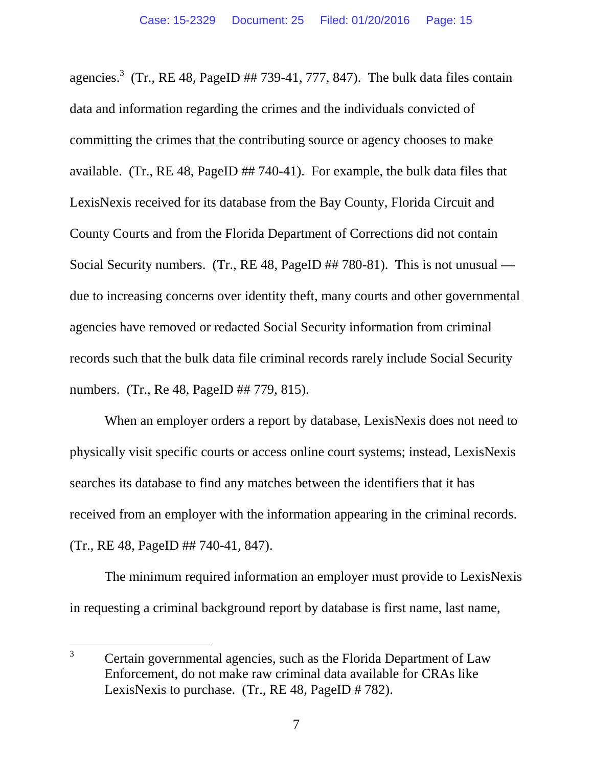agencies.[3] (Tr., RE 48, PageID ## 739-41, 777, 847). The bulk data files contain data and information regarding the crimes and the individuals convicted of committing the crimes that the contributing source or agency chooses to make available. (Tr., RE 48, PageID ## 740-41). For example, the bulk data files that LexisNexis received for its database from the Bay County, Florida Circuit and County Courts and from the Florida Department of Corrections did not contain Social Security numbers. (Tr., RE 48, PageID ## 780-81). This is not unusual — due to increasing concerns over identity theft, many courts and other governmental agencies have removed or redacted Social Security information from criminal records such that the bulk data file criminal records rarely include Social Security numbers. (Tr., Re 48, PageID ## 779, 815).

When an employer orders a report by database, LexisNexis does not need to physically visit specific courts or access online court systems; instead, LexisNexis searches its database to find any matches between the identifiers that it has received from an employer with the information appearing in the criminal records. (Tr., RE 48, PageID ## 740-41, 847).

The minimum required information an employer must provide to LexisNexis in requesting a criminal background report by database is first name, last name,

---

[3] Certain governmental agencies, such as the Florida Department of Law Enforcement, do not make raw criminal data available for CRAs like LexisNexis to purchase. (Tr., RE 48, PageID # 782).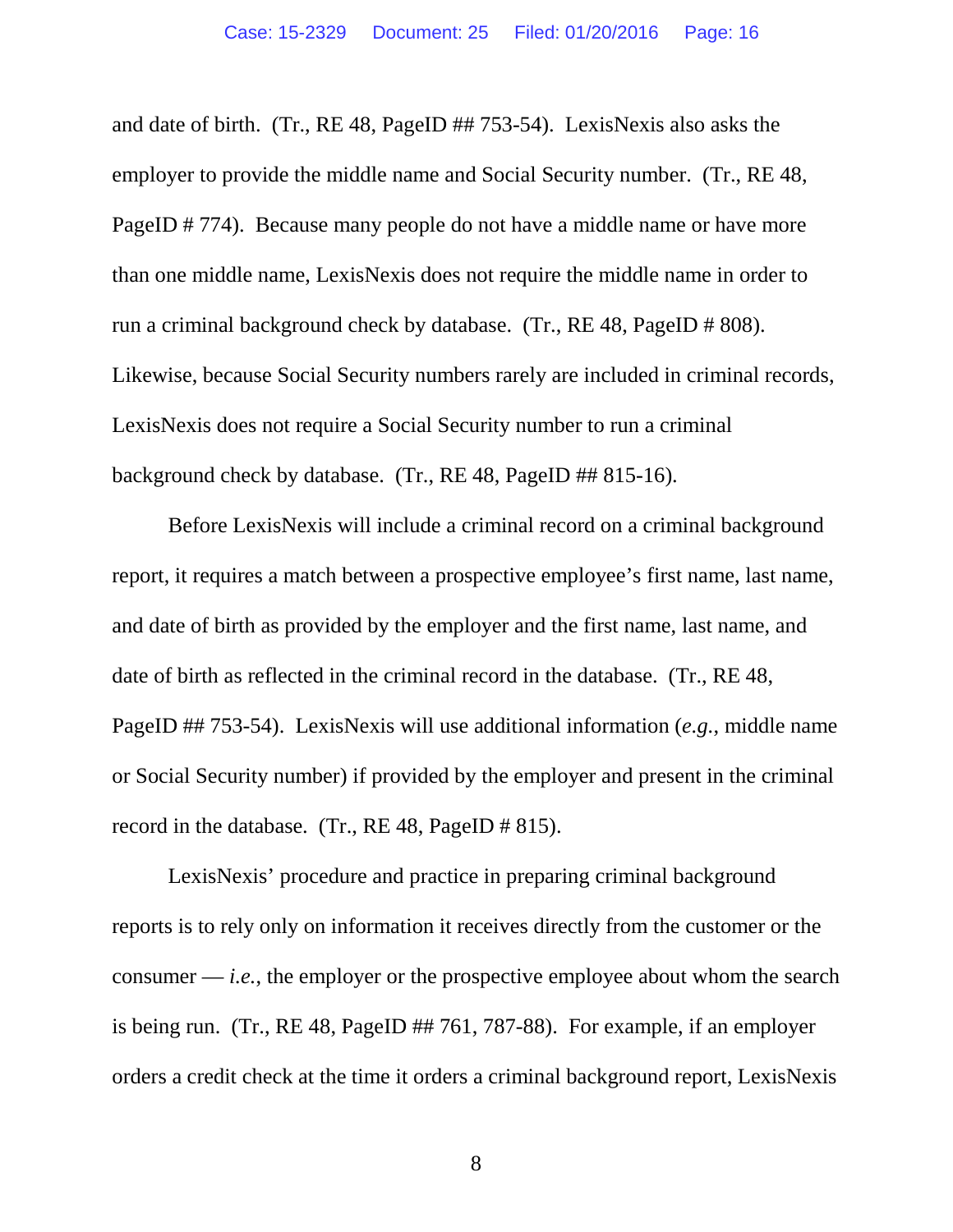and date of birth. (Tr., RE 48, PageID ## 753-54). LexisNexis also asks the employer to provide the middle name and Social Security number. (Tr., RE 48, PageID # 774). Because many people do not have a middle name or have more than one middle name, LexisNexis does not require the middle name in order to run a criminal background check by database. (Tr., RE 48, PageID # 808). Likewise, because Social Security numbers rarely are included in criminal records, LexisNexis does not require a Social Security number to run a criminal background check by database. (Tr., RE 48, PageID ## 815-16).

Before LexisNexis will include a criminal record on a criminal background report, it requires a match between a prospective employee's first name, last name, and date of birth as provided by the employer and the first name, last name, and date of birth as reflected in the criminal record in the database. (Tr., RE 48, PageID ## 753-54). LexisNexis will use additional information (*e.g.*, middle name or Social Security number) if provided by the employer and present in the criminal record in the database. (Tr., RE 48, PageID # 815).

LexisNexis' procedure and practice in preparing criminal background reports is to rely only on information it receives directly from the customer or the consumer — *i.e.*, the employer or the prospective employee about whom the search is being run. (Tr., RE 48, PageID ## 761, 787-88). For example, if an employer orders a credit check at the time it orders a criminal background report, LexisNexis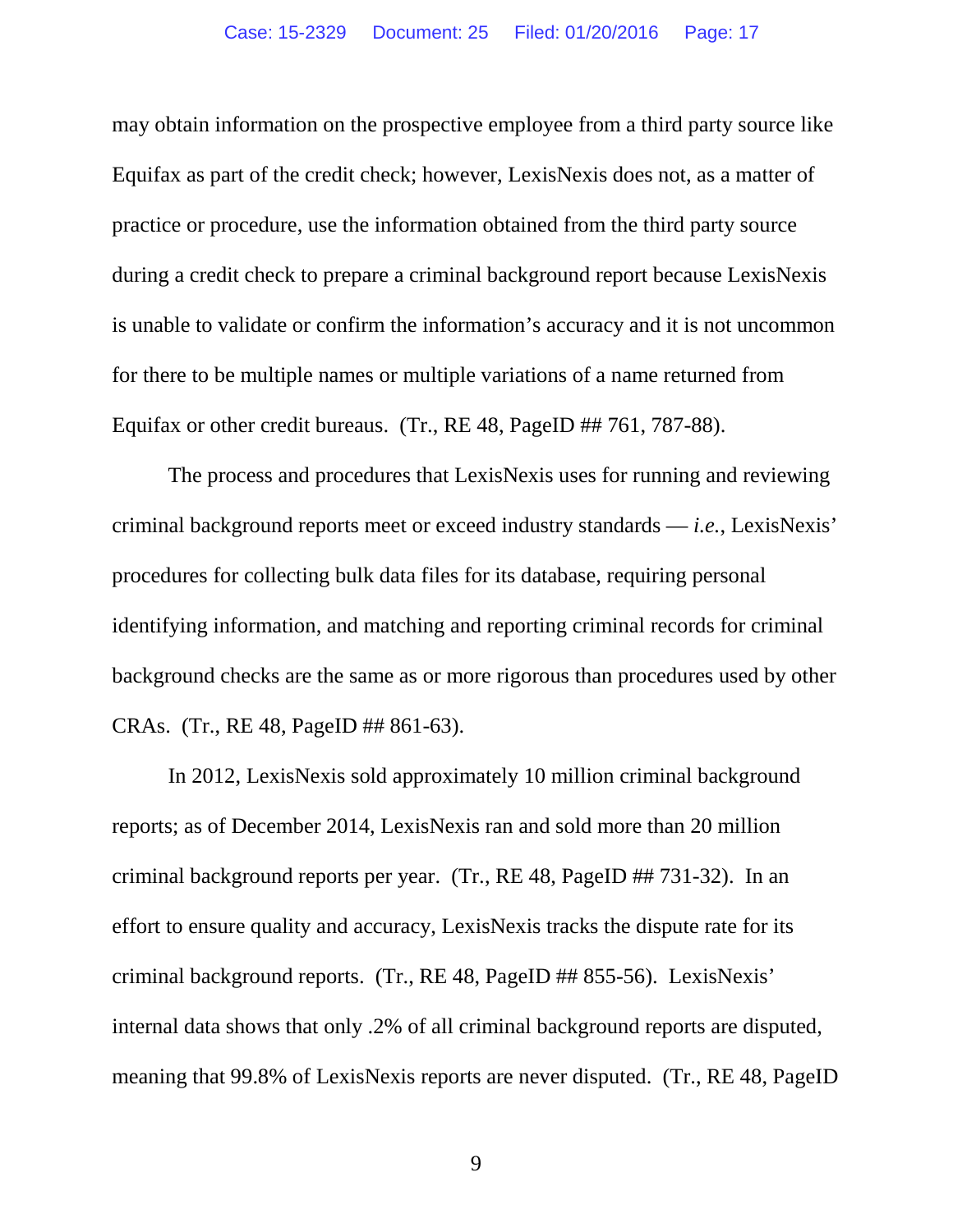may obtain information on the prospective employee from a third party source like Equifax as part of the credit check; however, LexisNexis does not, as a matter of practice or procedure, use the information obtained from the third party source during a credit check to prepare a criminal background report because LexisNexis is unable to validate or confirm the information's accuracy and it is not uncommon for there to be multiple names or multiple variations of a name returned from Equifax or other credit bureaus. (Tr., RE 48, PageID ## 761, 787-88).

The process and procedures that LexisNexis uses for running and reviewing criminal background reports meet or exceed industry standards — *i.e.*, LexisNexis' procedures for collecting bulk data files for its database, requiring personal identifying information, and matching and reporting criminal records for criminal background checks are the same as or more rigorous than procedures used by other CRAs. (Tr., RE 48, PageID ## 861-63).

In 2012, LexisNexis sold approximately 10 million criminal background reports; as of December 2014, LexisNexis ran and sold more than 20 million criminal background reports per year. (Tr., RE 48, PageID ## 731-32). In an effort to ensure quality and accuracy, LexisNexis tracks the dispute rate for its criminal background reports. (Tr., RE 48, PageID ## 855-56). LexisNexis' internal data shows that only .2% of all criminal background reports are disputed, meaning that 99.8% of LexisNexis reports are never disputed. (Tr., RE 48, PageID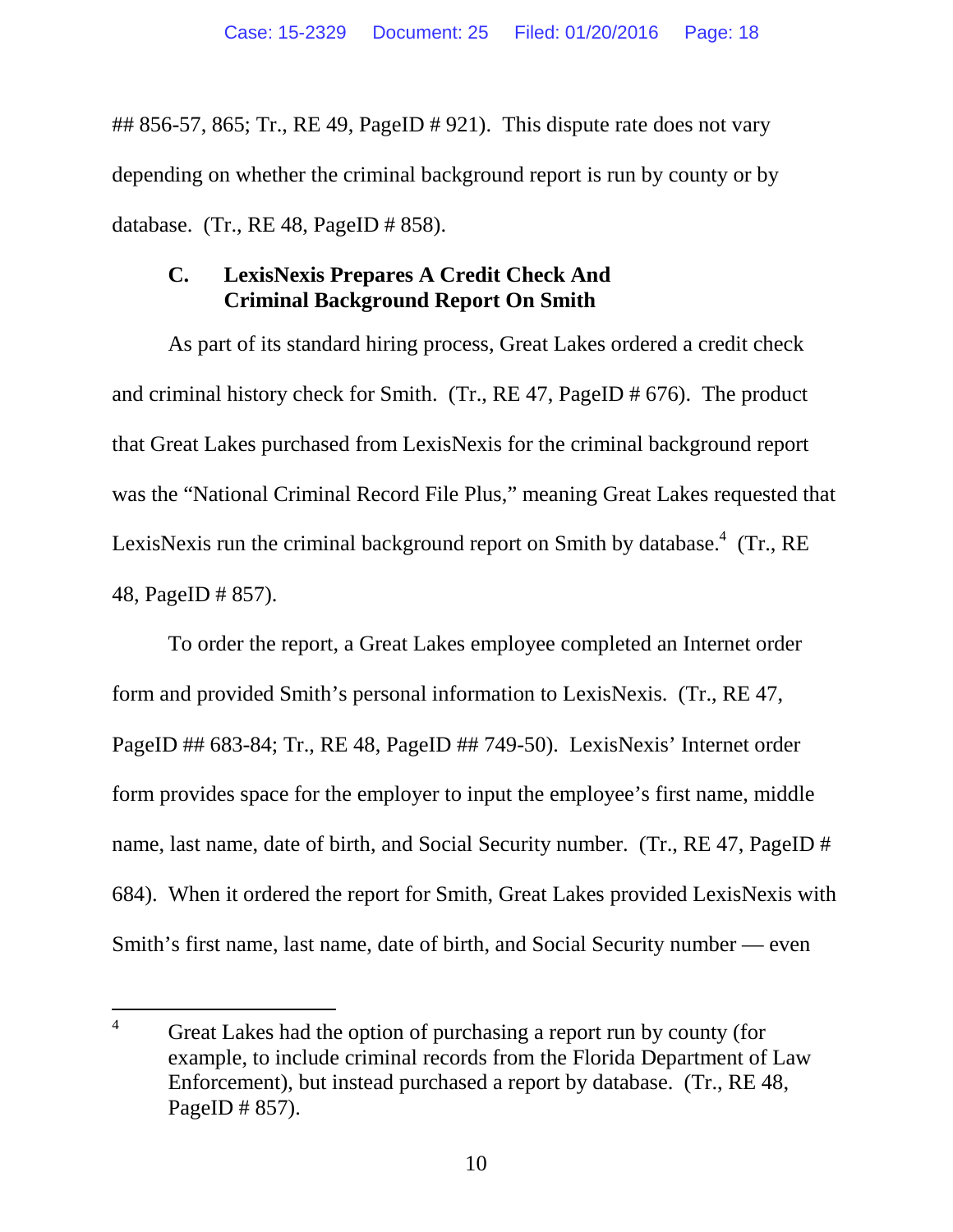## 856-57, 865; Tr., RE 49, PageID # 921). This dispute rate does not vary depending on whether the criminal background report is run by county or by database. (Tr., RE 48, PageID # 858).

### C. LexisNexis Prepares A Credit Check And Criminal Background Report On Smith

As part of its standard hiring process, Great Lakes ordered a credit check and criminal history check for Smith. (Tr., RE 47, PageID # 676). The product that Great Lakes purchased from LexisNexis for the criminal background report was the "National Criminal Record File Plus," meaning Great Lakes requested that LexisNexis run the criminal background report on Smith by database.[4] (Tr., RE 48, PageID # 857).

To order the report, a Great Lakes employee completed an Internet order form and provided Smith's personal information to LexisNexis. (Tr., RE 47, PageID ## 683-84; Tr., RE 48, PageID ## 749-50). LexisNexis' Internet order form provides space for the employer to input the employee's first name, middle name, last name, date of birth, and Social Security number. (Tr., RE 47, PageID # 684). When it ordered the report for Smith, Great Lakes provided LexisNexis with Smith's first name, last name, date of birth, and Social Security number — even

---

[4] Great Lakes had the option of purchasing a report run by county (for example, to include criminal records from the Florida Department of Law Enforcement), but instead purchased a report by database. (Tr., RE 48, PageID # 857).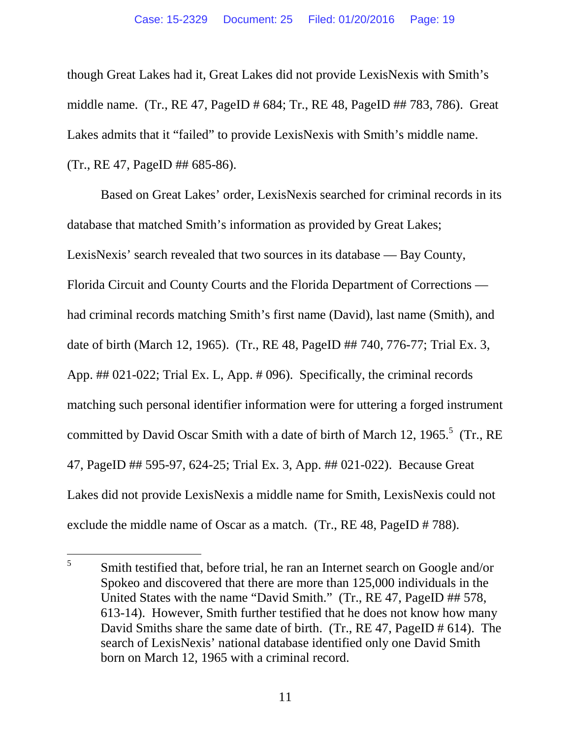though Great Lakes had it, Great Lakes did not provide LexisNexis with Smith's middle name. (Tr., RE 47, PageID # 684; Tr., RE 48, PageID ## 783, 786). Great Lakes admits that it "failed" to provide LexisNexis with Smith's middle name. (Tr., RE 47, PageID ## 685-86).

Based on Great Lakes' order, LexisNexis searched for criminal records in its database that matched Smith's information as provided by Great Lakes; LexisNexis' search revealed that two sources in its database — Bay County, Florida Circuit and County Courts and the Florida Department of Corrections — had criminal records matching Smith's first name (David), last name (Smith), and date of birth (March 12, 1965). (Tr., RE 48, PageID ## 740, 776-77; Trial Ex. 3, App. ## 021-022; Trial Ex. L, App. # 096). Specifically, the criminal records matching such personal identifier information were for uttering a forged instrument committed by David Oscar Smith with a date of birth of March 12, 1965.[5] (Tr., RE 47, PageID ## 595-97, 624-25; Trial Ex. 3, App. ## 021-022). Because Great Lakes did not provide LexisNexis a middle name for Smith, LexisNexis could not exclude the middle name of Oscar as a match. (Tr., RE 48, PageID # 788).

---

[5] Smith testified that, before trial, he ran an Internet search on Google and/or Spokeo and discovered that there are more than 125,000 individuals in the United States with the name "David Smith." (Tr., RE 47, PageID ## 578, 613-14). However, Smith further testified that he does not know how many David Smiths share the same date of birth. (Tr., RE 47, PageID # 614). The search of LexisNexis' national database identified only one David Smith born on March 12, 1965 with a criminal record.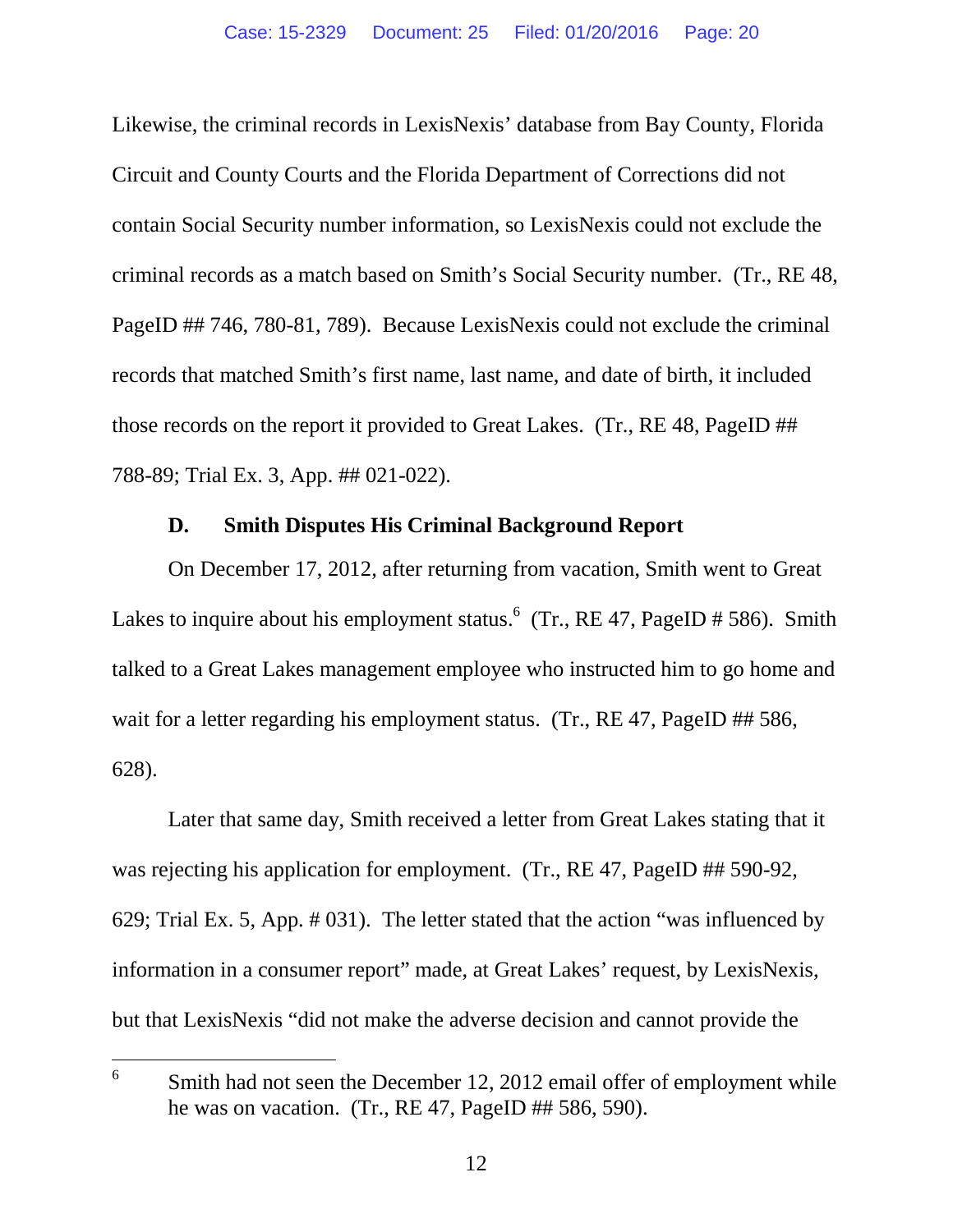Likewise, the criminal records in LexisNexis' database from Bay County, Florida Circuit and County Courts and the Florida Department of Corrections did not contain Social Security number information, so LexisNexis could not exclude the criminal records as a match based on Smith's Social Security number. (Tr., RE 48, PageID ## 746, 780-81, 789). Because LexisNexis could not exclude the criminal records that matched Smith's first name, last name, and date of birth, it included those records on the report it provided to Great Lakes. (Tr., RE 48, PageID ## 788-89; Trial Ex. 3, App. ## 021-022).

### D. Smith Disputes His Criminal Background Report

On December 17, 2012, after returning from vacation, Smith went to Great Lakes to inquire about his employment status.[6] (Tr., RE 47, PageID # 586). Smith talked to a Great Lakes management employee who instructed him to go home and wait for a letter regarding his employment status. (Tr., RE 47, PageID ## 586, 628).

Later that same day, Smith received a letter from Great Lakes stating that it was rejecting his application for employment. (Tr., RE 47, PageID ## 590-92, 629; Trial Ex. 5, App. # 031). The letter stated that the action "was influenced by information in a consumer report" made, at Great Lakes' request, by LexisNexis, but that LexisNexis "did not make the adverse decision and cannot provide the

[6] Smith had not seen the December 12, 2012 email offer of employment while he was on vacation. (Tr., RE 47, PageID ## 586, 590).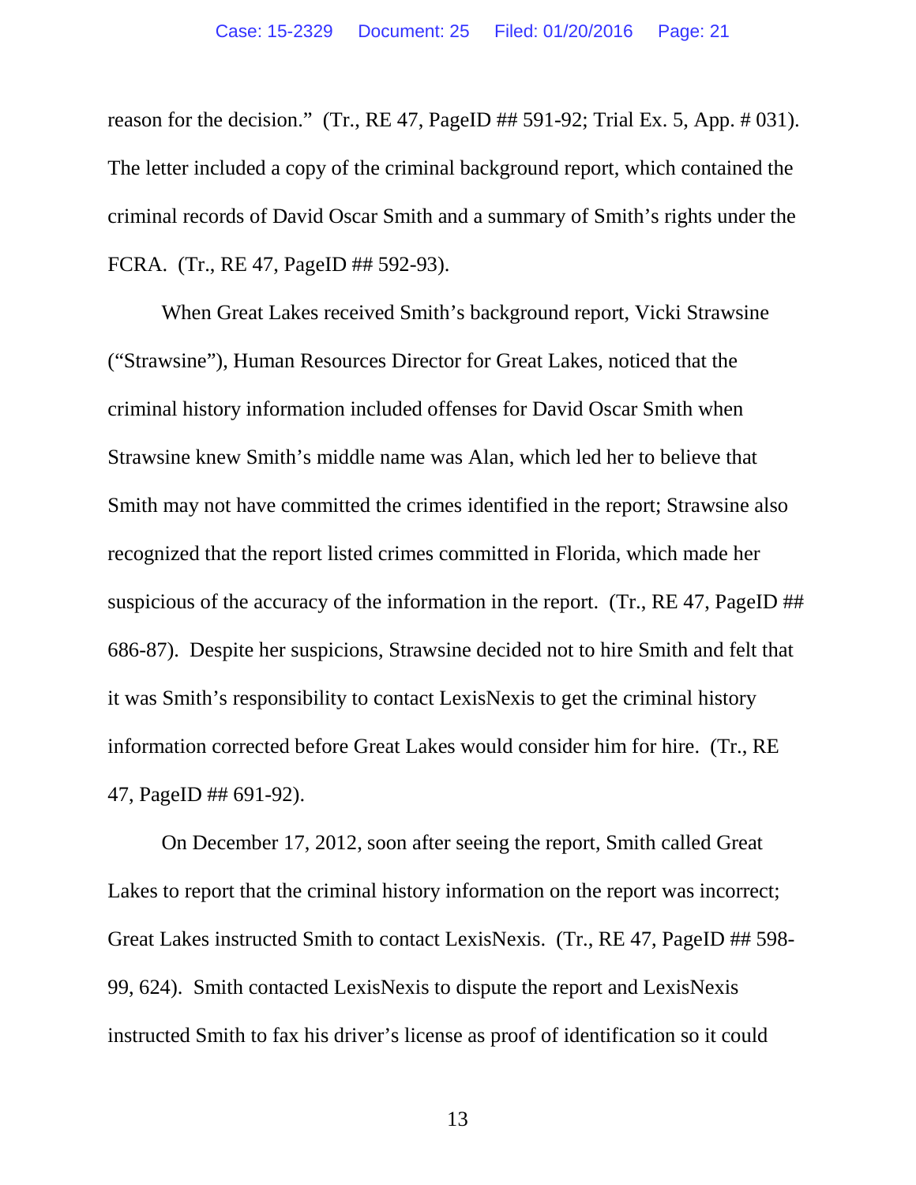reason for the decision." (Tr., RE 47, PageID ## 591-92; Trial Ex. 5, App. # 031). The letter included a copy of the criminal background report, which contained the criminal records of David Oscar Smith and a summary of Smith's rights under the FCRA. (Tr., RE 47, PageID ## 592-93).

When Great Lakes received Smith's background report, Vicki Strawsine ("Strawsine"), Human Resources Director for Great Lakes, noticed that the criminal history information included offenses for David Oscar Smith when Strawsine knew Smith's middle name was Alan, which led her to believe that Smith may not have committed the crimes identified in the report; Strawsine also recognized that the report listed crimes committed in Florida, which made her suspicious of the accuracy of the information in the report. (Tr., RE 47, PageID ## 686-87). Despite her suspicions, Strawsine decided not to hire Smith and felt that it was Smith's responsibility to contact LexisNexis to get the criminal history information corrected before Great Lakes would consider him for hire. (Tr., RE 47, PageID ## 691-92).

On December 17, 2012, soon after seeing the report, Smith called Great Lakes to report that the criminal history information on the report was incorrect; Great Lakes instructed Smith to contact LexisNexis. (Tr., RE 47, PageID ## 598-99, 624). Smith contacted LexisNexis to dispute the report and LexisNexis instructed Smith to fax his driver's license as proof of identification so it could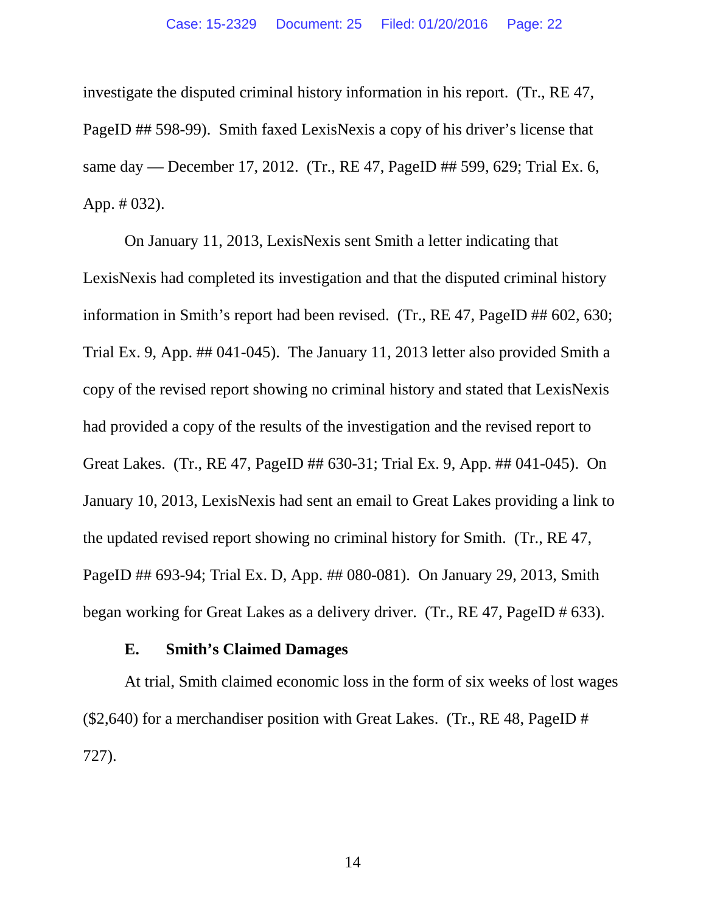investigate the disputed criminal history information in his report. (Tr., RE 47, PageID ## 598-99). Smith faxed LexisNexis a copy of his driver's license that same day — December 17, 2012. (Tr., RE 47, PageID ## 599, 629; Trial Ex. 6, App. # 032).

On January 11, 2013, LexisNexis sent Smith a letter indicating that LexisNexis had completed its investigation and that the disputed criminal history information in Smith's report had been revised. (Tr., RE 47, PageID ## 602, 630; Trial Ex. 9, App. ## 041-045). The January 11, 2013 letter also provided Smith a copy of the revised report showing no criminal history and stated that LexisNexis had provided a copy of the results of the investigation and the revised report to Great Lakes. (Tr., RE 47, PageID ## 630-31; Trial Ex. 9, App. ## 041-045). On January 10, 2013, LexisNexis had sent an email to Great Lakes providing a link to the updated revised report showing no criminal history for Smith. (Tr., RE 47, PageID ## 693-94; Trial Ex. D, App. ## 080-081). On January 29, 2013, Smith began working for Great Lakes as a delivery driver. (Tr., RE 47, PageID # 633).

### E. Smith's Claimed Damages

At trial, Smith claimed economic loss in the form of six weeks of lost wages ($2,640) for a merchandiser position with Great Lakes. (Tr., RE 48, PageID # 727).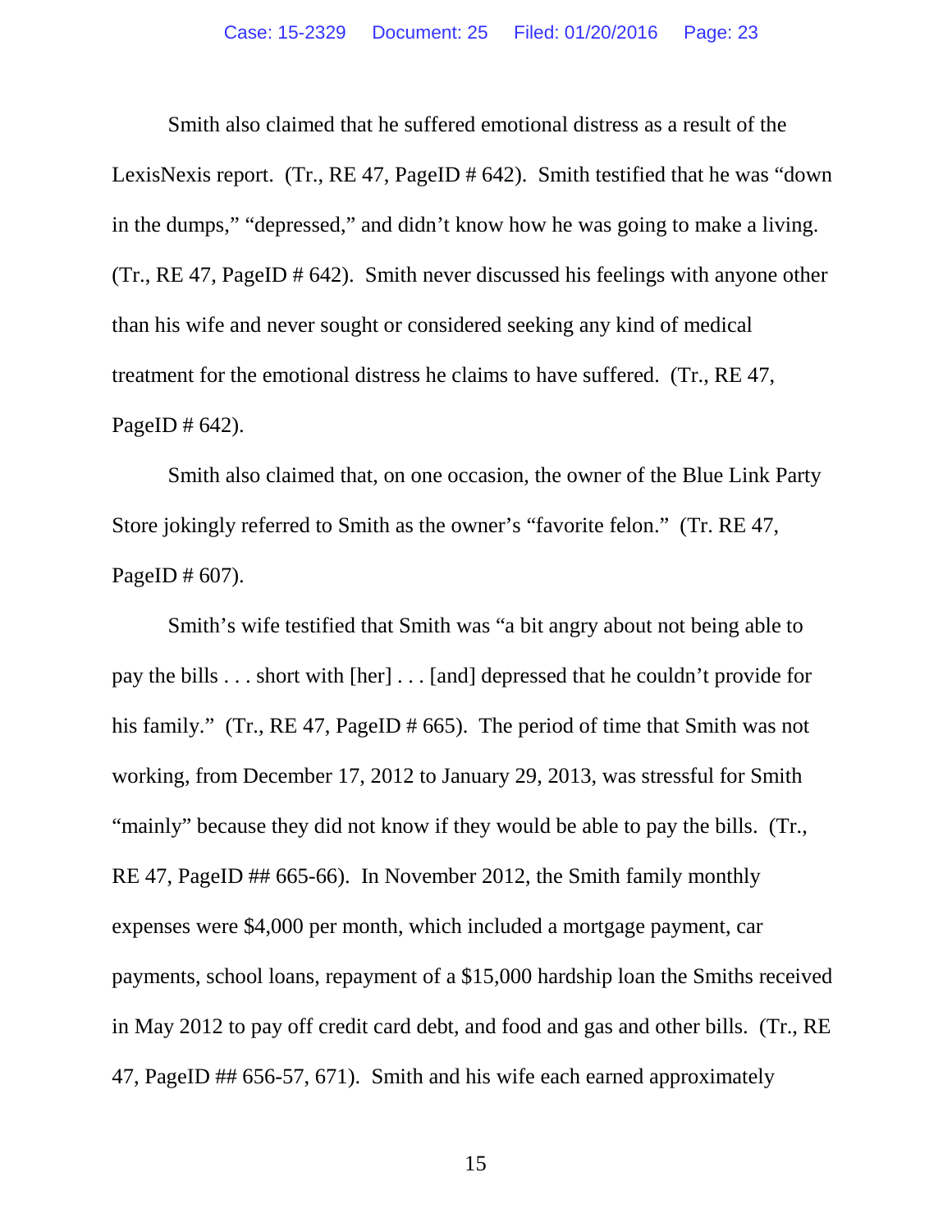Smith also claimed that he suffered emotional distress as a result of the LexisNexis report. (Tr., RE 47, PageID # 642). Smith testified that he was "down in the dumps," "depressed," and didn't know how he was going to make a living. (Tr., RE 47, PageID # 642). Smith never discussed his feelings with anyone other than his wife and never sought or considered seeking any kind of medical treatment for the emotional distress he claims to have suffered. (Tr., RE 47, PageID # 642).

Smith also claimed that, on one occasion, the owner of the Blue Link Party Store jokingly referred to Smith as the owner's "favorite felon." (Tr. RE 47, PageID # 607).

Smith's wife testified that Smith was "a bit angry about not being able to pay the bills . . . short with [her] . . . [and] depressed that he couldn't provide for his family." (Tr., RE 47, PageID # 665). The period of time that Smith was not working, from December 17, 2012 to January 29, 2013, was stressful for Smith "mainly" because they did not know if they would be able to pay the bills. (Tr., RE 47, PageID ## 665-66). In November 2012, the Smith family monthly expenses were $4,000 per month, which included a mortgage payment, car payments, school loans, repayment of a $15,000 hardship loan the Smiths received in May 2012 to pay off credit card debt, and food and gas and other bills. (Tr., RE 47, PageID ## 656-57, 671). Smith and his wife each earned approximately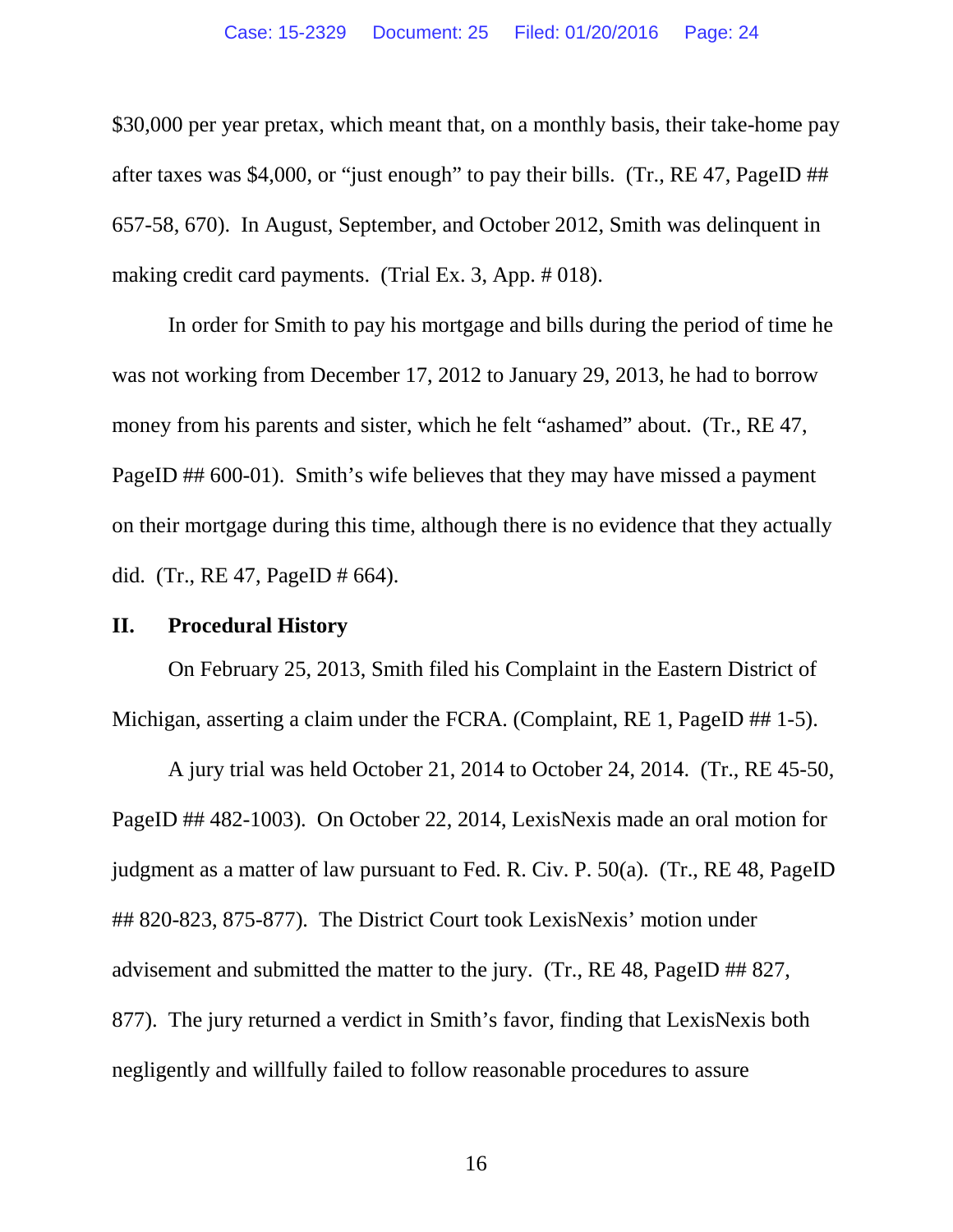$30,000 per year pretax, which meant that, on a monthly basis, their take-home pay after taxes was $4,000, or "just enough" to pay their bills. (Tr., RE 47, PageID ## 657-58, 670). In August, September, and October 2012, Smith was delinquent in making credit card payments. (Trial Ex. 3, App. # 018).

In order for Smith to pay his mortgage and bills during the period of time he was not working from December 17, 2012 to January 29, 2013, he had to borrow money from his parents and sister, which he felt "ashamed" about. (Tr., RE 47, PageID ## 600-01). Smith's wife believes that they may have missed a payment on their mortgage during this time, although there is no evidence that they actually did. (Tr., RE 47, PageID # 664).

## II. Procedural History

On February 25, 2013, Smith filed his Complaint in the Eastern District of Michigan, asserting a claim under the FCRA. (Complaint, RE 1, PageID ## 1-5).

A jury trial was held October 21, 2014 to October 24, 2014. (Tr., RE 45-50, PageID ## 482-1003). On October 22, 2014, LexisNexis made an oral motion for judgment as a matter of law pursuant to Fed. R. Civ. P. 50(a). (Tr., RE 48, PageID ## 820-823, 875-877). The District Court took LexisNexis' motion under advisement and submitted the matter to the jury. (Tr., RE 48, PageID ## 827, 877). The jury returned a verdict in Smith's favor, finding that LexisNexis both negligently and willfully failed to follow reasonable procedures to assure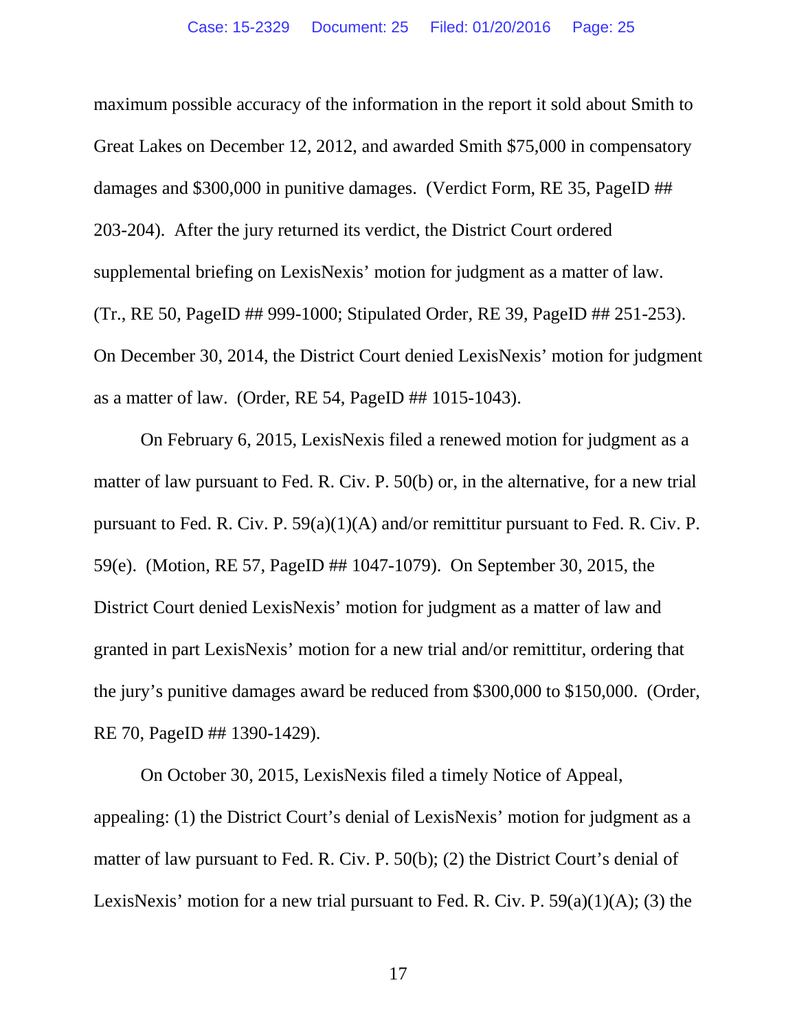maximum possible accuracy of the information in the report it sold about Smith to Great Lakes on December 12, 2012, and awarded Smith $75,000 in compensatory damages and $300,000 in punitive damages. (Verdict Form, RE 35, PageID ## 203-204). After the jury returned its verdict, the District Court ordered supplemental briefing on LexisNexis' motion for judgment as a matter of law. (Tr., RE 50, PageID ## 999-1000; Stipulated Order, RE 39, PageID ## 251-253). On December 30, 2014, the District Court denied LexisNexis' motion for judgment as a matter of law. (Order, RE 54, PageID ## 1015-1043).

On February 6, 2015, LexisNexis filed a renewed motion for judgment as a matter of law pursuant to Fed. R. Civ. P. 50(b) or, in the alternative, for a new trial pursuant to Fed. R. Civ. P. 59(a)(1)(A) and/or remittitur pursuant to Fed. R. Civ. P. 59(e). (Motion, RE 57, PageID ## 1047-1079). On September 30, 2015, the District Court denied LexisNexis' motion for judgment as a matter of law and granted in part LexisNexis' motion for a new trial and/or remittitur, ordering that the jury's punitive damages award be reduced from $300,000 to $150,000. (Order, RE 70, PageID ## 1390-1429).

On October 30, 2015, LexisNexis filed a timely Notice of Appeal, appealing: (1) the District Court's denial of LexisNexis' motion for judgment as a matter of law pursuant to Fed. R. Civ. P. 50(b); (2) the District Court's denial of LexisNexis' motion for a new trial pursuant to Fed. R. Civ. P. 59(a)(1)(A); (3) the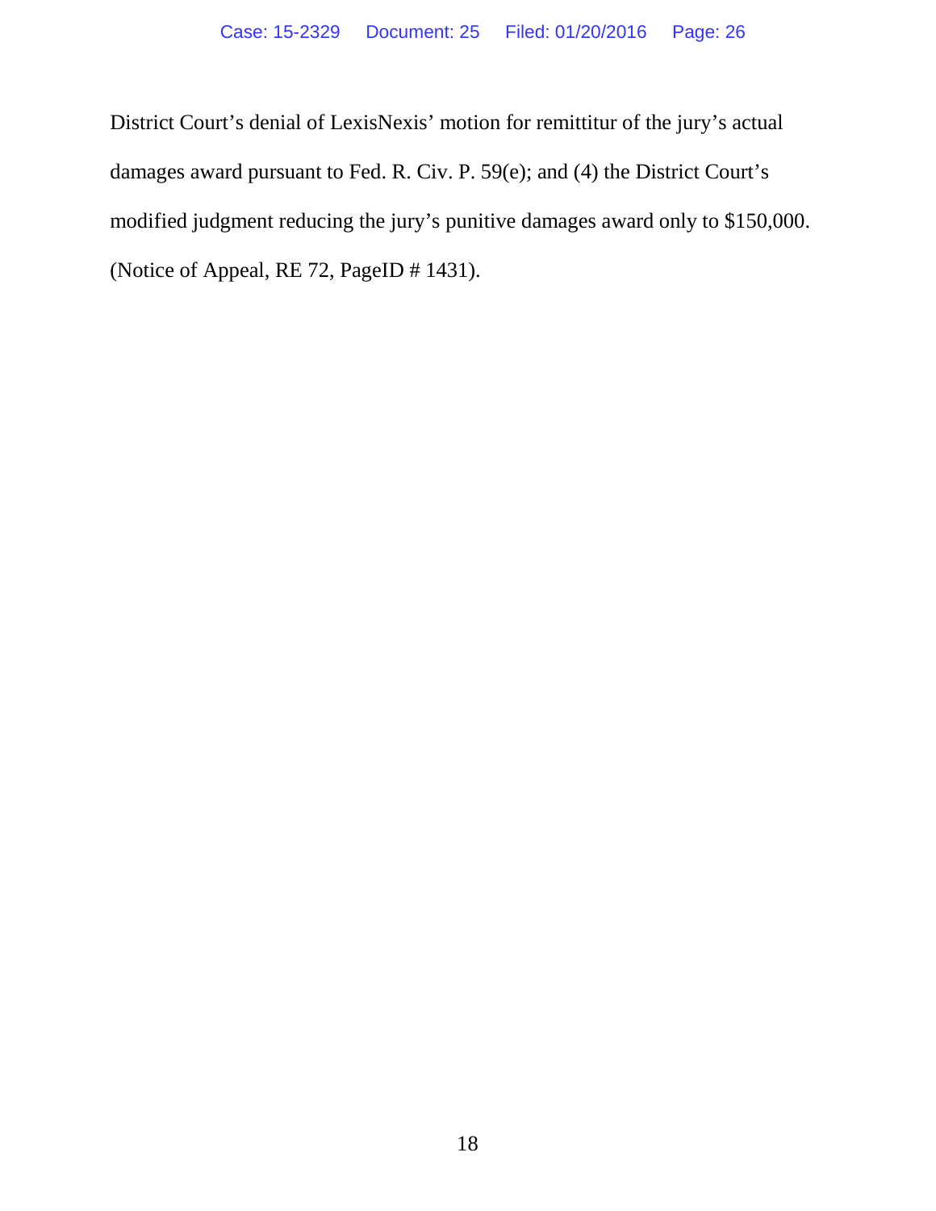District Court's denial of LexisNexis' motion for remittitur of the jury's actual damages award pursuant to Fed. R. Civ. P. 59(e); and (4) the District Court's modified judgment reducing the jury's punitive damages award only to $150,000. (Notice of Appeal, RE 72, PageID # 1431).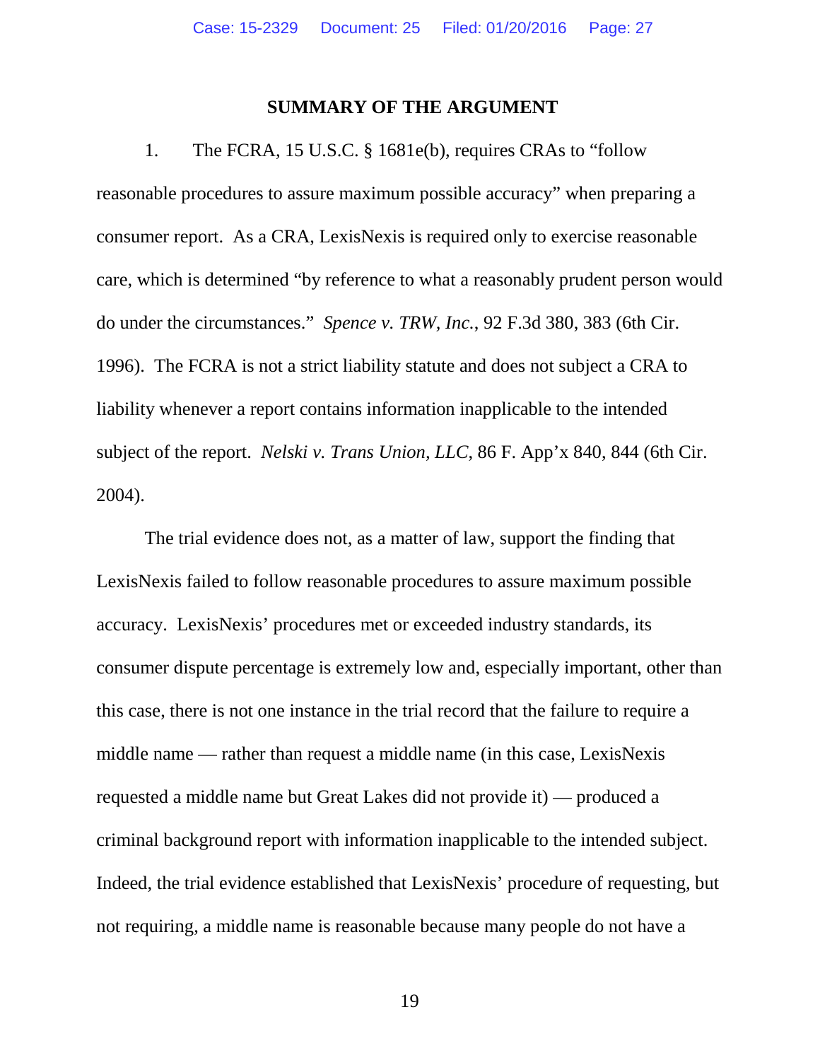## SUMMARY OF THE ARGUMENT

1. The FCRA, 15 U.S.C. § 1681e(b), requires CRAs to "follow reasonable procedures to assure maximum possible accuracy" when preparing a consumer report. As a CRA, LexisNexis is required only to exercise reasonable care, which is determined "by reference to what a reasonably prudent person would do under the circumstances." *Spence v. TRW, Inc.*, 92 F.3d 380, 383 (6th Cir. 1996). The FCRA is not a strict liability statute and does not subject a CRA to liability whenever a report contains information inapplicable to the intended subject of the report. *Nelski v. Trans Union, LLC*, 86 F. App'x 840, 844 (6th Cir. 2004).

The trial evidence does not, as a matter of law, support the finding that LexisNexis failed to follow reasonable procedures to assure maximum possible accuracy. LexisNexis' procedures met or exceeded industry standards, its consumer dispute percentage is extremely low and, especially important, other than this case, there is not one instance in the trial record that the failure to require a middle name — rather than request a middle name (in this case, LexisNexis requested a middle name but Great Lakes did not provide it) — produced a criminal background report with information inapplicable to the intended subject. Indeed, the trial evidence established that LexisNexis' procedure of requesting, but not requiring, a middle name is reasonable because many people do not have a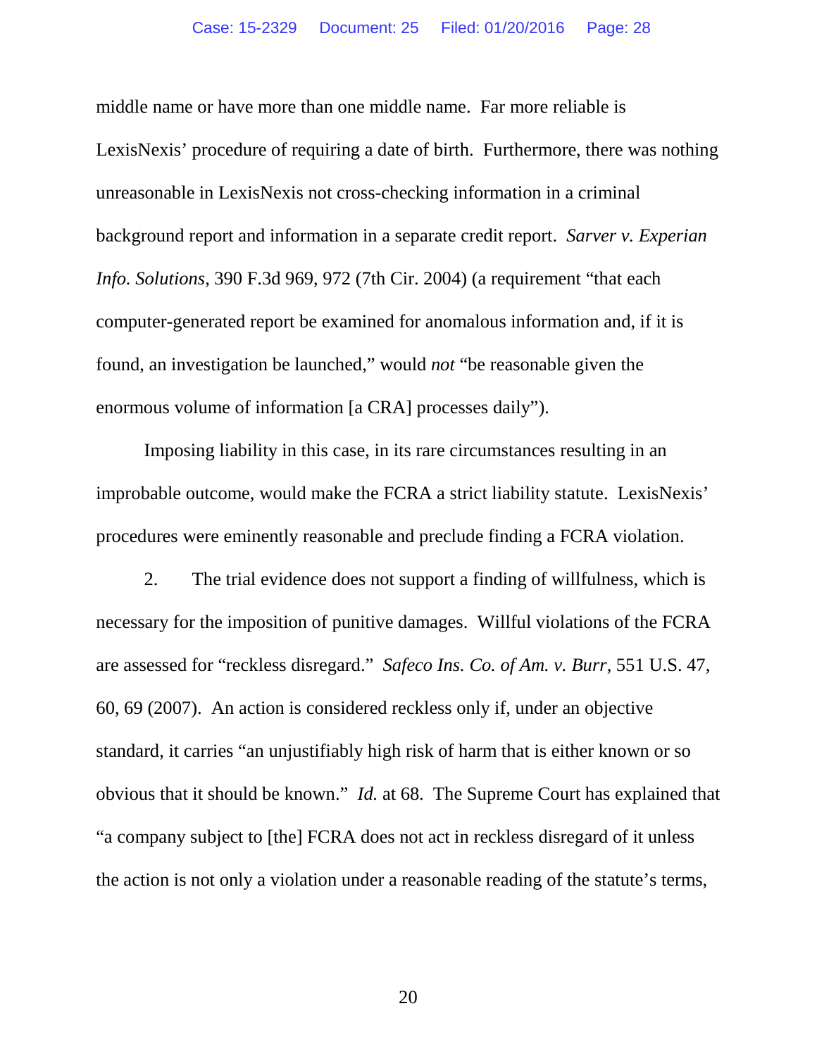middle name or have more than one middle name. Far more reliable is LexisNexis' procedure of requiring a date of birth. Furthermore, there was nothing unreasonable in LexisNexis not cross-checking information in a criminal background report and information in a separate credit report. *Sarver v. Experian Info. Solutions*, 390 F.3d 969, 972 (7th Cir. 2004) (a requirement "that each computer-generated report be examined for anomalous information and, if it is found, an investigation be launched," would *not* "be reasonable given the enormous volume of information [a CRA] processes daily").

Imposing liability in this case, in its rare circumstances resulting in an improbable outcome, would make the FCRA a strict liability statute. LexisNexis' procedures were eminently reasonable and preclude finding a FCRA violation.

2. The trial evidence does not support a finding of willfulness, which is necessary for the imposition of punitive damages. Willful violations of the FCRA are assessed for "reckless disregard." *Safeco Ins. Co. of Am. v. Burr*, 551 U.S. 47, 60, 69 (2007). An action is considered reckless only if, under an objective standard, it carries "an unjustifiably high risk of harm that is either known or so obvious that it should be known." *Id.* at 68. The Supreme Court has explained that "a company subject to [the] FCRA does not act in reckless disregard of it unless the action is not only a violation under a reasonable reading of the statute's terms,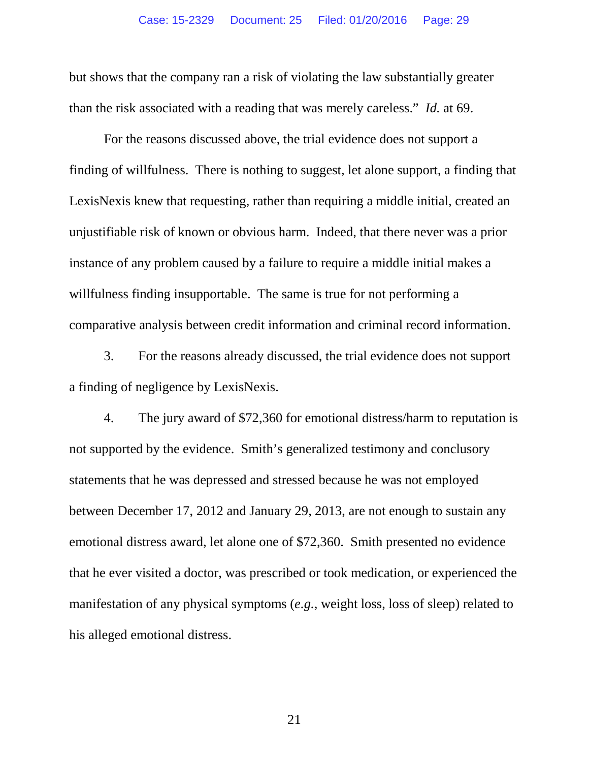but shows that the company ran a risk of violating the law substantially greater than the risk associated with a reading that was merely careless." *Id.* at 69.

For the reasons discussed above, the trial evidence does not support a finding of willfulness. There is nothing to suggest, let alone support, a finding that LexisNexis knew that requesting, rather than requiring a middle initial, created an unjustifiable risk of known or obvious harm. Indeed, that there never was a prior instance of any problem caused by a failure to require a middle initial makes a willfulness finding insupportable. The same is true for not performing a comparative analysis between credit information and criminal record information.

3. For the reasons already discussed, the trial evidence does not support a finding of negligence by LexisNexis.

4. The jury award of $72,360 for emotional distress/harm to reputation is not supported by the evidence. Smith's generalized testimony and conclusory statements that he was depressed and stressed because he was not employed between December 17, 2012 and January 29, 2013, are not enough to sustain any emotional distress award, let alone one of $72,360. Smith presented no evidence that he ever visited a doctor, was prescribed or took medication, or experienced the manifestation of any physical symptoms (*e.g.*, weight loss, loss of sleep) related to his alleged emotional distress.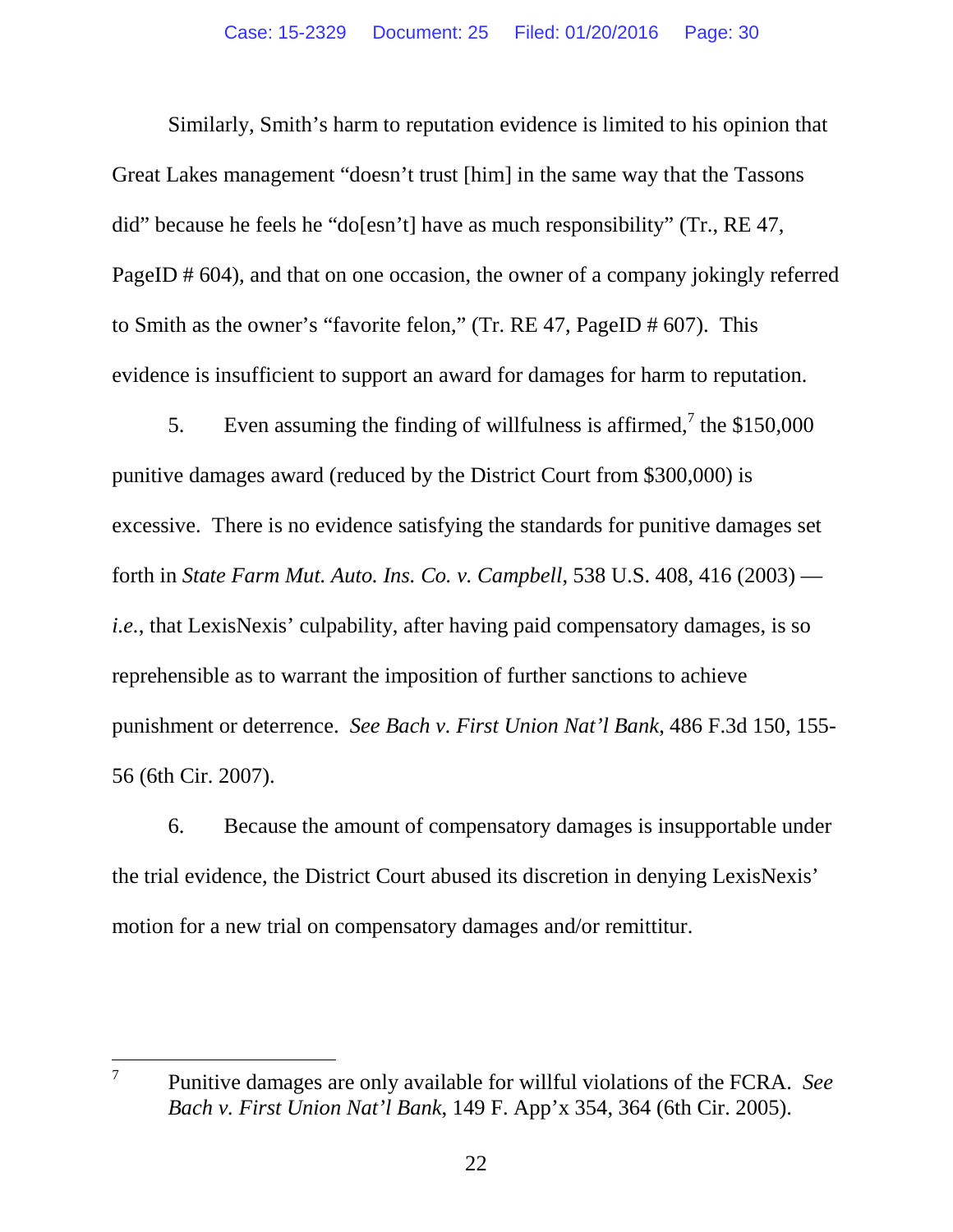Similarly, Smith's harm to reputation evidence is limited to his opinion that Great Lakes management "doesn't trust [him] in the same way that the Tassons did" because he feels he "do[esn't] have as much responsibility" (Tr., RE 47, PageID # 604), and that on one occasion, the owner of a company jokingly referred to Smith as the owner's "favorite felon," (Tr. RE 47, PageID # 607). This evidence is insufficient to support an award for damages for harm to reputation.

5. Even assuming the finding of willfulness is affirmed,[7] the $150,000 punitive damages award (reduced by the District Court from $300,000) is excessive. There is no evidence satisfying the standards for punitive damages set forth in *State Farm Mut. Auto. Ins. Co. v. Campbell*, 538 U.S. 408, 416 (2003) — *i.e.*, that LexisNexis' culpability, after having paid compensatory damages, is so reprehensible as to warrant the imposition of further sanctions to achieve punishment or deterrence. *See Bach v. First Union Nat'l Bank*, 486 F.3d 150, 155-56 (6th Cir. 2007).

6. Because the amount of compensatory damages is insupportable under the trial evidence, the District Court abused its discretion in denying LexisNexis' motion for a new trial on compensatory damages and/or remittitur.

---

[7] Punitive damages are only available for willful violations of the FCRA. *See Bach v. First Union Nat'l Bank*, 149 F. App'x 354, 364 (6th Cir. 2005).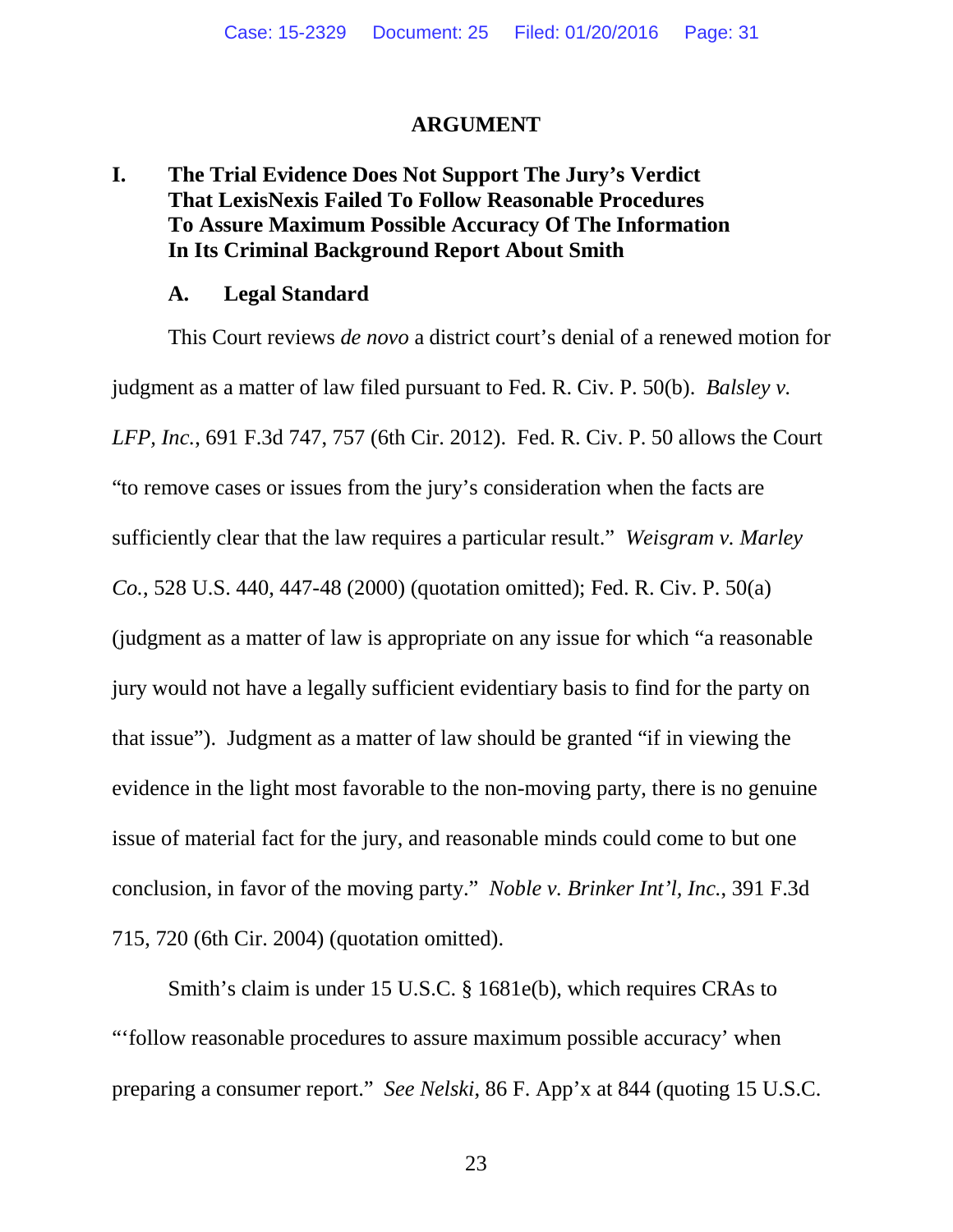# ARGUMENT

## I. The Trial Evidence Does Not Support The Jury's Verdict That LexisNexis Failed To Follow Reasonable Procedures To Assure Maximum Possible Accuracy Of The Information In Its Criminal Background Report About Smith

### A. Legal Standard

This Court reviews *de novo* a district court's denial of a renewed motion for judgment as a matter of law filed pursuant to Fed. R. Civ. P. 50(b). *Balsley v. LFP, Inc.*, 691 F.3d 747, 757 (6th Cir. 2012). Fed. R. Civ. P. 50 allows the Court "to remove cases or issues from the jury's consideration when the facts are sufficiently clear that the law requires a particular result." *Weisgram v. Marley Co.*, 528 U.S. 440, 447-48 (2000) (quotation omitted); Fed. R. Civ. P. 50(a) (judgment as a matter of law is appropriate on any issue for which "a reasonable jury would not have a legally sufficient evidentiary basis to find for the party on that issue"). Judgment as a matter of law should be granted "if in viewing the evidence in the light most favorable to the non-moving party, there is no genuine issue of material fact for the jury, and reasonable minds could come to but one conclusion, in favor of the moving party." *Noble v. Brinker Int'l, Inc.*, 391 F.3d 715, 720 (6th Cir. 2004) (quotation omitted).

Smith's claim is under 15 U.S.C. § 1681e(b), which requires CRAs to "'follow reasonable procedures to assure maximum possible accuracy' when preparing a consumer report." *See Nelski*, 86 F. App'x at 844 (quoting 15 U.S.C.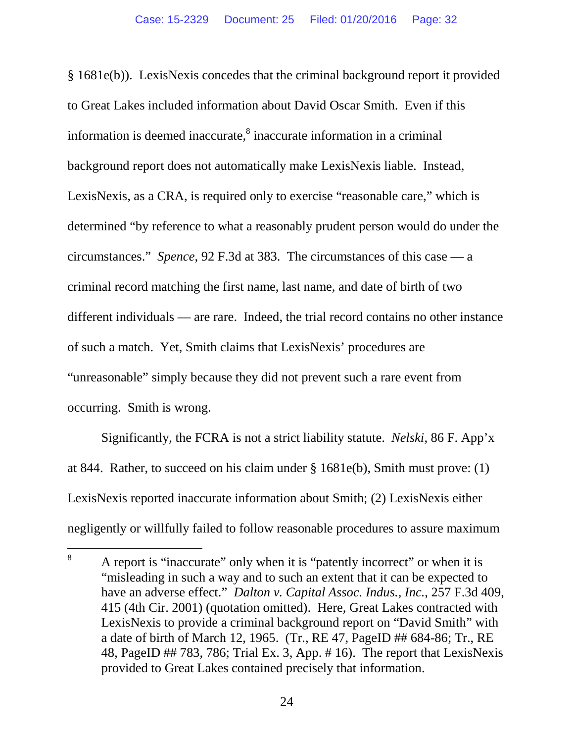§ 1681e(b)). LexisNexis concedes that the criminal background report it provided to Great Lakes included information about David Oscar Smith. Even if this information is deemed inaccurate,[8] inaccurate information in a criminal background report does not automatically make LexisNexis liable. Instead, LexisNexis, as a CRA, is required only to exercise "reasonable care," which is determined "by reference to what a reasonably prudent person would do under the circumstances." *Spence*, 92 F.3d at 383. The circumstances of this case — a criminal record matching the first name, last name, and date of birth of two different individuals — are rare. Indeed, the trial record contains no other instance of such a match. Yet, Smith claims that LexisNexis' procedures are "unreasonable" simply because they did not prevent such a rare event from occurring. Smith is wrong.

Significantly, the FCRA is not a strict liability statute. *Nelski*, 86 F. App'x at 844. Rather, to succeed on his claim under § 1681e(b), Smith must prove: (1) LexisNexis reported inaccurate information about Smith; (2) LexisNexis either negligently or willfully failed to follow reasonable procedures to assure maximum

---

[8] A report is "inaccurate" only when it is "patently incorrect" or when it is "misleading in such a way and to such an extent that it can be expected to have an adverse effect." *Dalton v. Capital Assoc. Indus., Inc.*, 257 F.3d 409, 415 (4th Cir. 2001) (quotation omitted). Here, Great Lakes contracted with LexisNexis to provide a criminal background report on "David Smith" with a date of birth of March 12, 1965. (Tr., RE 47, PageID ## 684-86; Tr., RE 48, PageID ## 783, 786; Trial Ex. 3, App. # 16). The report that LexisNexis provided to Great Lakes contained precisely that information.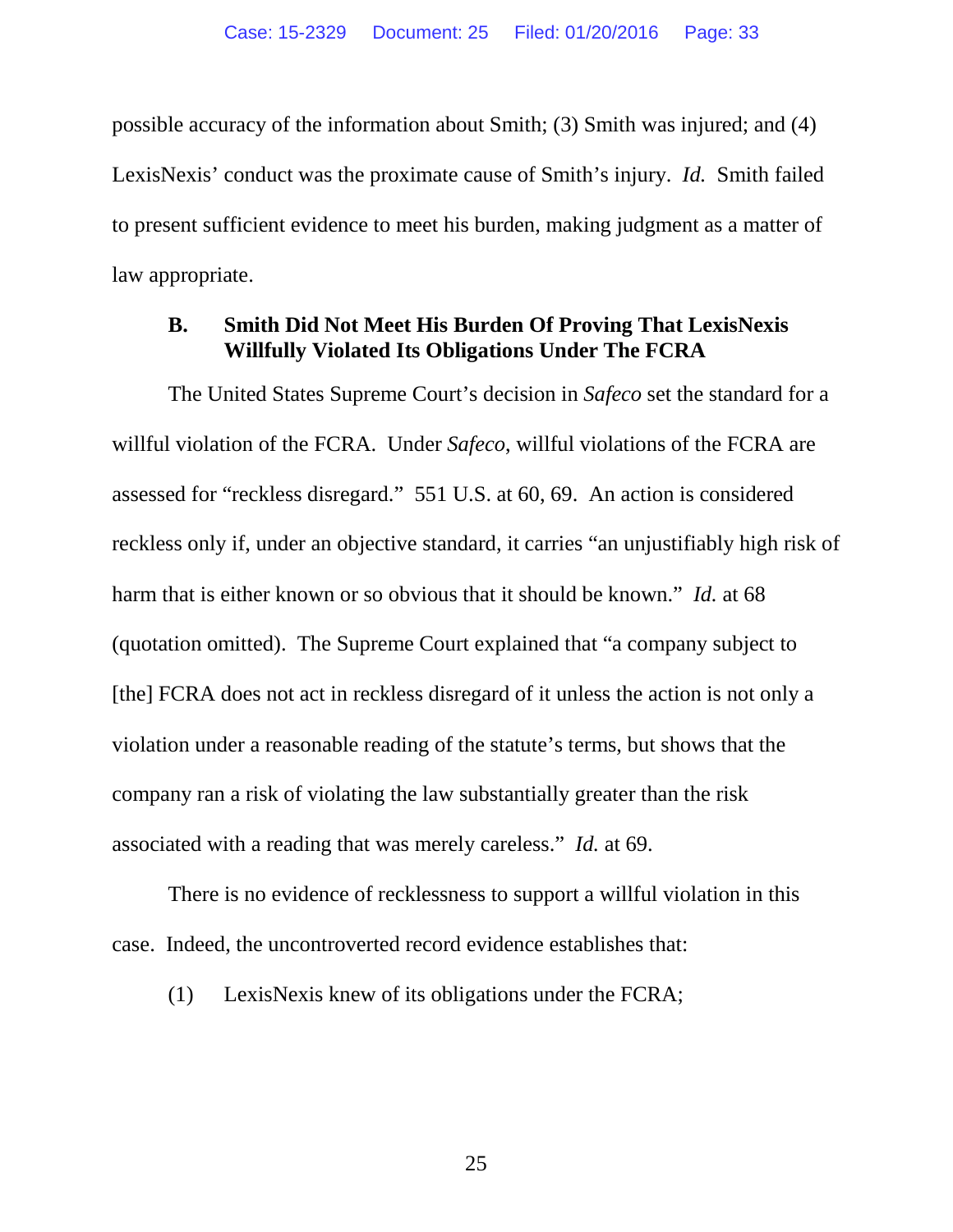possible accuracy of the information about Smith; (3) Smith was injured; and (4) LexisNexis' conduct was the proximate cause of Smith's injury. *Id.* Smith failed to present sufficient evidence to meet his burden, making judgment as a matter of law appropriate.

### B. Smith Did Not Meet His Burden Of Proving That LexisNexis Willfully Violated Its Obligations Under The FCRA

The United States Supreme Court's decision in *Safeco* set the standard for a willful violation of the FCRA. Under *Safeco*, willful violations of the FCRA are assessed for "reckless disregard." 551 U.S. at 60, 69. An action is considered reckless only if, under an objective standard, it carries "an unjustifiably high risk of harm that is either known or so obvious that it should be known." *Id.* at 68 (quotation omitted). The Supreme Court explained that "a company subject to [the] FCRA does not act in reckless disregard of it unless the action is not only a violation under a reasonable reading of the statute's terms, but shows that the company ran a risk of violating the law substantially greater than the risk associated with a reading that was merely careless." *Id.* at 69.

There is no evidence of recklessness to support a willful violation in this case. Indeed, the uncontroverted record evidence establishes that:

(1) LexisNexis knew of its obligations under the FCRA;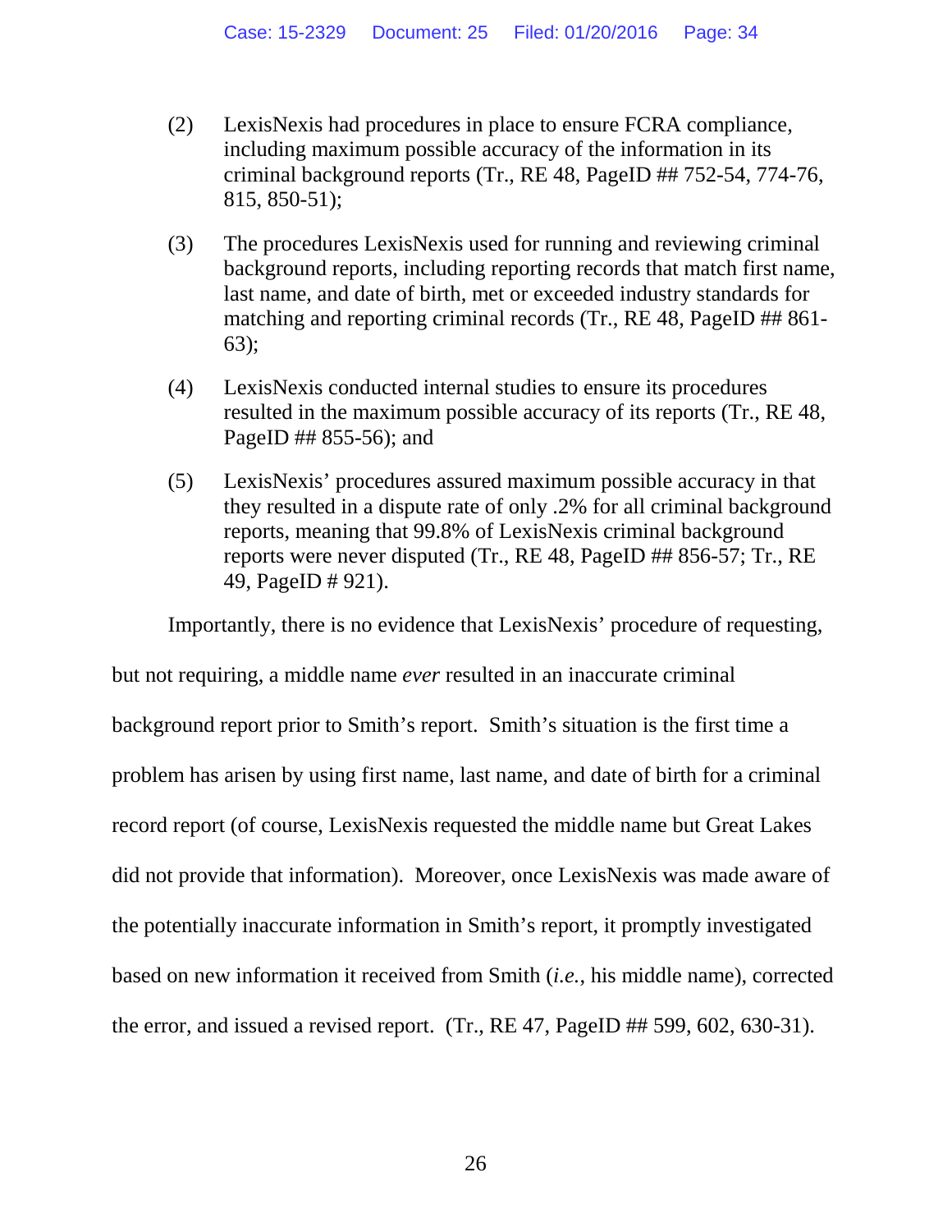(2) LexisNexis had procedures in place to ensure FCRA compliance, including maximum possible accuracy of the information in its criminal background reports (Tr., RE 48, PageID ## 752-54, 774-76, 815, 850-51);

(3) The procedures LexisNexis used for running and reviewing criminal background reports, including reporting records that match first name, last name, and date of birth, met or exceeded industry standards for matching and reporting criminal records (Tr., RE 48, PageID ## 861-63);

(4) LexisNexis conducted internal studies to ensure its procedures resulted in the maximum possible accuracy of its reports (Tr., RE 48, PageID ## 855-56); and

(5) LexisNexis' procedures assured maximum possible accuracy in that they resulted in a dispute rate of only .2% for all criminal background reports, meaning that 99.8% of LexisNexis criminal background reports were never disputed (Tr., RE 48, PageID ## 856-57; Tr., RE 49, PageID # 921).

Importantly, there is no evidence that LexisNexis' procedure of requesting, but not requiring, a middle name *ever* resulted in an inaccurate criminal background report prior to Smith's report. Smith's situation is the first time a problem has arisen by using first name, last name, and date of birth for a criminal record report (of course, LexisNexis requested the middle name but Great Lakes did not provide that information). Moreover, once LexisNexis was made aware of the potentially inaccurate information in Smith's report, it promptly investigated based on new information it received from Smith (*i.e.*, his middle name), corrected the error, and issued a revised report. (Tr., RE 47, PageID ## 599, 602, 630-31).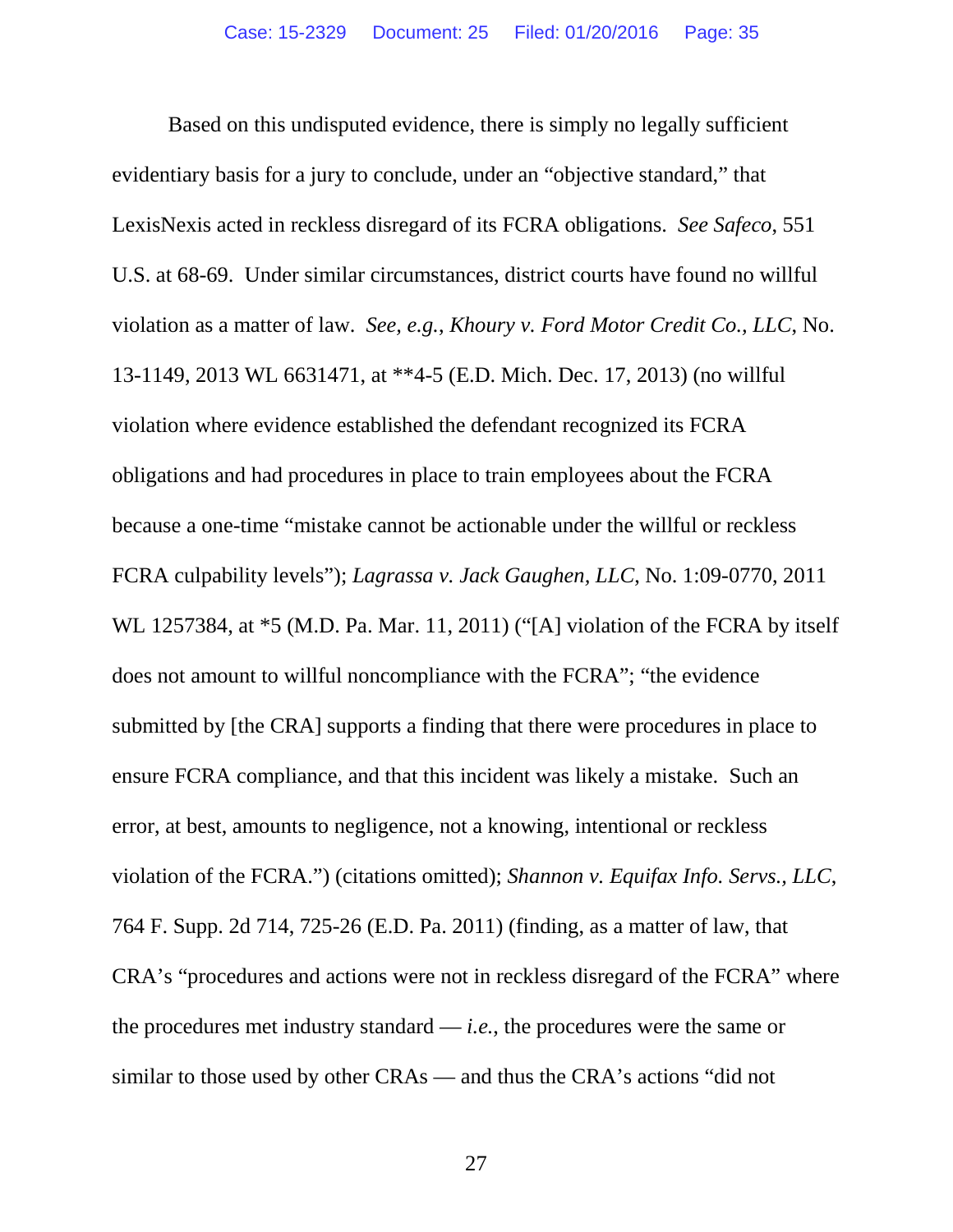Based on this undisputed evidence, there is simply no legally sufficient evidentiary basis for a jury to conclude, under an "objective standard," that LexisNexis acted in reckless disregard of its FCRA obligations. *See Safeco*, 551 U.S. at 68-69. Under similar circumstances, district courts have found no willful violation as a matter of law. *See, e.g.*, *Khoury v. Ford Motor Credit Co., LLC*, No. 13-1149, 2013 WL 6631471, at **4-5 (E.D. Mich. Dec. 17, 2013) (no willful violation where evidence established the defendant recognized its FCRA obligations and had procedures in place to train employees about the FCRA because a one-time "mistake cannot be actionable under the willful or reckless FCRA culpability levels"); *Lagrassa v. Jack Gaughen, LLC*, No. 1:09-0770, 2011 WL 1257384, at *5 (M.D. Pa. Mar. 11, 2011) ("[A] violation of the FCRA by itself does not amount to willful noncompliance with the FCRA"; "the evidence submitted by [the CRA] supports a finding that there were procedures in place to ensure FCRA compliance, and that this incident was likely a mistake. Such an error, at best, amounts to negligence, not a knowing, intentional or reckless violation of the FCRA.") (citations omitted); *Shannon v. Equifax Info. Servs., LLC*, 764 F. Supp. 2d 714, 725-26 (E.D. Pa. 2011) (finding, as a matter of law, that CRA's "procedures and actions were not in reckless disregard of the FCRA" where the procedures met industry standard — *i.e.*, the procedures were the same or similar to those used by other CRAs — and thus the CRA's actions "did not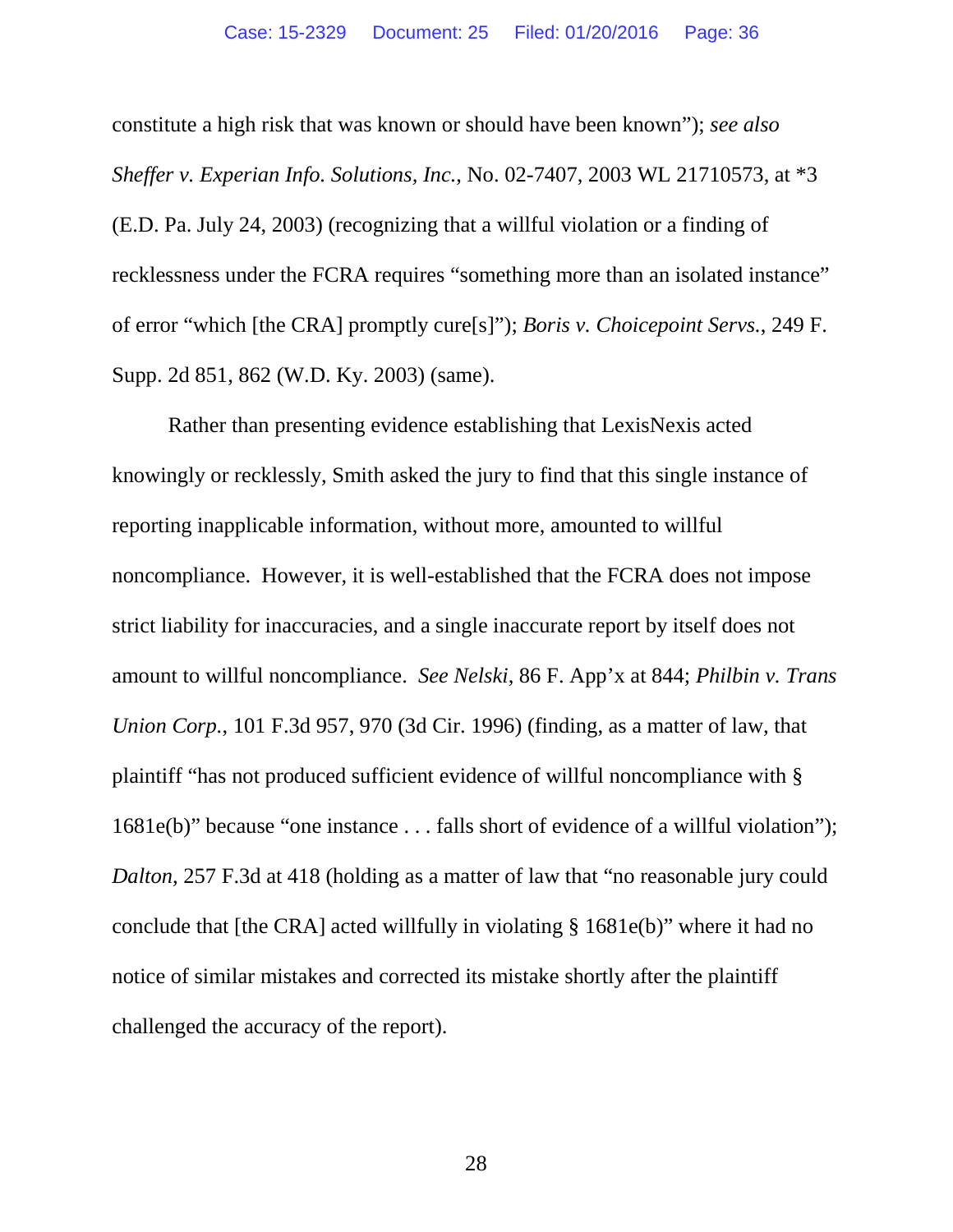constitute a high risk that was known or should have been known"); *see also Sheffer v. Experian Info. Solutions, Inc.*, No. 02-7407, 2003 WL 21710573, at *3 (E.D. Pa. July 24, 2003) (recognizing that a willful violation or a finding of recklessness under the FCRA requires "something more than an isolated instance" of error "which [the CRA] promptly cure[s]"); *Boris v. Choicepoint Servs.*, 249 F. Supp. 2d 851, 862 (W.D. Ky. 2003) (same).

Rather than presenting evidence establishing that LexisNexis acted knowingly or recklessly, Smith asked the jury to find that this single instance of reporting inapplicable information, without more, amounted to willful noncompliance. However, it is well-established that the FCRA does not impose strict liability for inaccuracies, and a single inaccurate report by itself does not amount to willful noncompliance. *See Nelski*, 86 F. App'x at 844; *Philbin v. Trans Union Corp.*, 101 F.3d 957, 970 (3d Cir. 1996) (finding, as a matter of law, that plaintiff "has not produced sufficient evidence of willful noncompliance with § 1681e(b)" because "one instance . . . falls short of evidence of a willful violation"); *Dalton*, 257 F.3d at 418 (holding as a matter of law that "no reasonable jury could conclude that [the CRA] acted willfully in violating § 1681e(b)" where it had no notice of similar mistakes and corrected its mistake shortly after the plaintiff challenged the accuracy of the report).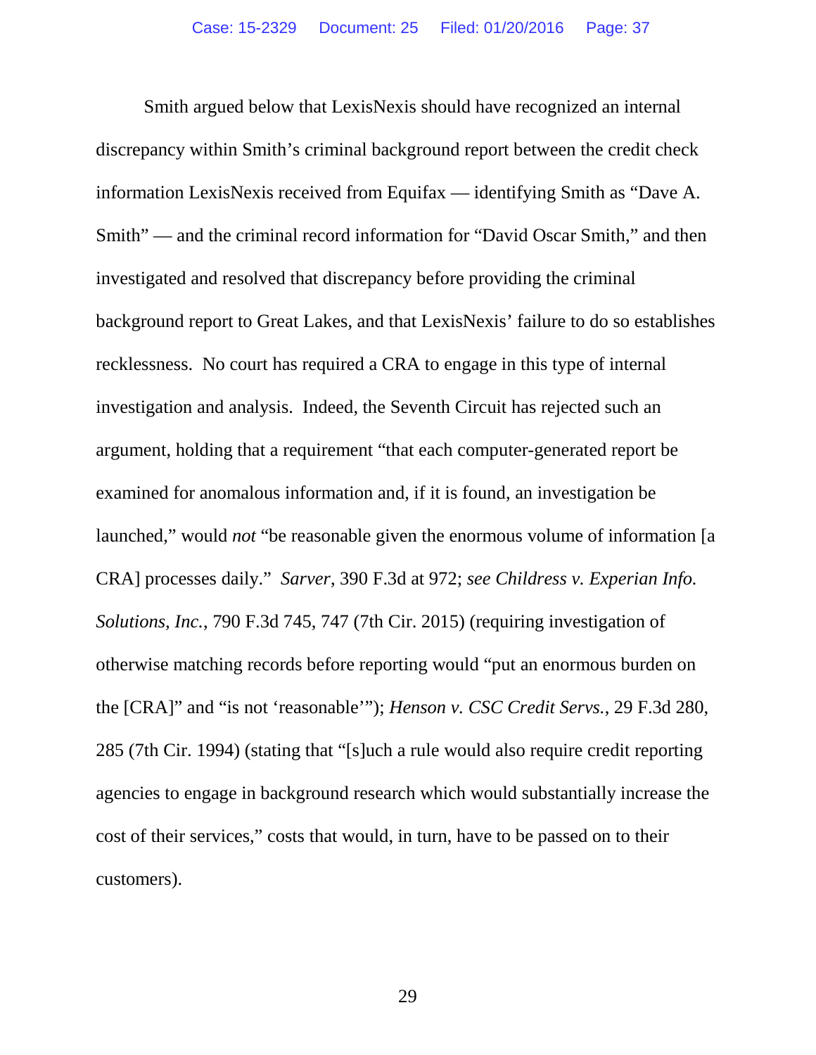Smith argued below that LexisNexis should have recognized an internal discrepancy within Smith's criminal background report between the credit check information LexisNexis received from Equifax — identifying Smith as "Dave A. Smith" — and the criminal record information for "David Oscar Smith," and then investigated and resolved that discrepancy before providing the criminal background report to Great Lakes, and that LexisNexis' failure to do so establishes recklessness. No court has required a CRA to engage in this type of internal investigation and analysis. Indeed, the Seventh Circuit has rejected such an argument, holding that a requirement "that each computer-generated report be examined for anomalous information and, if it is found, an investigation be launched," would *not* "be reasonable given the enormous volume of information [a CRA] processes daily." *Sarver*, 390 F.3d at 972; *see Childress v. Experian Info. Solutions, Inc.*, 790 F.3d 745, 747 (7th Cir. 2015) (requiring investigation of otherwise matching records before reporting would "put an enormous burden on the [CRA]" and "is not 'reasonable'"); *Henson v. CSC Credit Servs.*, 29 F.3d 280, 285 (7th Cir. 1994) (stating that "[s]uch a rule would also require credit reporting agencies to engage in background research which would substantially increase the cost of their services," costs that would, in turn, have to be passed on to their customers).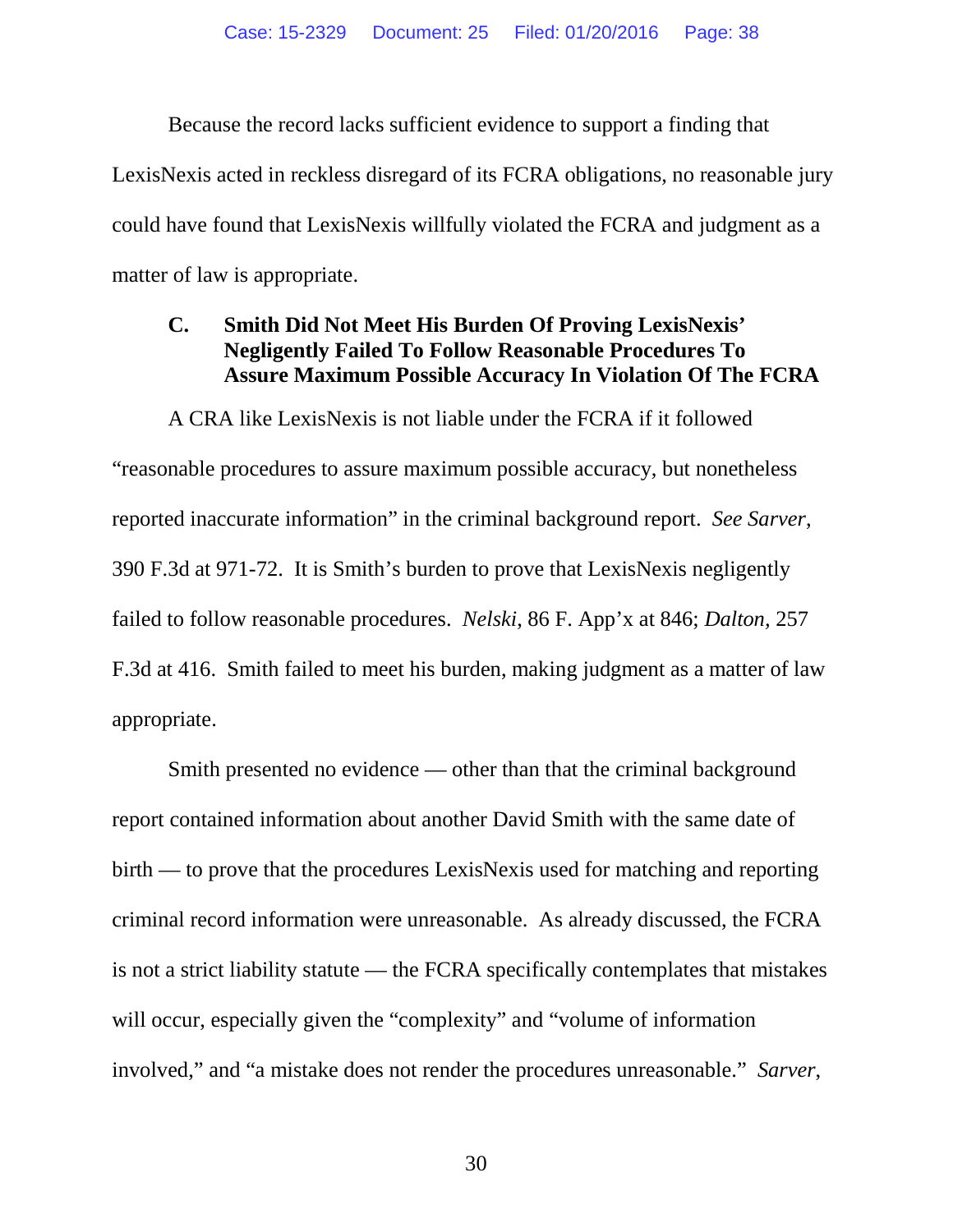Because the record lacks sufficient evidence to support a finding that LexisNexis acted in reckless disregard of its FCRA obligations, no reasonable jury could have found that LexisNexis willfully violated the FCRA and judgment as a matter of law is appropriate.

### C. Smith Did Not Meet His Burden Of Proving LexisNexis' Negligently Failed To Follow Reasonable Procedures To Assure Maximum Possible Accuracy In Violation Of The FCRA

A CRA like LexisNexis is not liable under the FCRA if it followed "reasonable procedures to assure maximum possible accuracy, but nonetheless reported inaccurate information" in the criminal background report. *See Sarver*, 390 F.3d at 971-72. It is Smith's burden to prove that LexisNexis negligently failed to follow reasonable procedures. *Nelski*, 86 F. App'x at 846; *Dalton*, 257 F.3d at 416. Smith failed to meet his burden, making judgment as a matter of law appropriate.

Smith presented no evidence — other than that the criminal background report contained information about another David Smith with the same date of birth — to prove that the procedures LexisNexis used for matching and reporting criminal record information were unreasonable. As already discussed, the FCRA is not a strict liability statute — the FCRA specifically contemplates that mistakes will occur, especially given the "complexity" and "volume of information involved," and "a mistake does not render the procedures unreasonable." *Sarver*,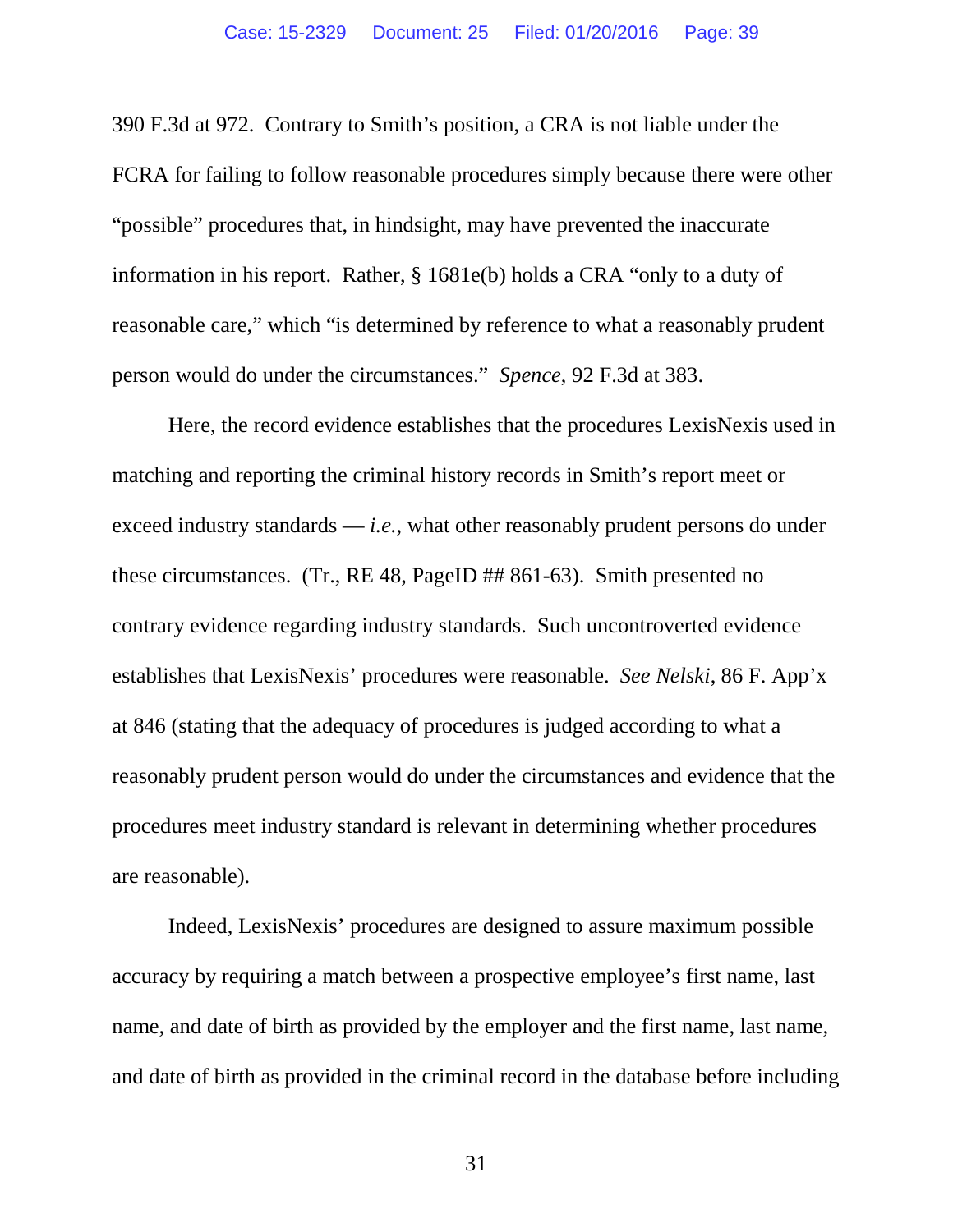390 F.3d at 972. Contrary to Smith's position, a CRA is not liable under the FCRA for failing to follow reasonable procedures simply because there were other "possible" procedures that, in hindsight, may have prevented the inaccurate information in his report. Rather, § 1681e(b) holds a CRA "only to a duty of reasonable care," which "is determined by reference to what a reasonably prudent person would do under the circumstances." *Spence*, 92 F.3d at 383.

Here, the record evidence establishes that the procedures LexisNexis used in matching and reporting the criminal history records in Smith's report meet or exceed industry standards — *i.e.*, what other reasonably prudent persons do under these circumstances. (Tr., RE 48, PageID ## 861-63). Smith presented no contrary evidence regarding industry standards. Such uncontroverted evidence establishes that LexisNexis' procedures were reasonable. *See Nelski*, 86 F. App'x at 846 (stating that the adequacy of procedures is judged according to what a reasonably prudent person would do under the circumstances and evidence that the procedures meet industry standard is relevant in determining whether procedures are reasonable).

Indeed, LexisNexis' procedures are designed to assure maximum possible accuracy by requiring a match between a prospective employee's first name, last name, and date of birth as provided by the employer and the first name, last name, and date of birth as provided in the criminal record in the database before including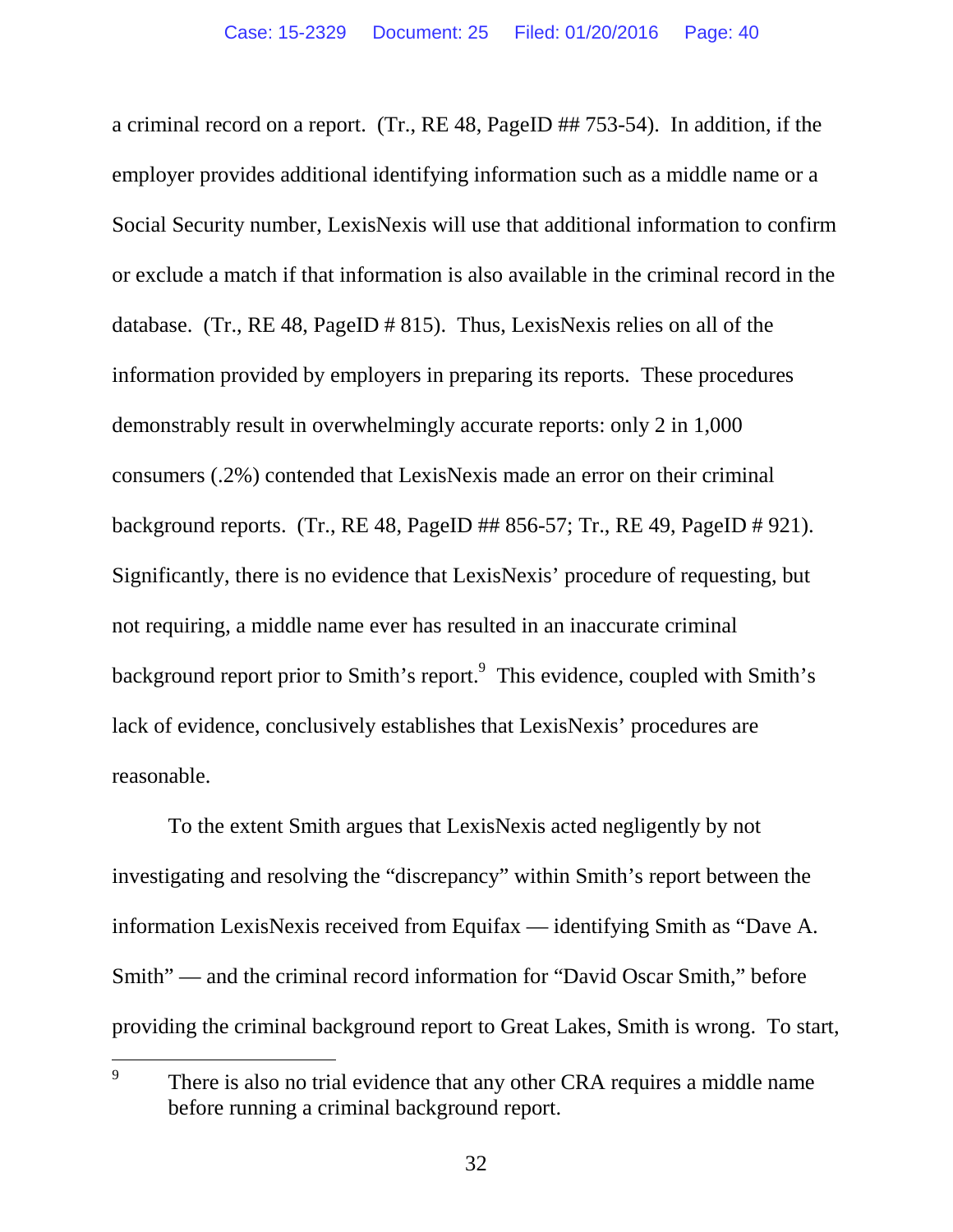a criminal record on a report. (Tr., RE 48, PageID ## 753-54). In addition, if the employer provides additional identifying information such as a middle name or a Social Security number, LexisNexis will use that additional information to confirm or exclude a match if that information is also available in the criminal record in the database. (Tr., RE 48, PageID # 815). Thus, LexisNexis relies on all of the information provided by employers in preparing its reports. These procedures demonstrably result in overwhelmingly accurate reports: only 2 in 1,000 consumers (.2%) contended that LexisNexis made an error on their criminal background reports. (Tr., RE 48, PageID ## 856-57; Tr., RE 49, PageID # 921). Significantly, there is no evidence that LexisNexis' procedure of requesting, but not requiring, a middle name ever has resulted in an inaccurate criminal background report prior to Smith's report.[9] This evidence, coupled with Smith's lack of evidence, conclusively establishes that LexisNexis' procedures are reasonable.

To the extent Smith argues that LexisNexis acted negligently by not investigating and resolving the "discrepancy" within Smith's report between the information LexisNexis received from Equifax — identifying Smith as "Dave A. Smith" — and the criminal record information for "David Oscar Smith," before providing the criminal background report to Great Lakes, Smith is wrong. To start,

---

[9] There is also no trial evidence that any other CRA requires a middle name before running a criminal background report.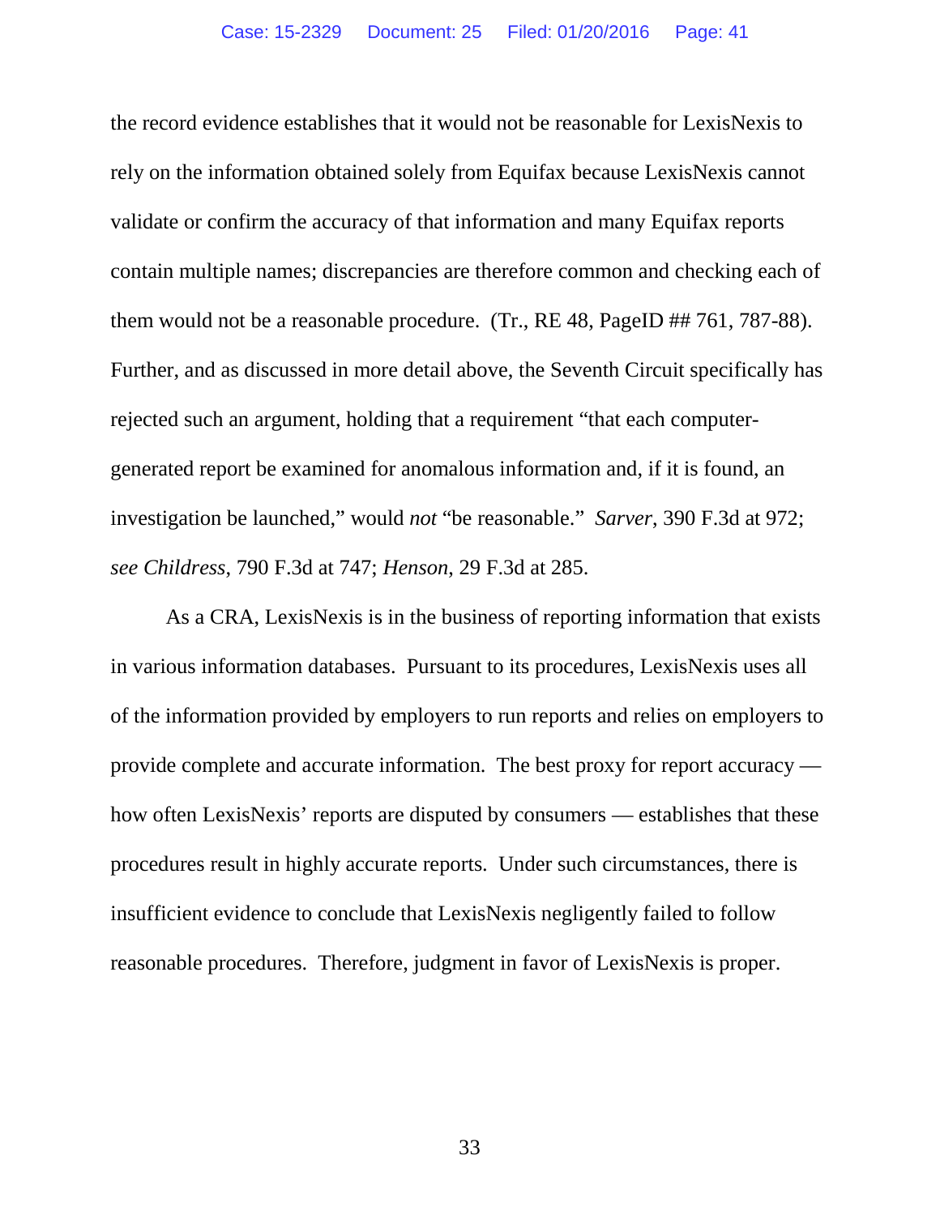the record evidence establishes that it would not be reasonable for LexisNexis to rely on the information obtained solely from Equifax because LexisNexis cannot validate or confirm the accuracy of that information and many Equifax reports contain multiple names; discrepancies are therefore common and checking each of them would not be a reasonable procedure. (Tr., RE 48, PageID ## 761, 787-88). Further, and as discussed in more detail above, the Seventh Circuit specifically has rejected such an argument, holding that a requirement "that each computer-generated report be examined for anomalous information and, if it is found, an investigation be launched," would *not* "be reasonable." *Sarver,* 390 F.3d at 972; *see Childress*, 790 F.3d at 747; *Henson*, 29 F.3d at 285.

As a CRA, LexisNexis is in the business of reporting information that exists in various information databases. Pursuant to its procedures, LexisNexis uses all of the information provided by employers to run reports and relies on employers to provide complete and accurate information. The best proxy for report accuracy — how often LexisNexis' reports are disputed by consumers — establishes that these procedures result in highly accurate reports. Under such circumstances, there is insufficient evidence to conclude that LexisNexis negligently failed to follow reasonable procedures. Therefore, judgment in favor of LexisNexis is proper.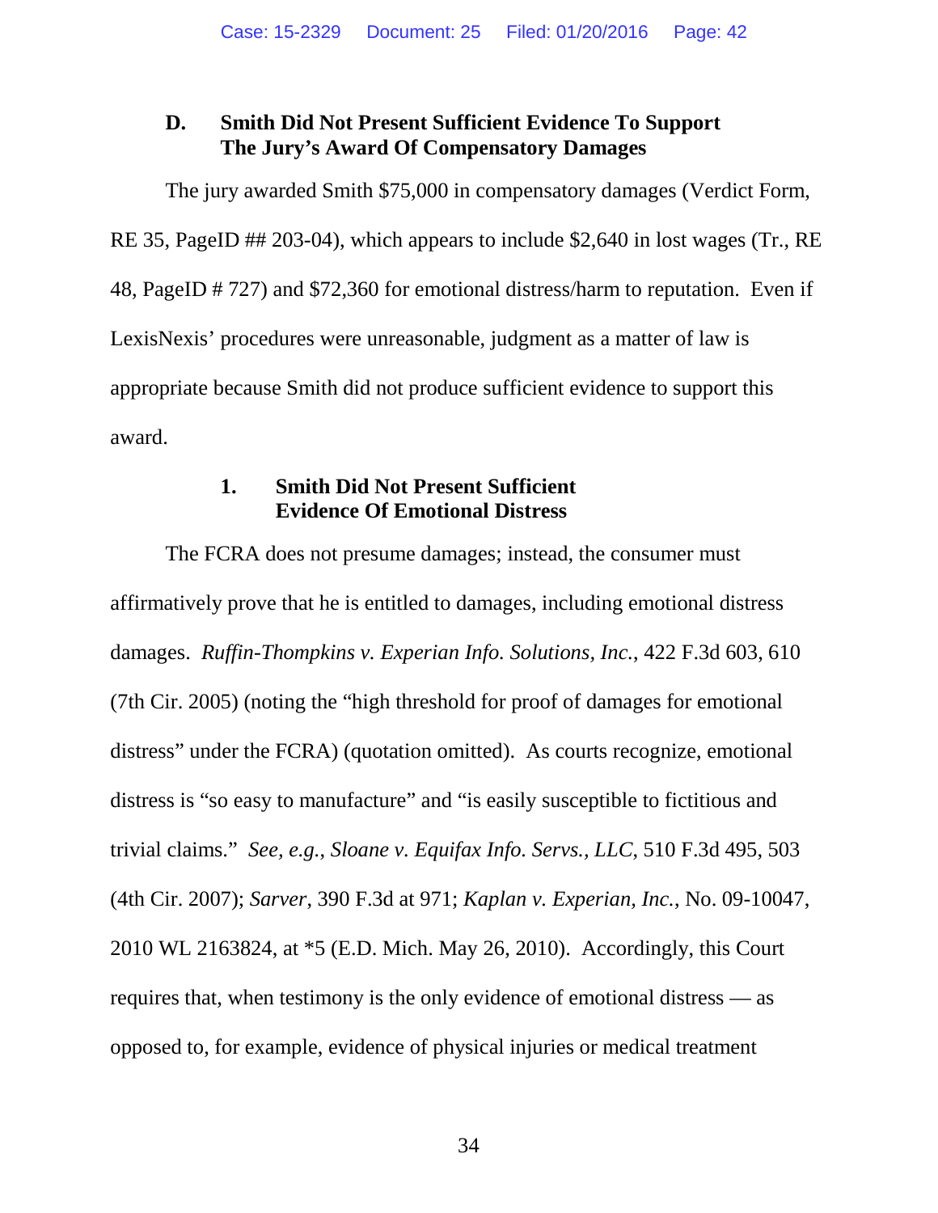### D. Smith Did Not Present Sufficient Evidence To Support The Jury's Award Of Compensatory Damages

The jury awarded Smith $75,000 in compensatory damages (Verdict Form, RE 35, PageID ## 203-04), which appears to include $2,640 in lost wages (Tr., RE 48, PageID # 727) and $72,360 for emotional distress/harm to reputation. Even if LexisNexis' procedures were unreasonable, judgment as a matter of law is appropriate because Smith did not produce sufficient evidence to support this award.

#### 1. Smith Did Not Present Sufficient Evidence Of Emotional Distress

The FCRA does not presume damages; instead, the consumer must affirmatively prove that he is entitled to damages, including emotional distress damages. *Ruffin-Thompkins v. Experian Info. Solutions, Inc.*, 422 F.3d 603, 610 (7th Cir. 2005) (noting the "high threshold for proof of damages for emotional distress" under the FCRA) (quotation omitted). As courts recognize, emotional distress is "so easy to manufacture" and "is easily susceptible to fictitious and trivial claims." *See, e.g.*, *Sloane v. Equifax Info. Servs., LLC*, 510 F.3d 495, 503 (4th Cir. 2007); *Sarver*, 390 F.3d at 971; *Kaplan v. Experian, Inc.*, No. 09-10047, 2010 WL 2163824, at *5 (E.D. Mich. May 26, 2010). Accordingly, this Court requires that, when testimony is the only evidence of emotional distress — as opposed to, for example, evidence of physical injuries or medical treatment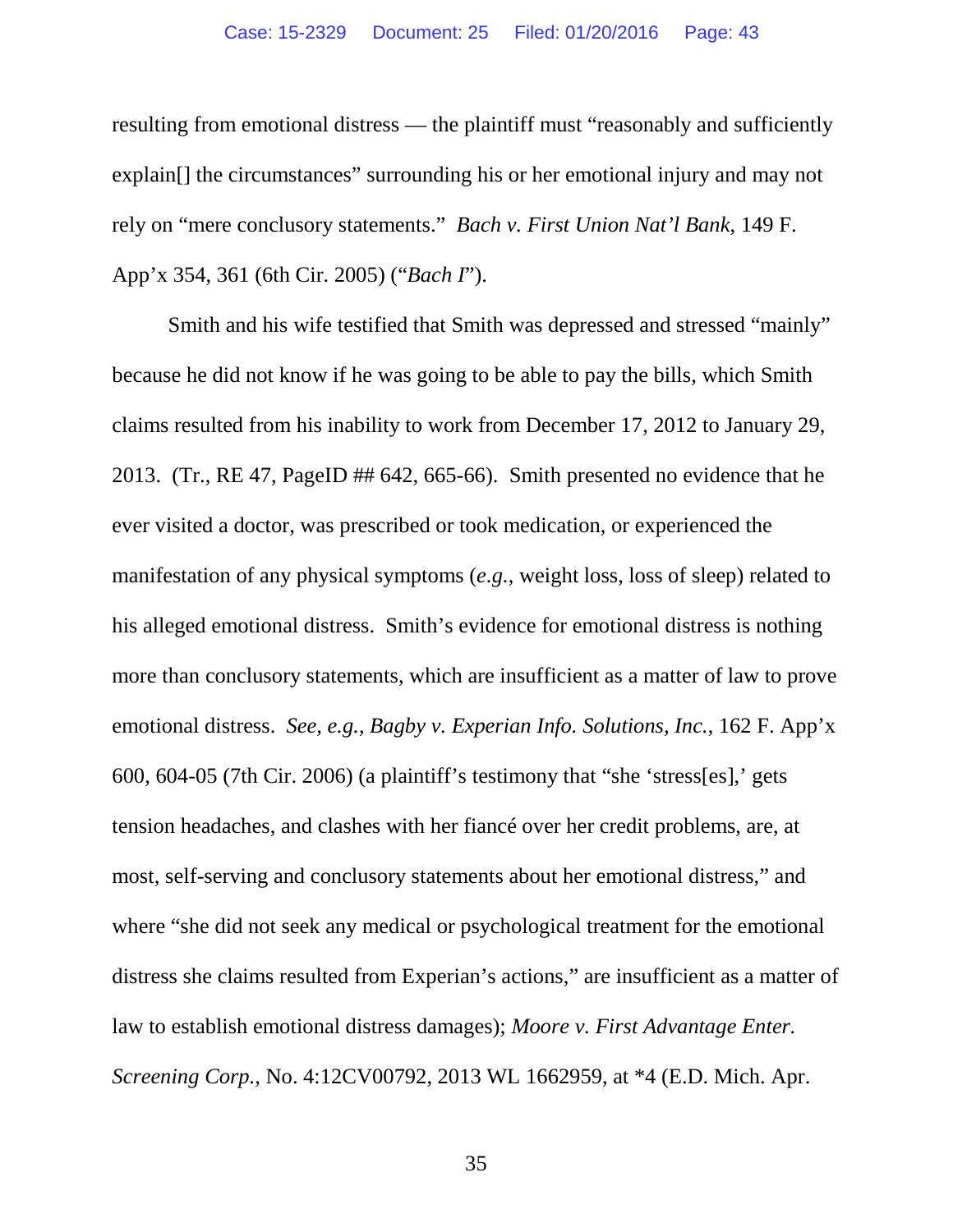resulting from emotional distress — the plaintiff must "reasonably and sufficiently explain[] the circumstances" surrounding his or her emotional injury and may not rely on "mere conclusory statements." *Bach v. First Union Nat'l Bank*, 149 F. App'x 354, 361 (6th Cir. 2005) ("*Bach I*").

Smith and his wife testified that Smith was depressed and stressed "mainly" because he did not know if he was going to be able to pay the bills, which Smith claims resulted from his inability to work from December 17, 2012 to January 29, 2013. (Tr., RE 47, PageID ## 642, 665-66). Smith presented no evidence that he ever visited a doctor, was prescribed or took medication, or experienced the manifestation of any physical symptoms (*e.g.*, weight loss, loss of sleep) related to his alleged emotional distress. Smith's evidence for emotional distress is nothing more than conclusory statements, which are insufficient as a matter of law to prove emotional distress. *See, e.g.*, *Bagby v. Experian Info. Solutions, Inc.*, 162 F. App'x 600, 604-05 (7th Cir. 2006) (a plaintiff's testimony that "she 'stress[es],' gets tension headaches, and clashes with her fiancé over her credit problems, are, at most, self-serving and conclusory statements about her emotional distress," and where "she did not seek any medical or psychological treatment for the emotional distress she claims resulted from Experian's actions," are insufficient as a matter of law to establish emotional distress damages); *Moore v. First Advantage Enter. Screening Corp.*, No. 4:12CV00792, 2013 WL 1662959, at *4 (E.D. Mich. Apr.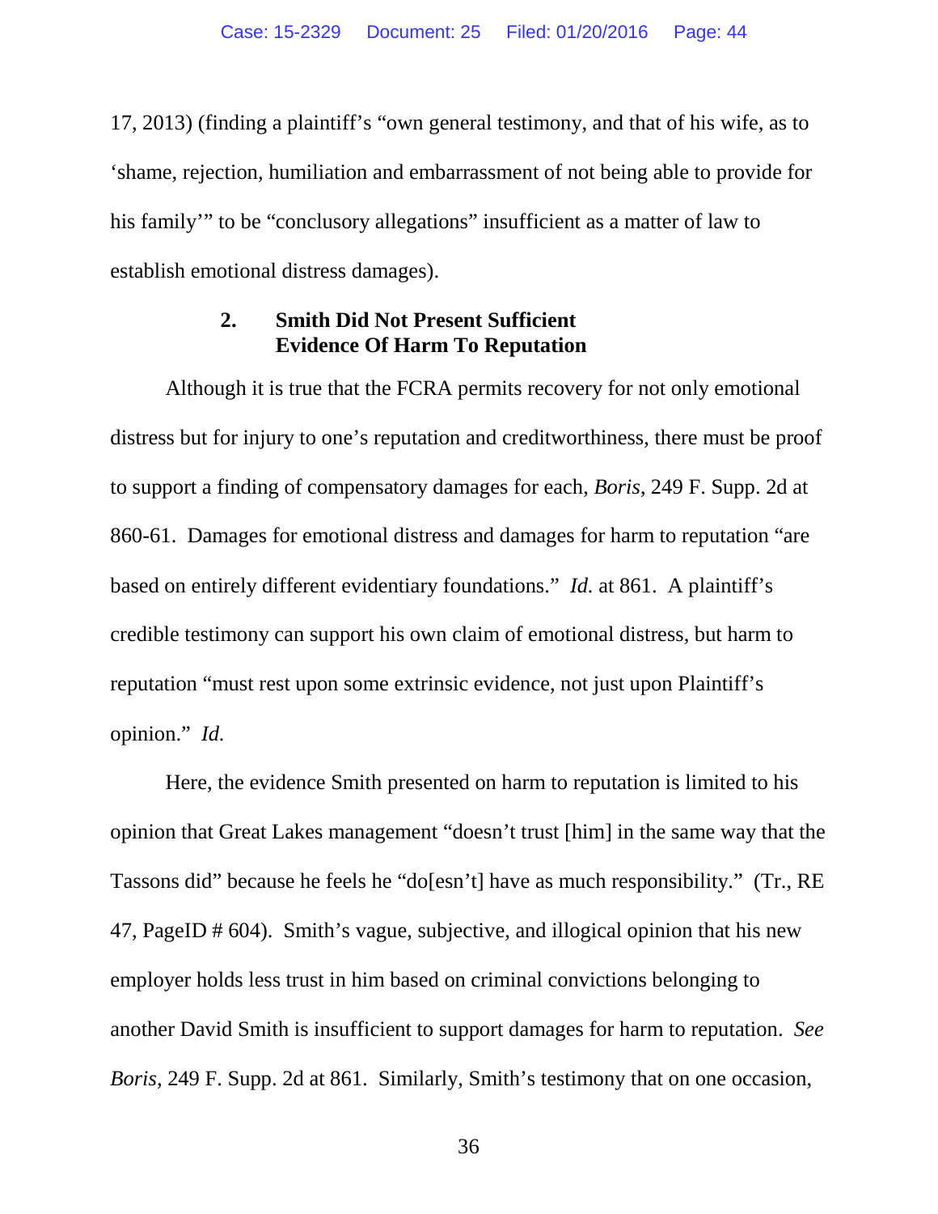17, 2013) (finding a plaintiff's "own general testimony, and that of his wife, as to 'shame, rejection, humiliation and embarrassment of not being able to provide for his family'" to be "conclusory allegations" insufficient as a matter of law to establish emotional distress damages).

### 2. Smith Did Not Present Sufficient Evidence Of Harm To Reputation

Although it is true that the FCRA permits recovery for not only emotional distress but for injury to one's reputation and creditworthiness, there must be proof to support a finding of compensatory damages for each, *Boris*, 249 F. Supp. 2d at 860-61. Damages for emotional distress and damages for harm to reputation "are based on entirely different evidentiary foundations." *Id.* at 861. A plaintiff's credible testimony can support his own claim of emotional distress, but harm to reputation "must rest upon some extrinsic evidence, not just upon Plaintiff's opinion." *Id.*

Here, the evidence Smith presented on harm to reputation is limited to his opinion that Great Lakes management "doesn't trust [him] in the same way that the Tassons did" because he feels he "do[esn't] have as much responsibility." (Tr., RE 47, PageID # 604). Smith's vague, subjective, and illogical opinion that his new employer holds less trust in him based on criminal convictions belonging to another David Smith is insufficient to support damages for harm to reputation. *See Boris*, 249 F. Supp. 2d at 861. Similarly, Smith's testimony that on one occasion,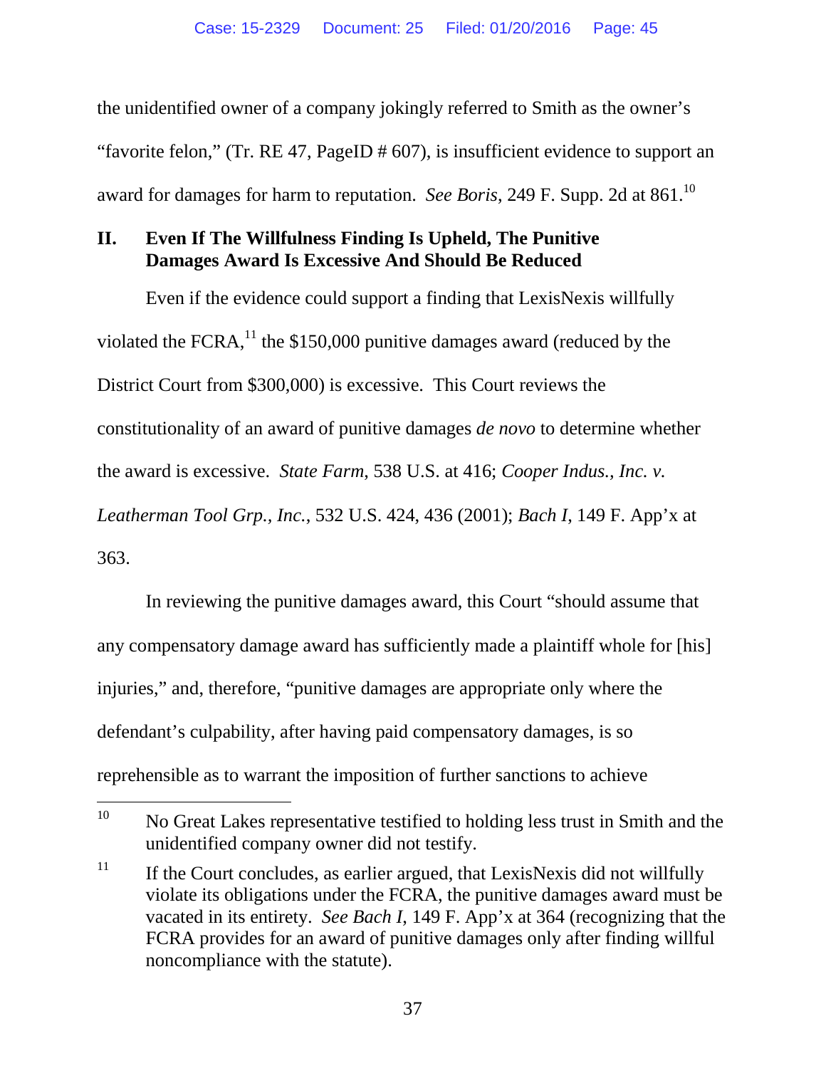the unidentified owner of a company jokingly referred to Smith as the owner's "favorite felon," (Tr. RE 47, PageID # 607), is insufficient evidence to support an award for damages for harm to reputation. *See Boris*, 249 F. Supp. 2d at 861.[10]

## II. Even If The Willfulness Finding Is Upheld, The Punitive Damages Award Is Excessive And Should Be Reduced

Even if the evidence could support a finding that LexisNexis willfully violated the FCRA,[11] the $150,000 punitive damages award (reduced by the District Court from $300,000) is excessive. This Court reviews the constitutionality of an award of punitive damages *de novo* to determine whether the award is excessive. *State Farm*, 538 U.S. at 416; *Cooper Indus., Inc. v. Leatherman Tool Grp., Inc.*, 532 U.S. 424, 436 (2001); *Bach I*, 149 F. App'x at 363.

In reviewing the punitive damages award, this Court "should assume that any compensatory damage award has sufficiently made a plaintiff whole for [his] injuries," and, therefore, "punitive damages are appropriate only where the defendant's culpability, after having paid compensatory damages, is so reprehensible as to warrant the imposition of further sanctions to achieve

---

[10] No Great Lakes representative testified to holding less trust in Smith and the unidentified company owner did not testify.

[11] If the Court concludes, as earlier argued, that LexisNexis did not willfully violate its obligations under the FCRA, the punitive damages award must be vacated in its entirety. *See Bach I*, 149 F. App'x at 364 (recognizing that the FCRA provides for an award of punitive damages only after finding willful noncompliance with the statute).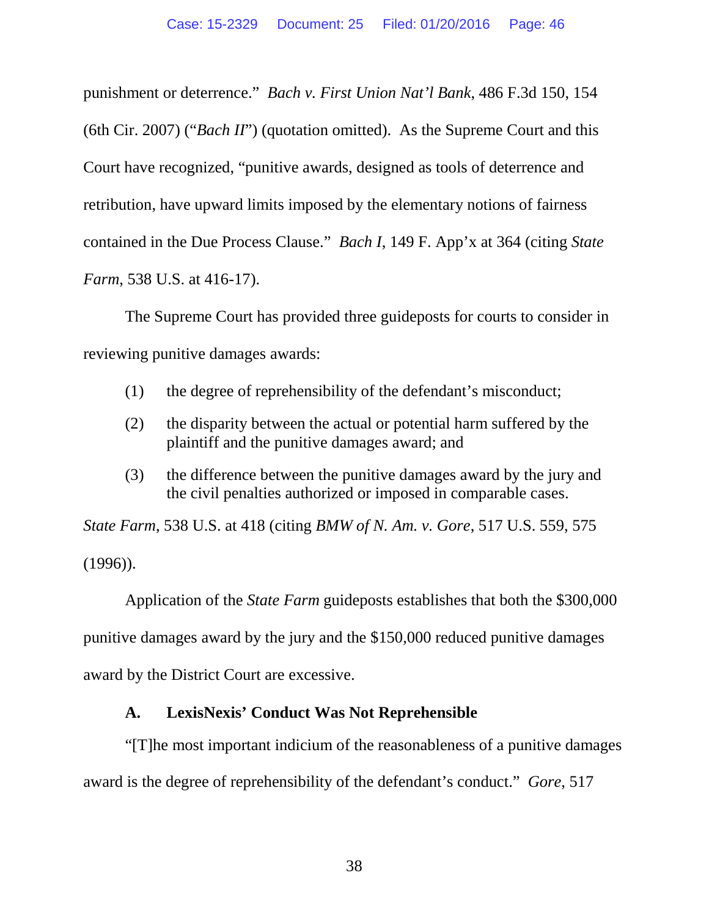punishment or deterrence." *Bach v. First Union Nat'l Bank*, 486 F.3d 150, 154 (6th Cir. 2007) ("*Bach II*") (quotation omitted). As the Supreme Court and this Court have recognized, "punitive awards, designed as tools of deterrence and retribution, have upward limits imposed by the elementary notions of fairness contained in the Due Process Clause." *Bach I*, 149 F. App'x at 364 (citing *State Farm*, 538 U.S. at 416-17).

The Supreme Court has provided three guideposts for courts to consider in reviewing punitive damages awards:

> (1) the degree of reprehensibility of the defendant's misconduct;
>
> (2) the disparity between the actual or potential harm suffered by the plaintiff and the punitive damages award; and
>
> (3) the difference between the punitive damages award by the jury and the civil penalties authorized or imposed in comparable cases.

*State Farm*, 538 U.S. at 418 (citing *BMW of N. Am. v. Gore*, 517 U.S. 559, 575 (1996)).

Application of the *State Farm* guideposts establishes that both the $300,000 punitive damages award by the jury and the $150,000 reduced punitive damages award by the District Court are excessive.

### A. LexisNexis' Conduct Was Not Reprehensible

"[T]he most important indicium of the reasonableness of a punitive damages award is the degree of reprehensibility of the defendant's conduct." *Gore*, 517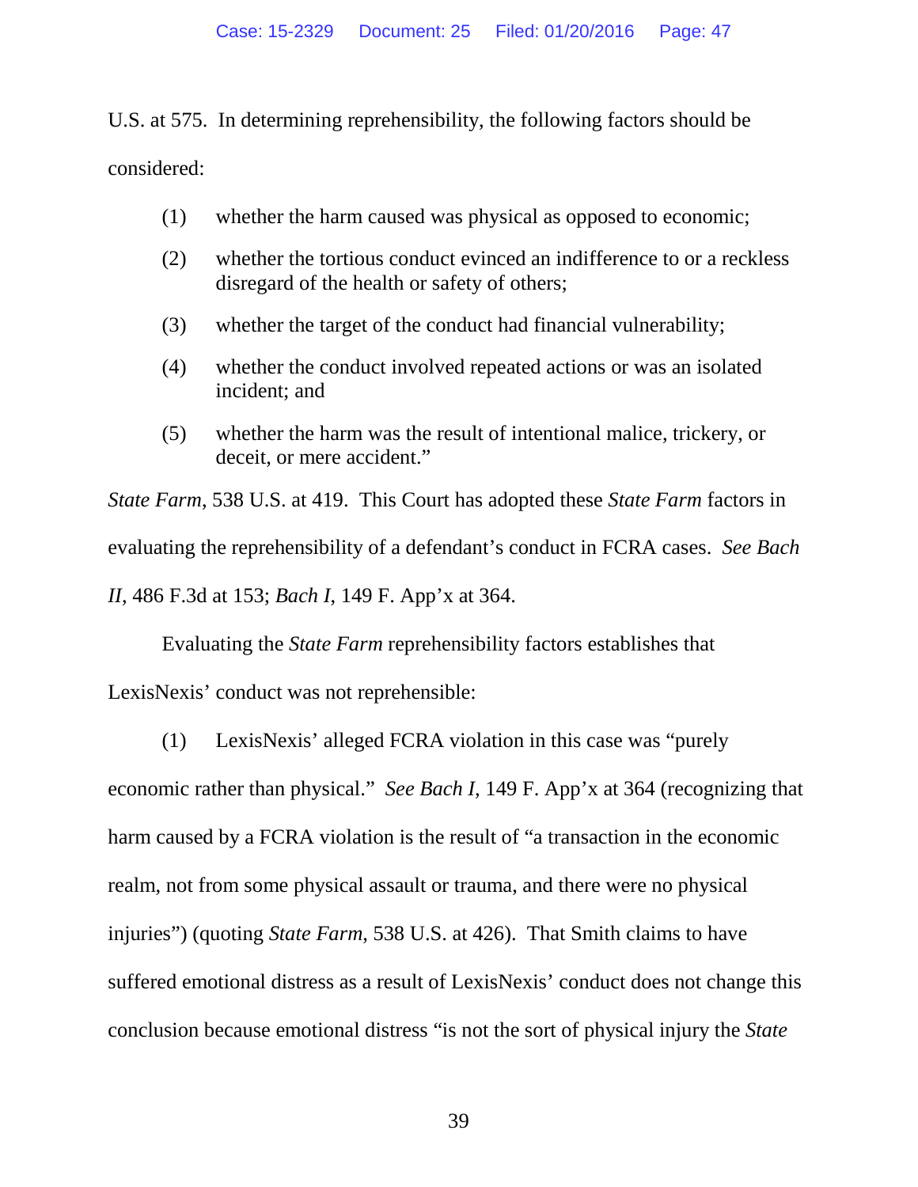U.S. at 575. In determining reprehensibility, the following factors should be considered:

> (1) whether the harm caused was physical as opposed to economic;
>
> (2) whether the tortious conduct evinced an indifference to or a reckless disregard of the health or safety of others;
>
> (3) whether the target of the conduct had financial vulnerability;
>
> (4) whether the conduct involved repeated actions or was an isolated incident; and
>
> (5) whether the harm was the result of intentional malice, trickery, or deceit, or mere accident."

*State Farm*, 538 U.S. at 419. This Court has adopted these *State Farm* factors in evaluating the reprehensibility of a defendant's conduct in FCRA cases. *See Bach II*, 486 F.3d at 153; *Bach I*, 149 F. App'x at 364.

Evaluating the *State Farm* reprehensibility factors establishes that LexisNexis' conduct was not reprehensible:

(1) LexisNexis' alleged FCRA violation in this case was "purely economic rather than physical." *See Bach I*, 149 F. App'x at 364 (recognizing that harm caused by a FCRA violation is the result of "a transaction in the economic realm, not from some physical assault or trauma, and there were no physical injuries") (quoting *State Farm*, 538 U.S. at 426). That Smith claims to have suffered emotional distress as a result of LexisNexis' conduct does not change this conclusion because emotional distress "is not the sort of physical injury the *State*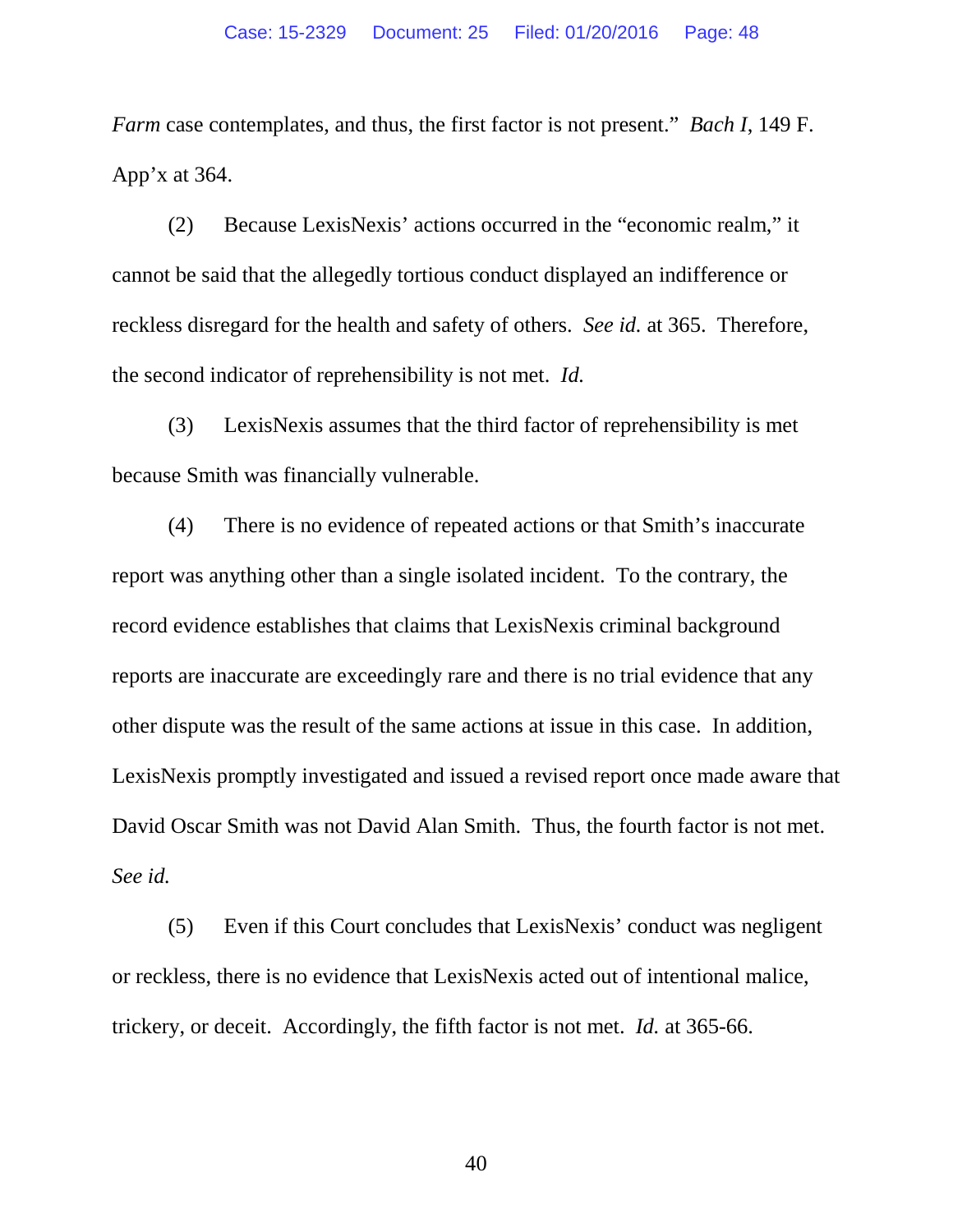*Farm* case contemplates, and thus, the first factor is not present." *Bach I*, 149 F. App'x at 364.

(2) Because LexisNexis' actions occurred in the "economic realm," it cannot be said that the allegedly tortious conduct displayed an indifference or reckless disregard for the health and safety of others. *See id.* at 365. Therefore, the second indicator of reprehensibility is not met. *Id.*

(3) LexisNexis assumes that the third factor of reprehensibility is met because Smith was financially vulnerable.

(4) There is no evidence of repeated actions or that Smith's inaccurate report was anything other than a single isolated incident. To the contrary, the record evidence establishes that claims that LexisNexis criminal background reports are inaccurate are exceedingly rare and there is no trial evidence that any other dispute was the result of the same actions at issue in this case. In addition, LexisNexis promptly investigated and issued a revised report once made aware that David Oscar Smith was not David Alan Smith. Thus, the fourth factor is not met. *See id.*

(5) Even if this Court concludes that LexisNexis' conduct was negligent or reckless, there is no evidence that LexisNexis acted out of intentional malice, trickery, or deceit. Accordingly, the fifth factor is not met. *Id.* at 365-66.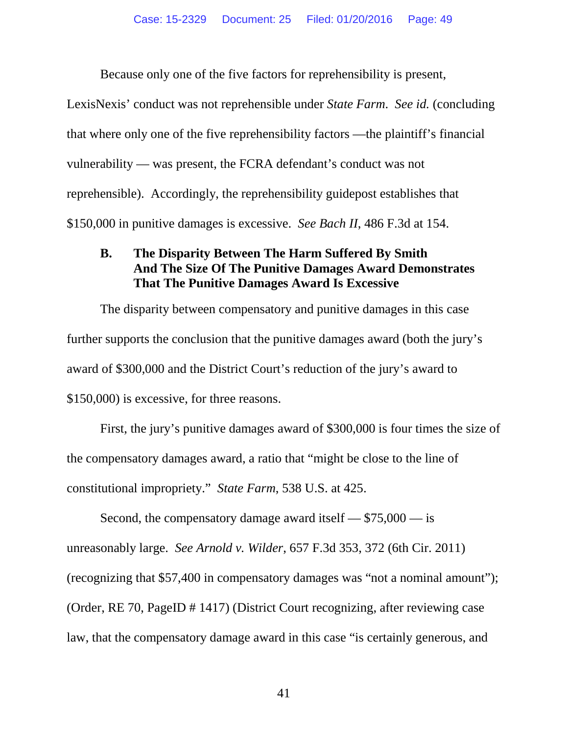Because only one of the five factors for reprehensibility is present, LexisNexis' conduct was not reprehensible under *State Farm*. *See id.* (concluding that where only one of the five reprehensibility factors —the plaintiff's financial vulnerability — was present, the FCRA defendant's conduct was not reprehensible). Accordingly, the reprehensibility guidepost establishes that $150,000 in punitive damages is excessive. *See Bach II*, 486 F.3d at 154.

### B. The Disparity Between The Harm Suffered By Smith And The Size Of The Punitive Damages Award Demonstrates That The Punitive Damages Award Is Excessive

The disparity between compensatory and punitive damages in this case further supports the conclusion that the punitive damages award (both the jury's award of $300,000 and the District Court's reduction of the jury's award to $150,000) is excessive, for three reasons.

First, the jury's punitive damages award of $300,000 is four times the size of the compensatory damages award, a ratio that "might be close to the line of constitutional impropriety." *State Farm*, 538 U.S. at 425.

Second, the compensatory damage award itself — $75,000 — is unreasonably large. *See Arnold v. Wilder*, 657 F.3d 353, 372 (6th Cir. 2011) (recognizing that $57,400 in compensatory damages was "not a nominal amount"); (Order, RE 70, PageID # 1417) (District Court recognizing, after reviewing case law, that the compensatory damage award in this case "is certainly generous, and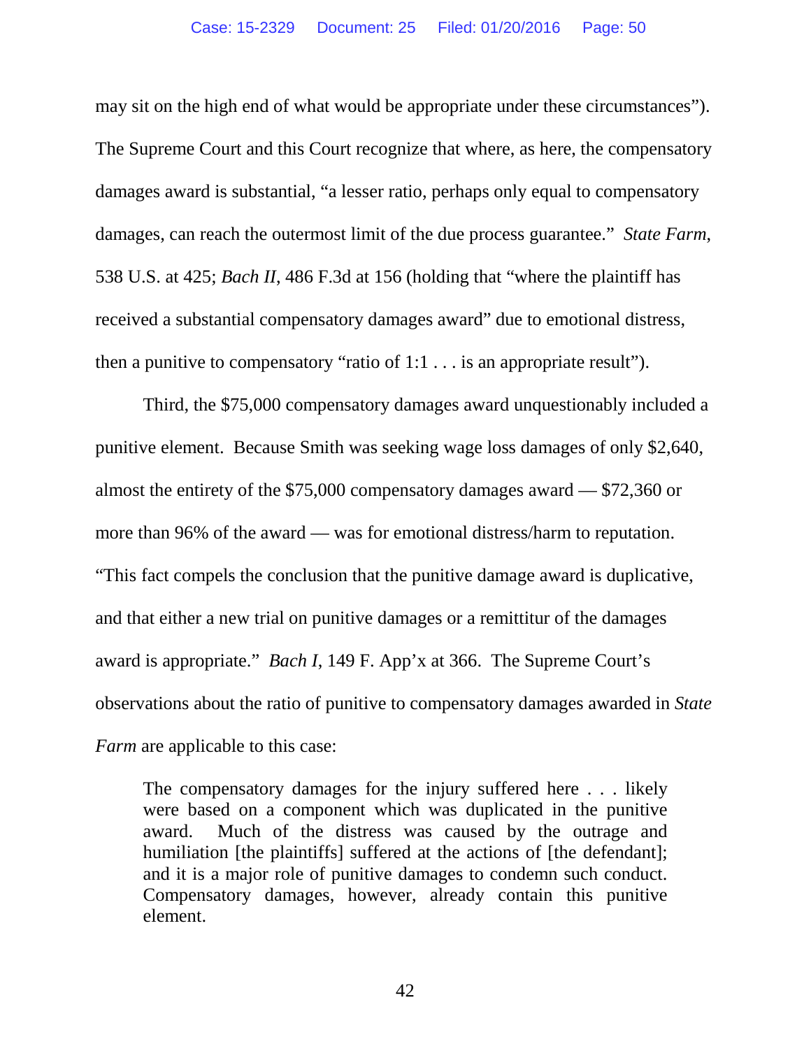may sit on the high end of what would be appropriate under these circumstances"). The Supreme Court and this Court recognize that where, as here, the compensatory damages award is substantial, "a lesser ratio, perhaps only equal to compensatory damages, can reach the outermost limit of the due process guarantee." *State Farm*, 538 U.S. at 425; *Bach II*, 486 F.3d at 156 (holding that "where the plaintiff has received a substantial compensatory damages award" due to emotional distress, then a punitive to compensatory "ratio of 1:1 . . . is an appropriate result").

Third, the $75,000 compensatory damages award unquestionably included a punitive element. Because Smith was seeking wage loss damages of only $2,640, almost the entirety of the $75,000 compensatory damages award — $72,360 or more than 96% of the award — was for emotional distress/harm to reputation. "This fact compels the conclusion that the punitive damage award is duplicative, and that either a new trial on punitive damages or a remittitur of the damages award is appropriate." *Bach I*, 149 F. App'x at 366. The Supreme Court's observations about the ratio of punitive to compensatory damages awarded in *State Farm* are applicable to this case:

> The compensatory damages for the injury suffered here . . . likely were based on a component which was duplicated in the punitive award. Much of the distress was caused by the outrage and humiliation [the plaintiffs] suffered at the actions of [the defendant]; and it is a major role of punitive damages to condemn such conduct. Compensatory damages, however, already contain this punitive element.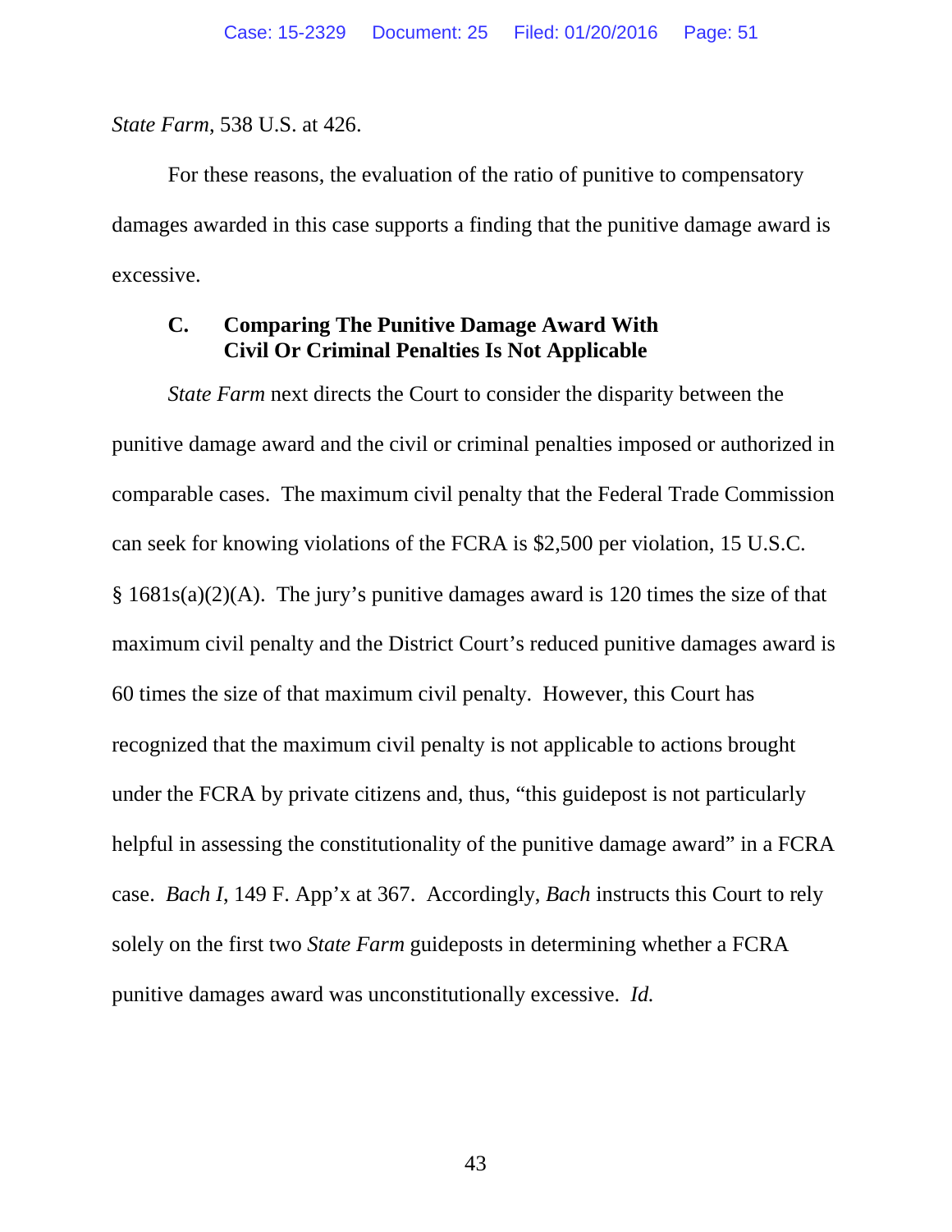*State Farm*, 538 U.S. at 426.

For these reasons, the evaluation of the ratio of punitive to compensatory damages awarded in this case supports a finding that the punitive damage award is excessive.

### C. Comparing The Punitive Damage Award With Civil Or Criminal Penalties Is Not Applicable

*State Farm* next directs the Court to consider the disparity between the punitive damage award and the civil or criminal penalties imposed or authorized in comparable cases. The maximum civil penalty that the Federal Trade Commission can seek for knowing violations of the FCRA is $2,500 per violation, 15 U.S.C. § 1681s(a)(2)(A). The jury's punitive damages award is 120 times the size of that maximum civil penalty and the District Court's reduced punitive damages award is 60 times the size of that maximum civil penalty. However, this Court has recognized that the maximum civil penalty is not applicable to actions brought under the FCRA by private citizens and, thus, "this guidepost is not particularly helpful in assessing the constitutionality of the punitive damage award" in a FCRA case. *Bach I,* 149 F. App'x at 367. Accordingly, *Bach* instructs this Court to rely solely on the first two *State Farm* guideposts in determining whether a FCRA punitive damages award was unconstitutionally excessive. *Id.*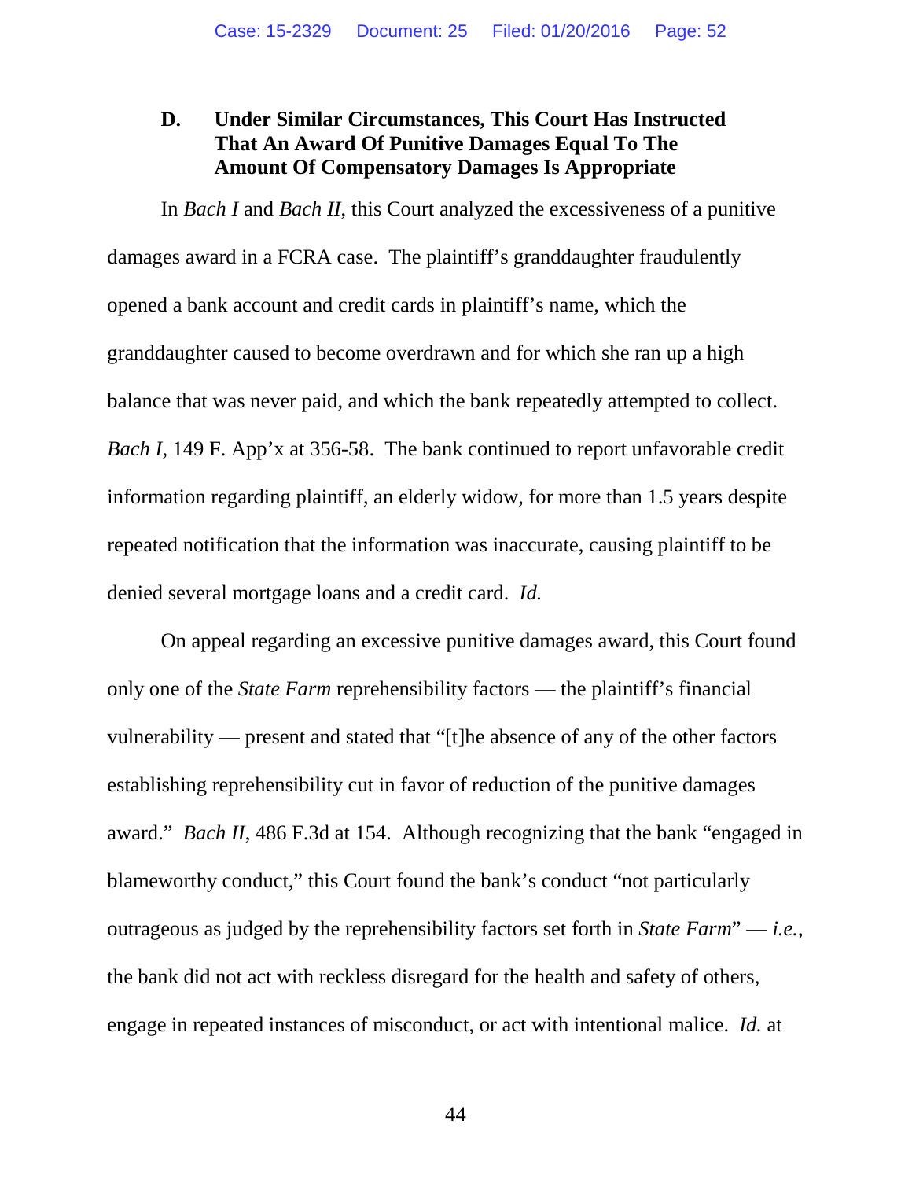### D. Under Similar Circumstances, This Court Has Instructed That An Award Of Punitive Damages Equal To The Amount Of Compensatory Damages Is Appropriate

In *Bach I* and *Bach II*, this Court analyzed the excessiveness of a punitive damages award in a FCRA case. The plaintiff's granddaughter fraudulently opened a bank account and credit cards in plaintiff's name, which the granddaughter caused to become overdrawn and for which she ran up a high balance that was never paid, and which the bank repeatedly attempted to collect. *Bach I*, 149 F. App'x at 356-58. The bank continued to report unfavorable credit information regarding plaintiff, an elderly widow, for more than 1.5 years despite repeated notification that the information was inaccurate, causing plaintiff to be denied several mortgage loans and a credit card. *Id.*

On appeal regarding an excessive punitive damages award, this Court found only one of the *State Farm* reprehensibility factors — the plaintiff's financial vulnerability — present and stated that "[t]he absence of any of the other factors establishing reprehensibility cut in favor of reduction of the punitive damages award." *Bach II*, 486 F.3d at 154. Although recognizing that the bank "engaged in blameworthy conduct," this Court found the bank's conduct "not particularly outrageous as judged by the reprehensibility factors set forth in *State Farm*" — *i.e.*, the bank did not act with reckless disregard for the health and safety of others, engage in repeated instances of misconduct, or act with intentional malice. *Id.* at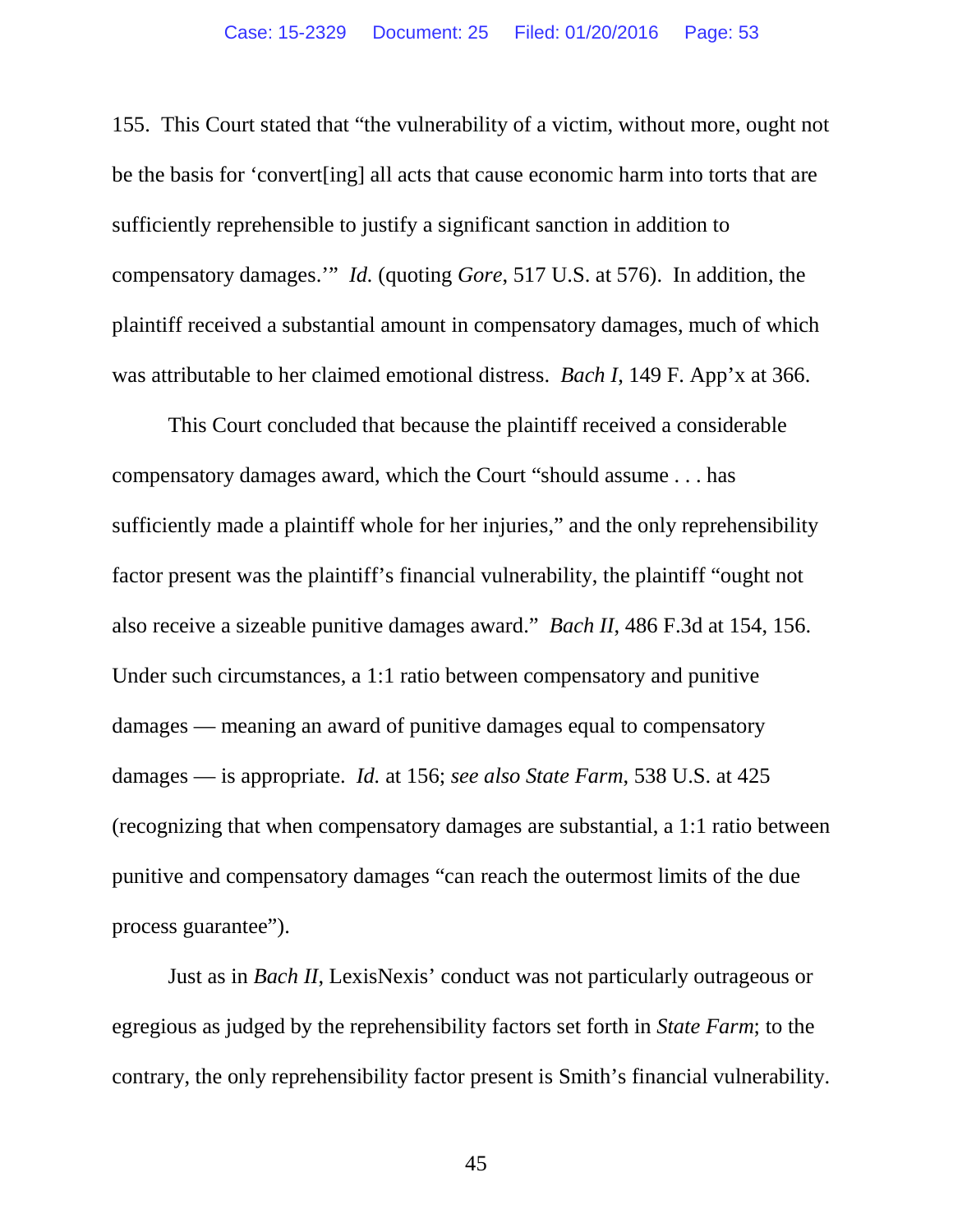155. This Court stated that "the vulnerability of a victim, without more, ought not be the basis for 'convert[ing] all acts that cause economic harm into torts that are sufficiently reprehensible to justify a significant sanction in addition to compensatory damages.'" *Id.* (quoting *Gore*, 517 U.S. at 576). In addition, the plaintiff received a substantial amount in compensatory damages, much of which was attributable to her claimed emotional distress. *Bach I*, 149 F. App'x at 366.

This Court concluded that because the plaintiff received a considerable compensatory damages award, which the Court "should assume . . . has sufficiently made a plaintiff whole for her injuries," and the only reprehensibility factor present was the plaintiff's financial vulnerability, the plaintiff "ought not also receive a sizeable punitive damages award." *Bach II*, 486 F.3d at 154, 156. Under such circumstances, a 1:1 ratio between compensatory and punitive damages — meaning an award of punitive damages equal to compensatory damages — is appropriate. *Id.* at 156; *see also State Farm*, 538 U.S. at 425 (recognizing that when compensatory damages are substantial, a 1:1 ratio between punitive and compensatory damages "can reach the outermost limits of the due process guarantee").

Just as in *Bach II*, LexisNexis' conduct was not particularly outrageous or egregious as judged by the reprehensibility factors set forth in *State Farm*; to the contrary, the only reprehensibility factor present is Smith's financial vulnerability.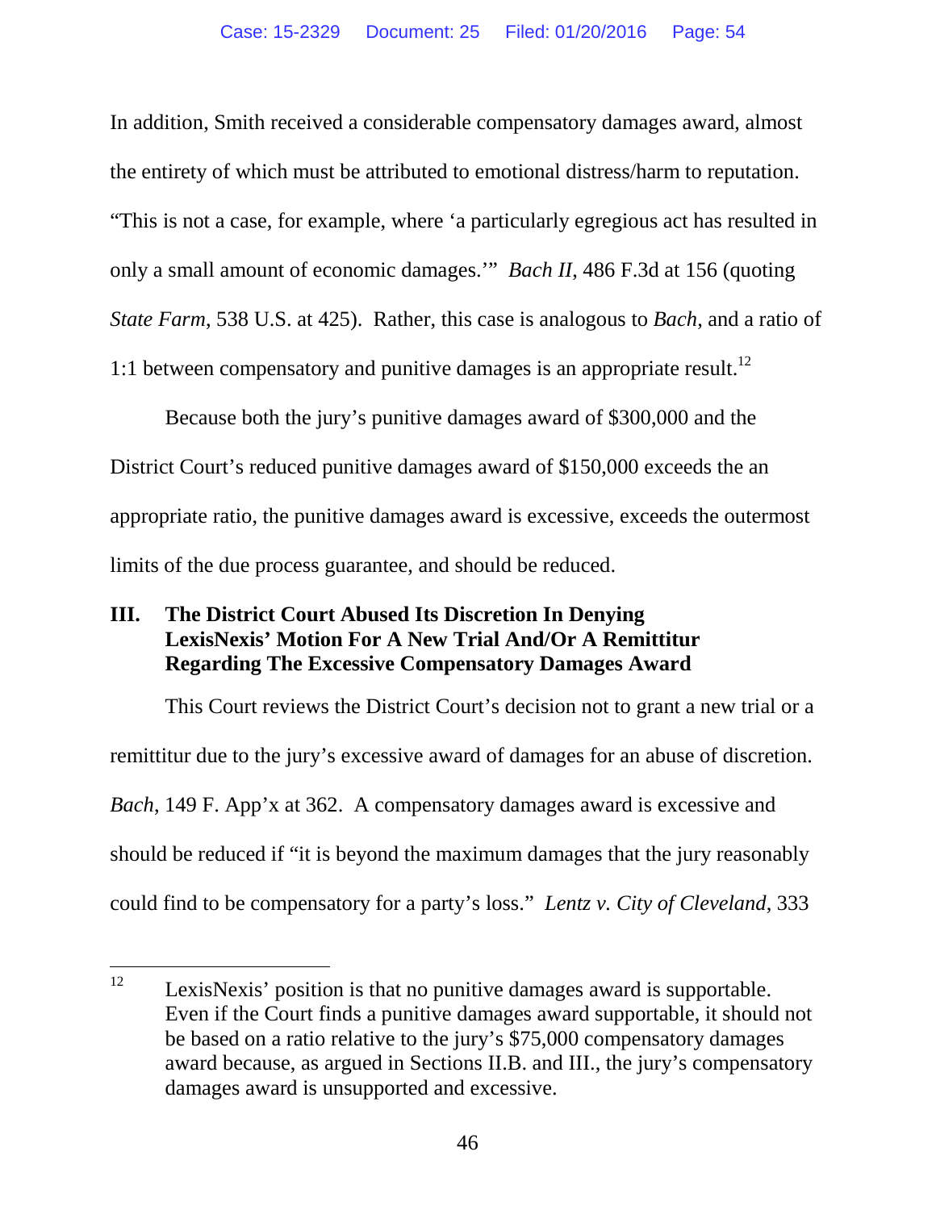In addition, Smith received a considerable compensatory damages award, almost the entirety of which must be attributed to emotional distress/harm to reputation. "This is not a case, for example, where 'a particularly egregious act has resulted in only a small amount of economic damages.'" *Bach II*, 486 F.3d at 156 (quoting *State Farm*, 538 U.S. at 425). Rather, this case is analogous to *Bach*, and a ratio of 1:1 between compensatory and punitive damages is an appropriate result.[12]

Because both the jury's punitive damages award of $300,000 and the District Court's reduced punitive damages award of $150,000 exceeds the an appropriate ratio, the punitive damages award is excessive, exceeds the outermost limits of the due process guarantee, and should be reduced.

## III. The District Court Abused Its Discretion In Denying LexisNexis' Motion For A New Trial And/Or A Remittitur Regarding The Excessive Compensatory Damages Award

This Court reviews the District Court's decision not to grant a new trial or a remittitur due to the jury's excessive award of damages for an abuse of discretion. *Bach*, 149 F. App'x at 362. A compensatory damages award is excessive and should be reduced if "it is beyond the maximum damages that the jury reasonably could find to be compensatory for a party's loss." *Lentz v. City of Cleveland*, 333

---

[12] LexisNexis' position is that no punitive damages award is supportable. Even if the Court finds a punitive damages award supportable, it should not be based on a ratio relative to the jury's $75,000 compensatory damages award because, as argued in Sections II.B. and III., the jury's compensatory damages award is unsupported and excessive.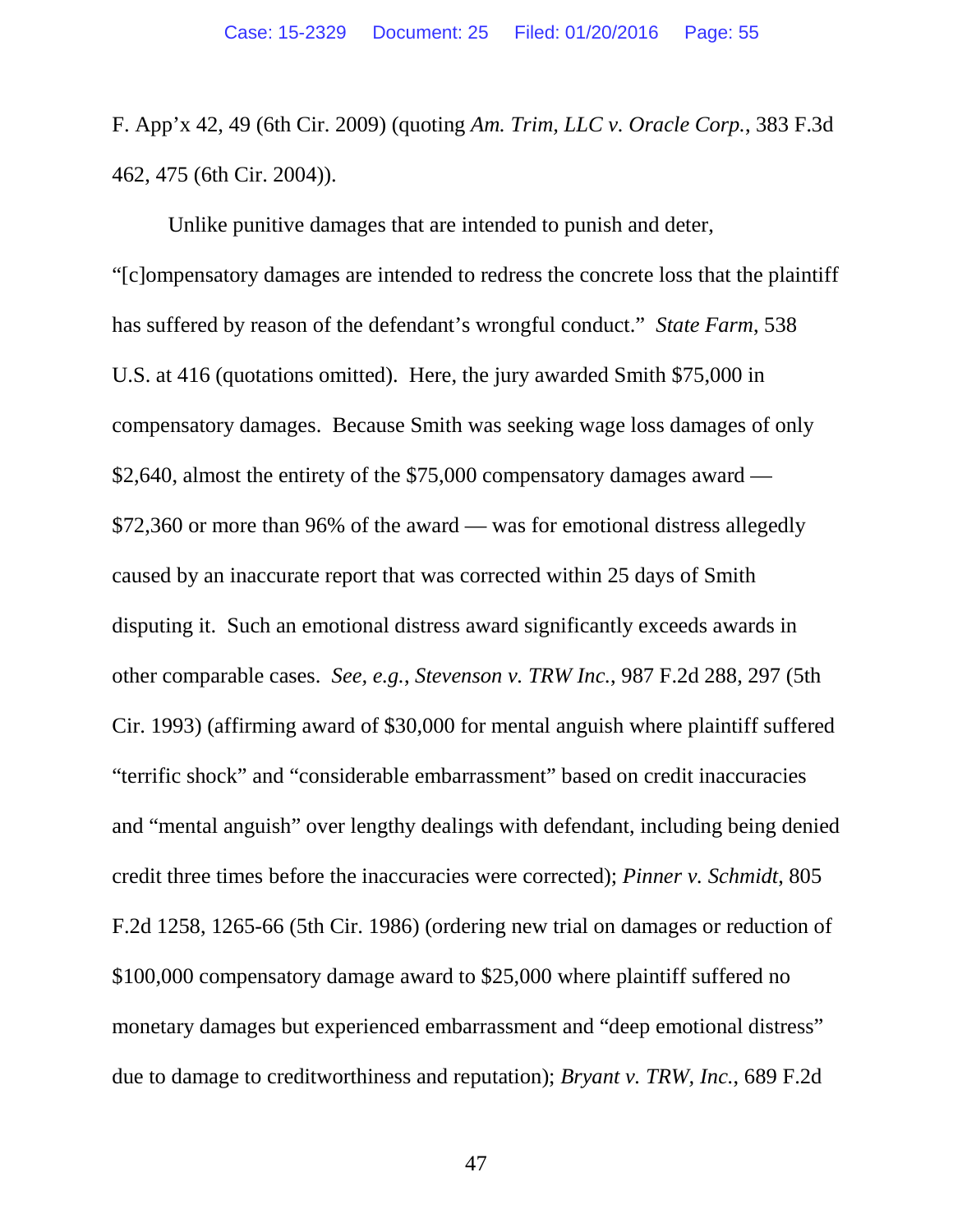F. App'x 42, 49 (6th Cir. 2009) (quoting *Am. Trim, LLC v. Oracle Corp.*, 383 F.3d 462, 475 (6th Cir. 2004)).

Unlike punitive damages that are intended to punish and deter, "[c]ompensatory damages are intended to redress the concrete loss that the plaintiff has suffered by reason of the defendant's wrongful conduct." *State Farm*, 538 U.S. at 416 (quotations omitted). Here, the jury awarded Smith $75,000 in compensatory damages. Because Smith was seeking wage loss damages of only $2,640, almost the entirety of the $75,000 compensatory damages award — $72,360 or more than 96% of the award — was for emotional distress allegedly caused by an inaccurate report that was corrected within 25 days of Smith disputing it. Such an emotional distress award significantly exceeds awards in other comparable cases. *See, e.g.*, *Stevenson v. TRW Inc.*, 987 F.2d 288, 297 (5th Cir. 1993) (affirming award of $30,000 for mental anguish where plaintiff suffered "terrific shock" and "considerable embarrassment" based on credit inaccuracies and "mental anguish" over lengthy dealings with defendant, including being denied credit three times before the inaccuracies were corrected); *Pinner v. Schmidt*, 805 F.2d 1258, 1265-66 (5th Cir. 1986) (ordering new trial on damages or reduction of $100,000 compensatory damage award to $25,000 where plaintiff suffered no monetary damages but experienced embarrassment and "deep emotional distress" due to damage to creditworthiness and reputation); *Bryant v. TRW, Inc.*, 689 F.2d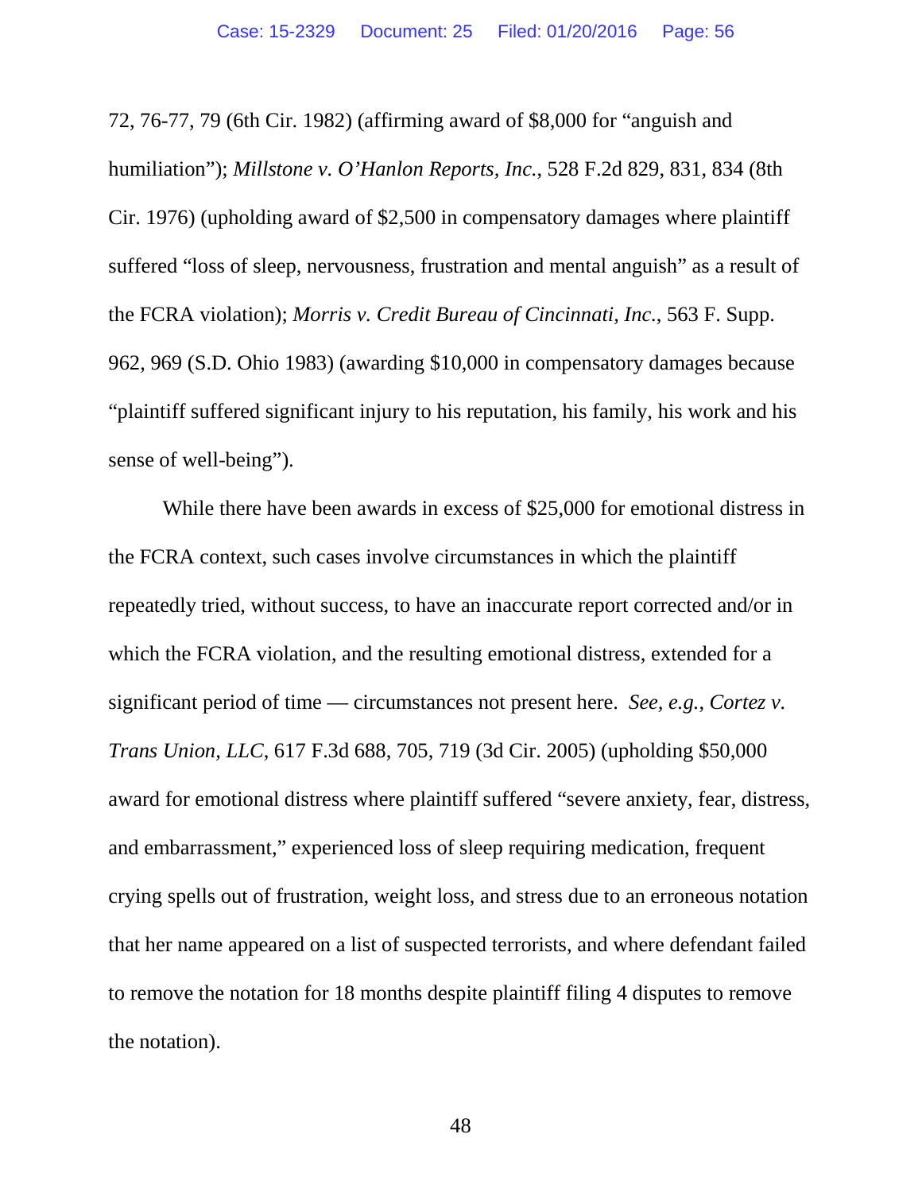72, 76-77, 79 (6th Cir. 1982) (affirming award of $8,000 for "anguish and humiliation"); *Millstone v. O'Hanlon Reports, Inc.*, 528 F.2d 829, 831, 834 (8th Cir. 1976) (upholding award of $2,500 in compensatory damages where plaintiff suffered "loss of sleep, nervousness, frustration and mental anguish" as a result of the FCRA violation); *Morris v. Credit Bureau of Cincinnati, Inc.*, 563 F. Supp. 962, 969 (S.D. Ohio 1983) (awarding $10,000 in compensatory damages because "plaintiff suffered significant injury to his reputation, his family, his work and his sense of well-being").

While there have been awards in excess of $25,000 for emotional distress in the FCRA context, such cases involve circumstances in which the plaintiff repeatedly tried, without success, to have an inaccurate report corrected and/or in which the FCRA violation, and the resulting emotional distress, extended for a significant period of time — circumstances not present here. *See, e.g.*, *Cortez v. Trans Union, LLC*, 617 F.3d 688, 705, 719 (3d Cir. 2005) (upholding $50,000 award for emotional distress where plaintiff suffered "severe anxiety, fear, distress, and embarrassment," experienced loss of sleep requiring medication, frequent crying spells out of frustration, weight loss, and stress due to an erroneous notation that her name appeared on a list of suspected terrorists, and where defendant failed to remove the notation for 18 months despite plaintiff filing 4 disputes to remove the notation).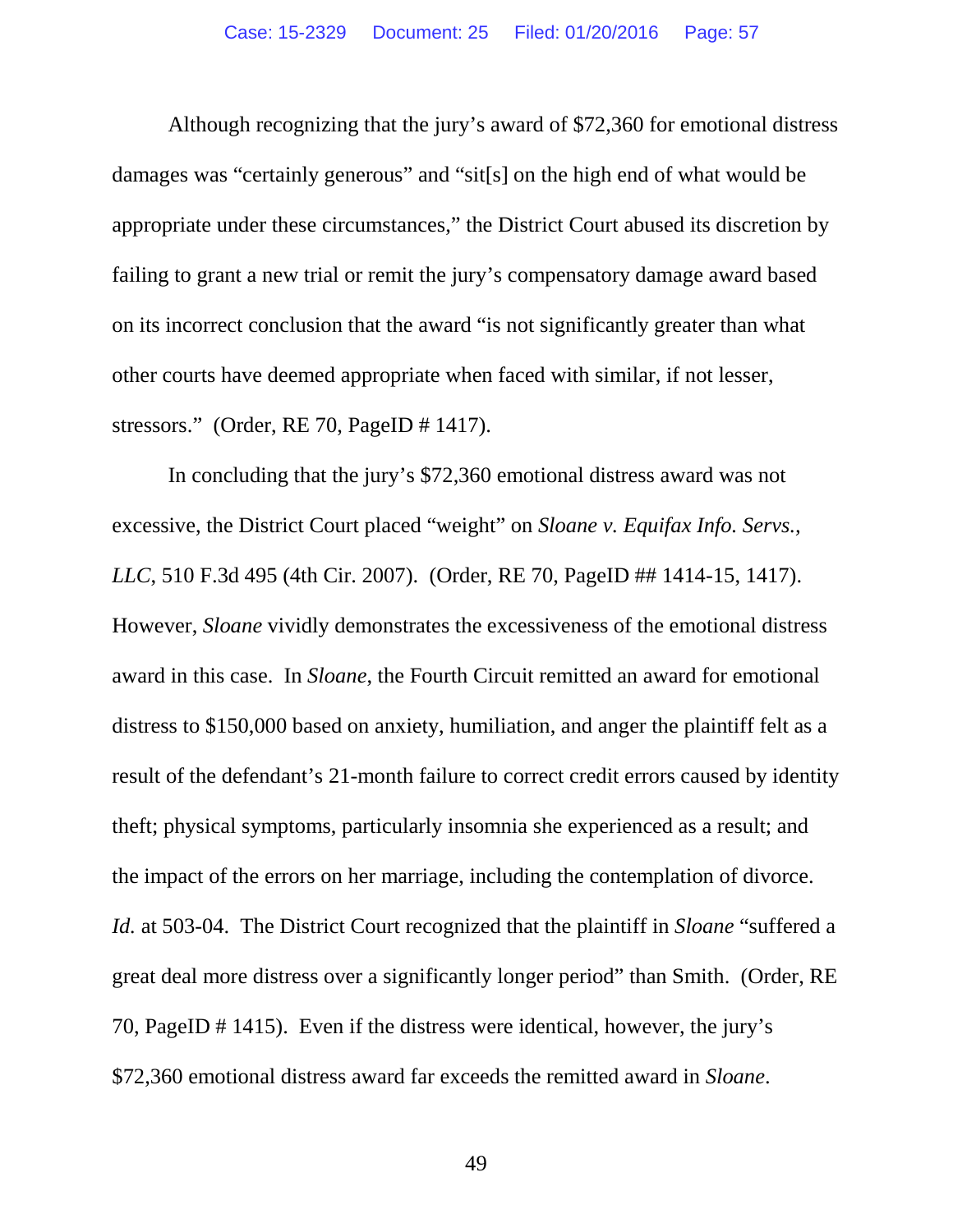Although recognizing that the jury's award of $72,360 for emotional distress damages was "certainly generous" and "sit[s] on the high end of what would be appropriate under these circumstances," the District Court abused its discretion by failing to grant a new trial or remit the jury's compensatory damage award based on its incorrect conclusion that the award "is not significantly greater than what other courts have deemed appropriate when faced with similar, if not lesser, stressors." (Order, RE 70, PageID # 1417).

In concluding that the jury's $72,360 emotional distress award was not excessive, the District Court placed "weight" on *Sloane v. Equifax Info. Servs., LLC*, 510 F.3d 495 (4th Cir. 2007). (Order, RE 70, PageID ## 1414-15, 1417). However, *Sloane* vividly demonstrates the excessiveness of the emotional distress award in this case. In *Sloane*, the Fourth Circuit remitted an award for emotional distress to $150,000 based on anxiety, humiliation, and anger the plaintiff felt as a result of the defendant's 21-month failure to correct credit errors caused by identity theft; physical symptoms, particularly insomnia she experienced as a result; and the impact of the errors on her marriage, including the contemplation of divorce. *Id.* at 503-04. The District Court recognized that the plaintiff in *Sloane* "suffered a great deal more distress over a significantly longer period" than Smith. (Order, RE 70, PageID # 1415). Even if the distress were identical, however, the jury's $72,360 emotional distress award far exceeds the remitted award in *Sloane*.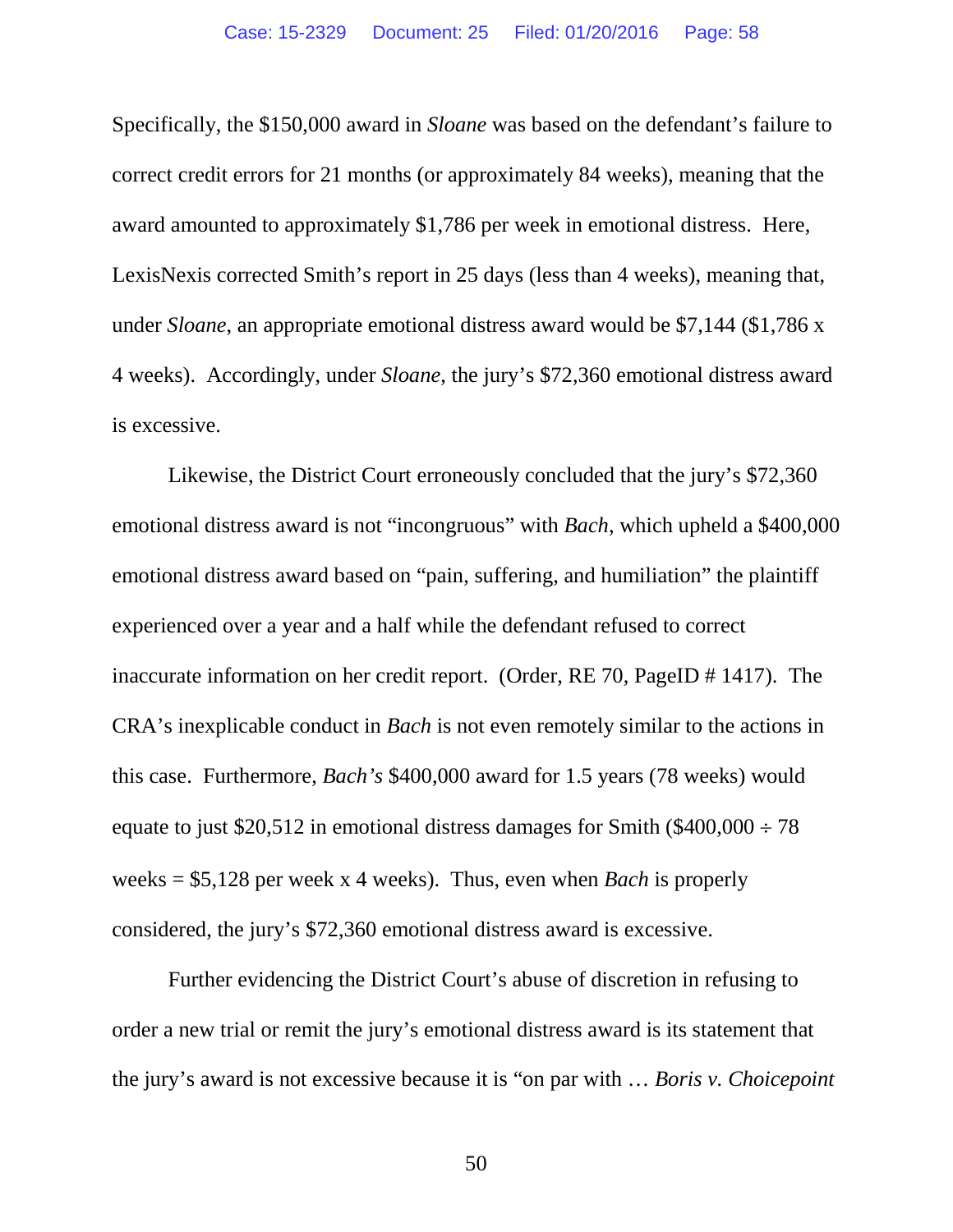Specifically, the $150,000 award in *Sloane* was based on the defendant's failure to correct credit errors for 21 months (or approximately 84 weeks), meaning that the award amounted to approximately $1,786 per week in emotional distress. Here, LexisNexis corrected Smith's report in 25 days (less than 4 weeks), meaning that, under *Sloane*, an appropriate emotional distress award would be $7,144 ($1,786 x 4 weeks). Accordingly, under *Sloane*, the jury's $72,360 emotional distress award is excessive.

Likewise, the District Court erroneously concluded that the jury's $72,360 emotional distress award is not "incongruous" with *Bach*, which upheld a $400,000 emotional distress award based on "pain, suffering, and humiliation" the plaintiff experienced over a year and a half while the defendant refused to correct inaccurate information on her credit report. (Order, RE 70, PageID # 1417). The CRA's inexplicable conduct in *Bach* is not even remotely similar to the actions in this case. Furthermore, *Bach's* $400,000 award for 1.5 years (78 weeks) would equate to just $20,512 in emotional distress damages for Smith ($400,000 ÷ 78 weeks = $5,128 per week x 4 weeks). Thus, even when *Bach* is properly considered, the jury's $72,360 emotional distress award is excessive.

Further evidencing the District Court's abuse of discretion in refusing to order a new trial or remit the jury's emotional distress award is its statement that the jury's award is not excessive because it is "on par with … *Boris v. Choicepoint*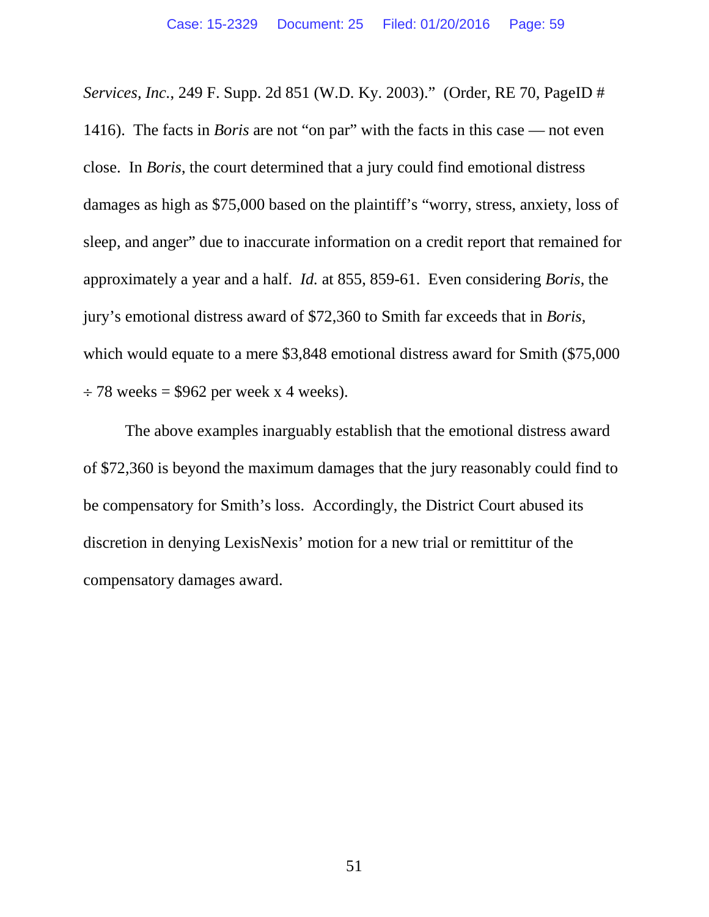*Services, Inc.*, 249 F. Supp. 2d 851 (W.D. Ky. 2003)." (Order, RE 70, PageID # 1416). The facts in *Boris* are not "on par" with the facts in this case — not even close. In *Boris*, the court determined that a jury could find emotional distress damages as high as $75,000 based on the plaintiff's "worry, stress, anxiety, loss of sleep, and anger" due to inaccurate information on a credit report that remained for approximately a year and a half. *Id.* at 855, 859-61. Even considering *Boris*, the jury's emotional distress award of $72,360 to Smith far exceeds that in *Boris*, which would equate to a mere $3,848 emotional distress award for Smith ($75,000 ÷ 78 weeks = $962 per week x 4 weeks).

The above examples inarguably establish that the emotional distress award of $72,360 is beyond the maximum damages that the jury reasonably could find to be compensatory for Smith's loss. Accordingly, the District Court abused its discretion in denying LexisNexis' motion for a new trial or remittitur of the compensatory damages award.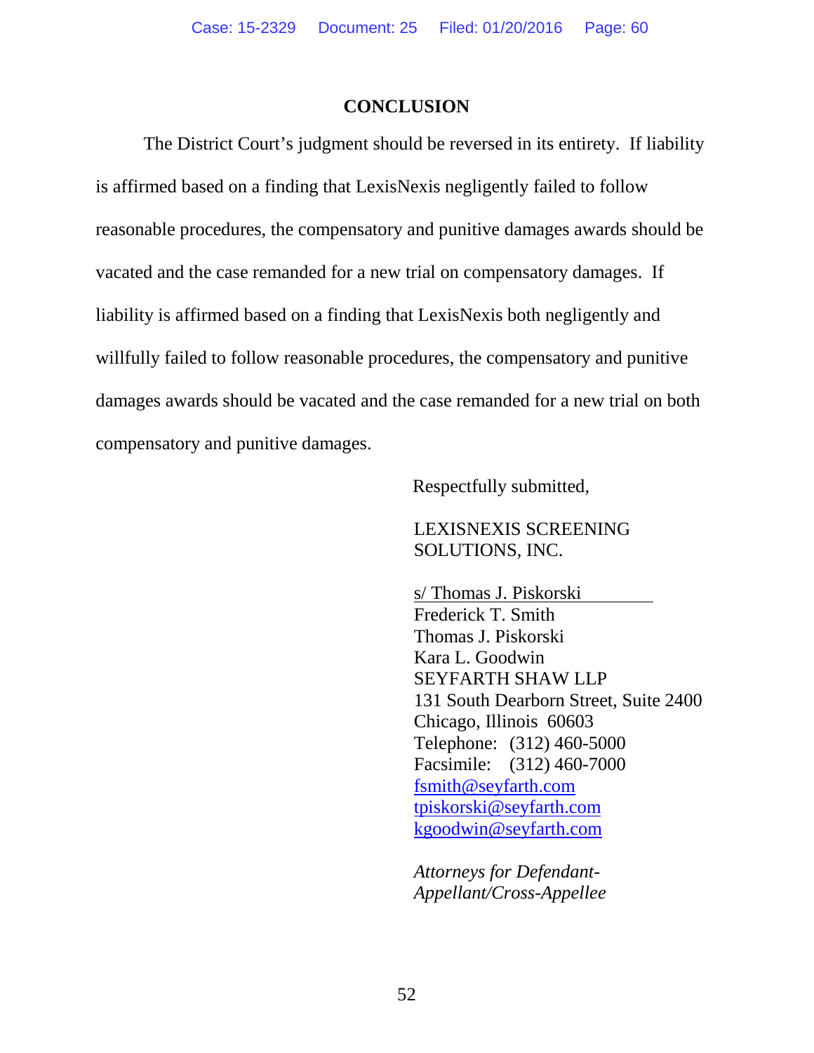## CONCLUSION

The District Court's judgment should be reversed in its entirety. If liability is affirmed based on a finding that LexisNexis negligently failed to follow reasonable procedures, the compensatory and punitive damages awards should be vacated and the case remanded for a new trial on compensatory damages. If liability is affirmed based on a finding that LexisNexis both negligently and willfully failed to follow reasonable procedures, the compensatory and punitive damages awards should be vacated and the case remanded for a new trial on both compensatory and punitive damages.

Respectfully submitted,

LEXISNEXIS SCREENING SOLUTIONS, INC.

s/ Thomas J. Piskorski
Frederick T. Smith
Thomas J. Piskorski
Kara L. Goodwin
SEYFARTH SHAW LLP
131 South Dearborn Street, Suite 2400
Chicago, Illinois 60603
Telephone: (312) 460-5000
Facsimile: (312) 460-7000
fsmith@seyfarth.com
tpiskorski@seyfarth.com
kgoodwin@seyfarth.com

*Attorneys for Defendant-Appellant/Cross-Appellee*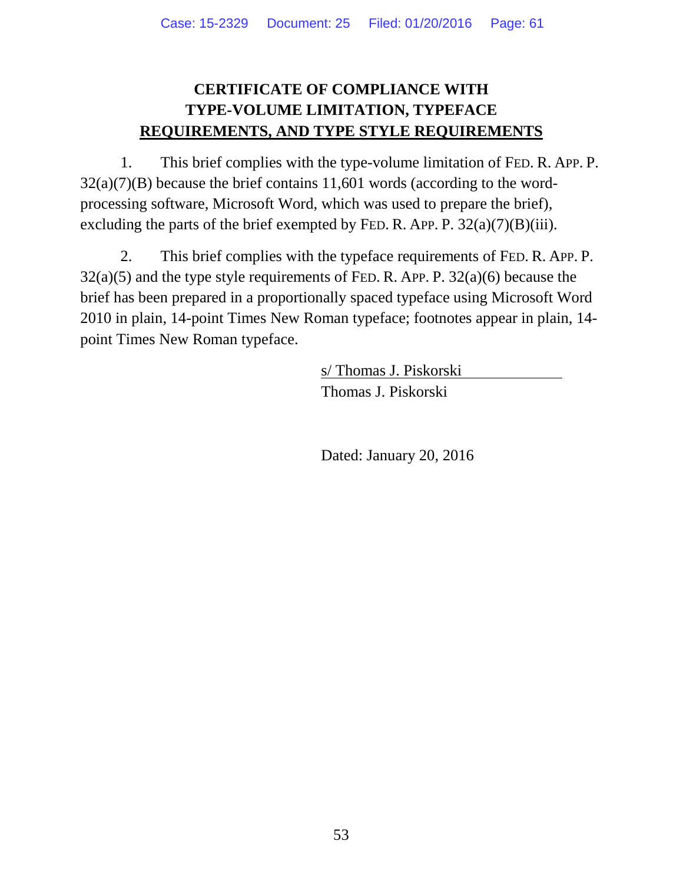# CERTIFICATE OF COMPLIANCE WITH TYPE-VOLUME LIMITATION, TYPEFACE REQUIREMENTS, AND TYPE STYLE REQUIREMENTS

1. This brief complies with the type-volume limitation of FED. R. APP. P. 32(a)(7)(B) because the brief contains 11,601 words (according to the word-processing software, Microsoft Word, which was used to prepare the brief), excluding the parts of the brief exempted by FED. R. APP. P. 32(a)(7)(B)(iii).

2. This brief complies with the typeface requirements of FED. R. APP. P. 32(a)(5) and the type style requirements of FED. R. APP. P. 32(a)(6) because the brief has been prepared in a proportionally spaced typeface using Microsoft Word 2010 in plain, 14-point Times New Roman typeface; footnotes appear in plain, 14-point Times New Roman typeface.

s/ Thomas J. Piskorski
Thomas J. Piskorski

Dated: January 20, 2016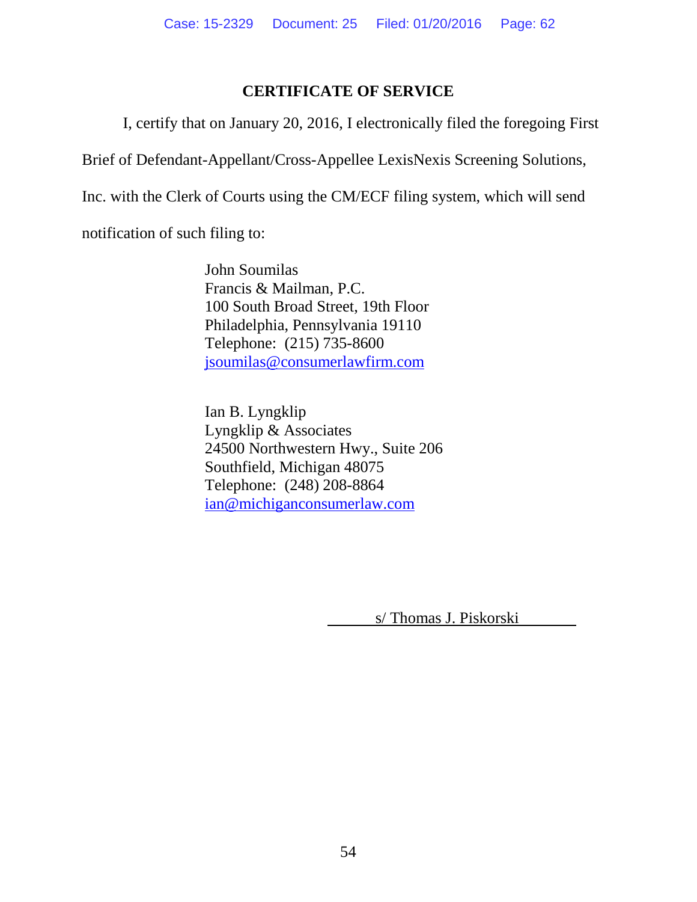## CERTIFICATE OF SERVICE

I, certify that on January 20, 2016, I electronically filed the foregoing First Brief of Defendant-Appellant/Cross-Appellee LexisNexis Screening Solutions, Inc. with the Clerk of Courts using the CM/ECF filing system, which will send notification of such filing to:

John Soumilas
Francis & Mailman, P.C.
100 South Broad Street, 19th Floor
Philadelphia, Pennsylvania 19110
Telephone: (215) 735-8600
jsoumilas@consumerlawfirm.com

Ian B. Lyngklip
Lyngklip & Associates
24500 Northwestern Hwy., Suite 206
Southfield, Michigan 48075
Telephone: (248) 208-8864
ian@michiganconsumerlaw.com

s/ Thomas J. Piskorski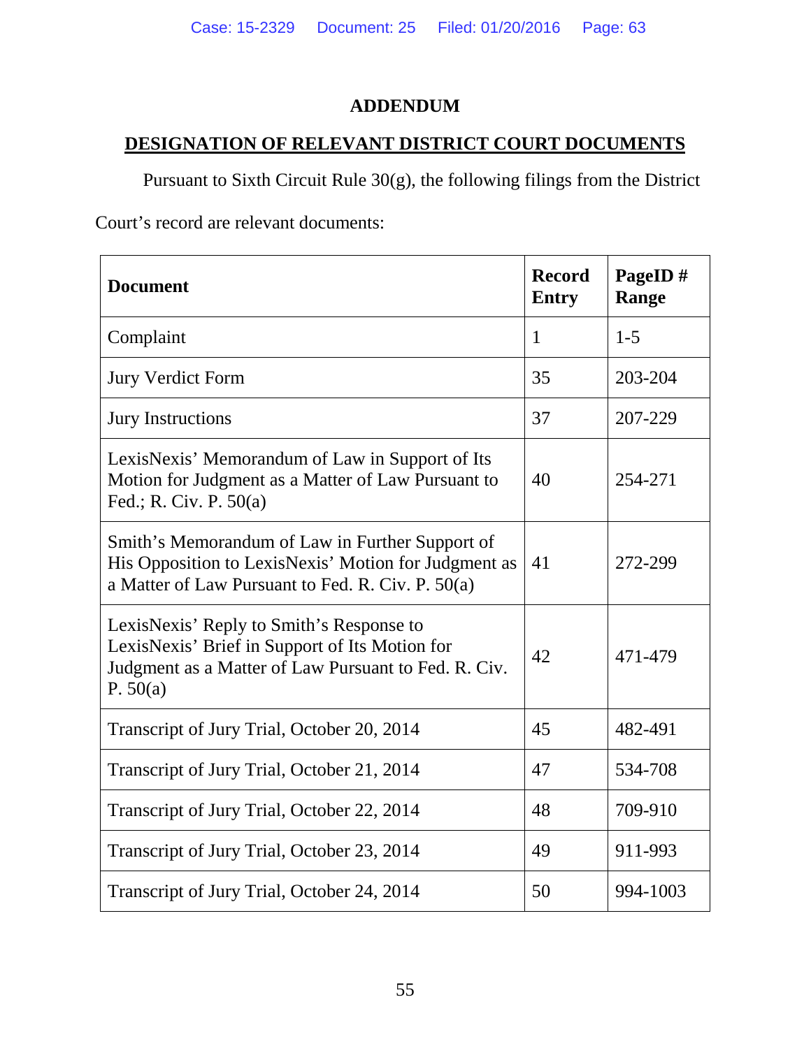# ADDENDUM

## DESIGNATION OF RELEVANT DISTRICT COURT DOCUMENTS

Pursuant to Sixth Circuit Rule 30(g), the following filings from the District Court's record are relevant documents:

| Document | Record Entry | PageID # Range |
|---|---|---|
| Complaint | 1 | 1-5 |
| Jury Verdict Form | 35 | 203-204 |
| Jury Instructions | 37 | 207-229 |
| LexisNexis' Memorandum of Law in Support of Its Motion for Judgment as a Matter of Law Pursuant to Fed.; R. Civ. P. 50(a) | 40 | 254-271 |
| Smith's Memorandum of Law in Further Support of His Opposition to LexisNexis' Motion for Judgment as a Matter of Law Pursuant to Fed. R. Civ. P. 50(a) | 41 | 272-299 |
| LexisNexis' Reply to Smith's Response to LexisNexis' Brief in Support of Its Motion for Judgment as a Matter of Law Pursuant to Fed. R. Civ. P. 50(a) | 42 | 471-479 |
| Transcript of Jury Trial, October 20, 2014 | 45 | 482-491 |
| Transcript of Jury Trial, October 21, 2014 | 47 | 534-708 |
| Transcript of Jury Trial, October 22, 2014 | 48 | 709-910 |
| Transcript of Jury Trial, October 23, 2014 | 49 | 911-993 |
| Transcript of Jury Trial, October 24, 2014 | 50 | 994-1003 |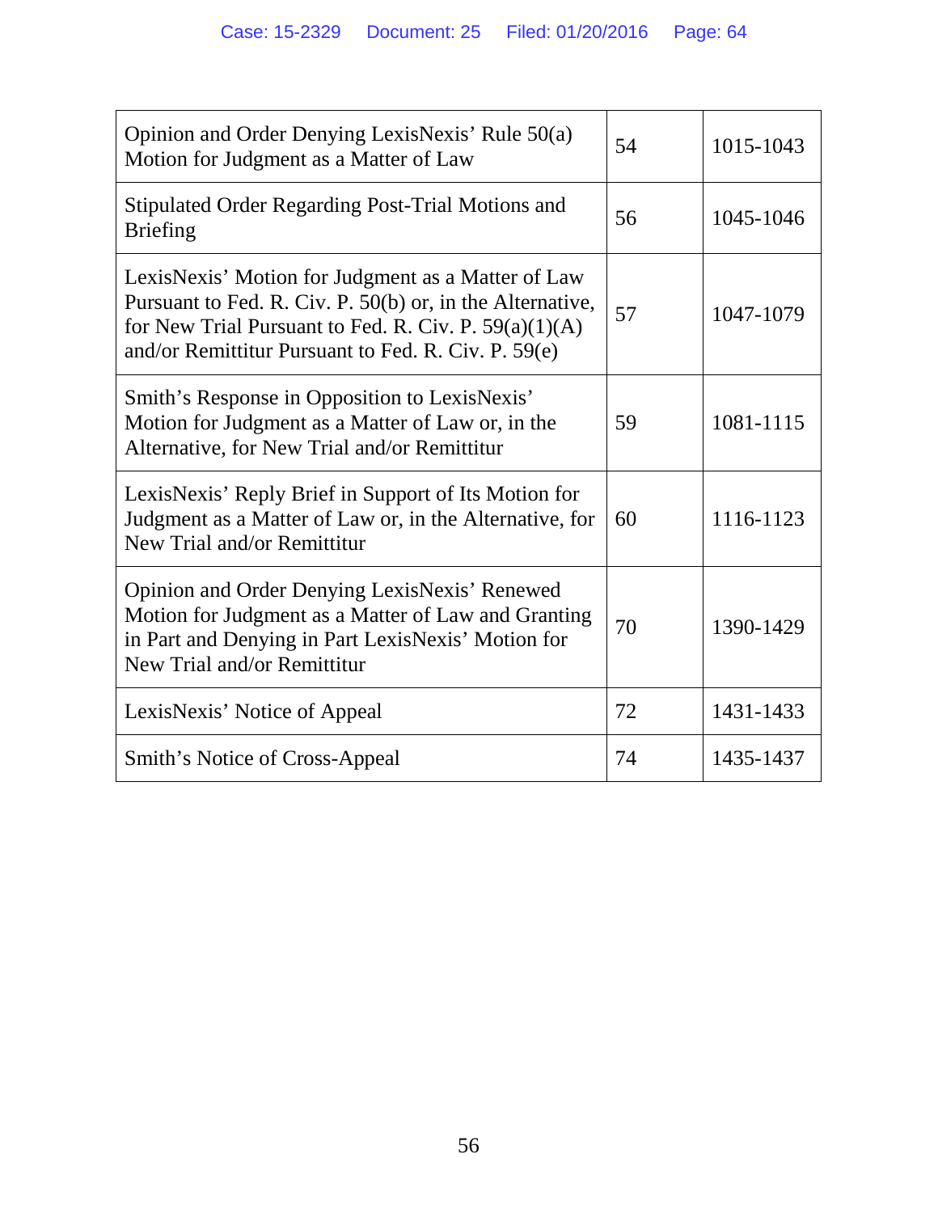| | | |
|---|---|---|
| Opinion and Order Denying LexisNexis' Rule 50(a) Motion for Judgment as a Matter of Law | 54 | 1015-1043 |
| Stipulated Order Regarding Post-Trial Motions and Briefing | 56 | 1045-1046 |
| LexisNexis' Motion for Judgment as a Matter of Law Pursuant to Fed. R. Civ. P. 50(b) or, in the Alternative, for New Trial Pursuant to Fed. R. Civ. P. 59(a)(1)(A) and/or Remittitur Pursuant to Fed. R. Civ. P. 59(e) | 57 | 1047-1079 |
| Smith's Response in Opposition to LexisNexis' Motion for Judgment as a Matter of Law or, in the Alternative, for New Trial and/or Remittitur | 59 | 1081-1115 |
| LexisNexis' Reply Brief in Support of Its Motion for Judgment as a Matter of Law or, in the Alternative, for New Trial and/or Remittitur | 60 | 1116-1123 |
| Opinion and Order Denying LexisNexis' Renewed Motion for Judgment as a Matter of Law and Granting in Part and Denying in Part LexisNexis' Motion for New Trial and/or Remittitur | 70 | 1390-1429 |
| LexisNexis' Notice of Appeal | 72 | 1431-1433 |
| Smith's Notice of Cross-Appeal | 74 | 1435-1437 |